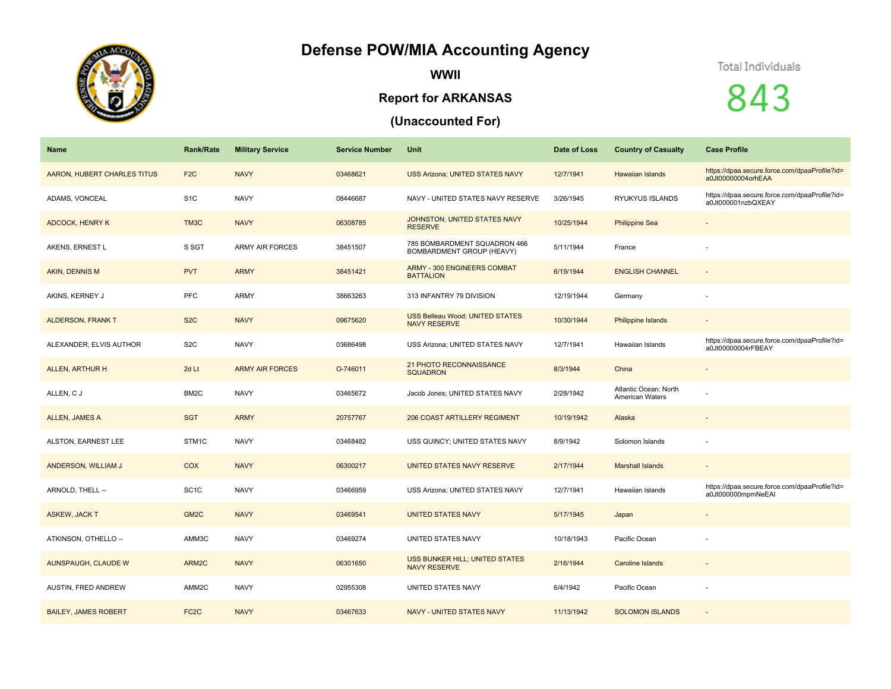# Defense POW/MIA Accounting Agency

## WWII

### Report for ARKANSAS

### (Unaccounted For)

Total Individuals

843

| Name | Rank/Rate | Military Service | Service Number | Unit | Date of Loss | Country of Casualty | Case Profile |
|---|---|---|---|---|---|---|---|
| AARON, HUBERT CHARLES TITUS | F2C | NAVY | 03468621 | USS Arizona; UNITED STATES NAVY | 12/7/1941 | Hawaiian Islands | https://dpaa.secure.force.com/dpaaProfile?id=a0Jt00000004orhEAA |
| ADAMS, VONCEAL | S1C | NAVY | 08446687 | NAVY - UNITED STATES NAVY RESERVE | 3/26/1945 | RYUKYUS ISLANDS | https://dpaa.secure.force.com/dpaaProfile?id=a0Jt000001nzbQXEAY |
| ADCOCK, HENRY K | TM3C | NAVY | 06308785 | JOHNSTON; UNITED STATES NAVY RESERVE | 10/25/1944 | Philippine Sea | - |
| AKENS, ERNEST L | S SGT | ARMY AIR FORCES | 38451507 | 785 BOMBARDMENT SQUADRON 466 BOMBARDMENT GROUP (HEAVY) | 5/11/1944 | France | - |
| AKIN, DENNIS M | PVT | ARMY | 38451421 | ARMY - 300 ENGINEERS COMBAT BATTALION | 6/19/1944 | ENGLISH CHANNEL | - |
| AKINS, KERNEY J | PFC | ARMY | 38663263 | 313 INFANTRY 79 DIVISION | 12/19/1944 | Germany | - |
| ALDERSON, FRANK T | S2C | NAVY | 09675620 | USS Belleau Wood; UNITED STATES NAVY RESERVE | 10/30/1944 | Philippine Islands | - |
| ALEXANDER, ELVIS AUTHOR | S2C | NAVY | 03686498 | USS Arizona; UNITED STATES NAVY | 12/7/1941 | Hawaiian Islands | https://dpaa.secure.force.com/dpaaProfile?id=a0Jt00000004rFBEAY |
| ALLEN, ARTHUR H | 2d Lt | ARMY AIR FORCES | O-746011 | 21 PHOTO RECONNAISSANCE SQUADRON | 8/3/1944 | China | - |
| ALLEN, C J | BM2C | NAVY | 03465672 | Jacob Jones; UNITED STATES NAVY | 2/28/1942 | Atlantic Ocean: North American Waters | - |
| ALLEN, JAMES A | SGT | ARMY | 20757767 | 206 COAST ARTILLERY REGIMENT | 10/19/1942 | Alaska | - |
| ALSTON, EARNEST LEE | STM1C | NAVY | 03468482 | USS QUINCY; UNITED STATES NAVY | 8/9/1942 | Solomon Islands | - |
| ANDERSON, WILLIAM J | COX | NAVY | 06300217 | UNITED STATES NAVY RESERVE | 2/17/1944 | Marshall Islands | - |
| ARNOLD, THELL -- | SC1C | NAVY | 03466959 | USS Arizona; UNITED STATES NAVY | 12/7/1941 | Hawaiian Islands | https://dpaa.secure.force.com/dpaaProfile?id=a0Jt000000mpmNeEAI |
| ASKEW, JACK T | GM2C | NAVY | 03469541 | UNITED STATES NAVY | 5/17/1945 | Japan | - |
| ATKINSON, OTHELLO -- | AMM3C | NAVY | 03469274 | UNITED STATES NAVY | 10/18/1943 | Pacific Ocean | - |
| AUNSPAUGH, CLAUDE W | ARM2C | NAVY | 06301650 | USS BUNKER HILL; UNITED STATES NAVY RESERVE | 2/16/1944 | Caroline Islands | - |
| AUSTIN, FRED ANDREW | AMM2C | NAVY | 02955308 | UNITED STATES NAVY | 6/4/1942 | Pacific Ocean | - |
| BAILEY, JAMES ROBERT | FC2C | NAVY | 03467633 | NAVY - UNITED STATES NAVY | 11/13/1942 | SOLOMON ISLANDS | - |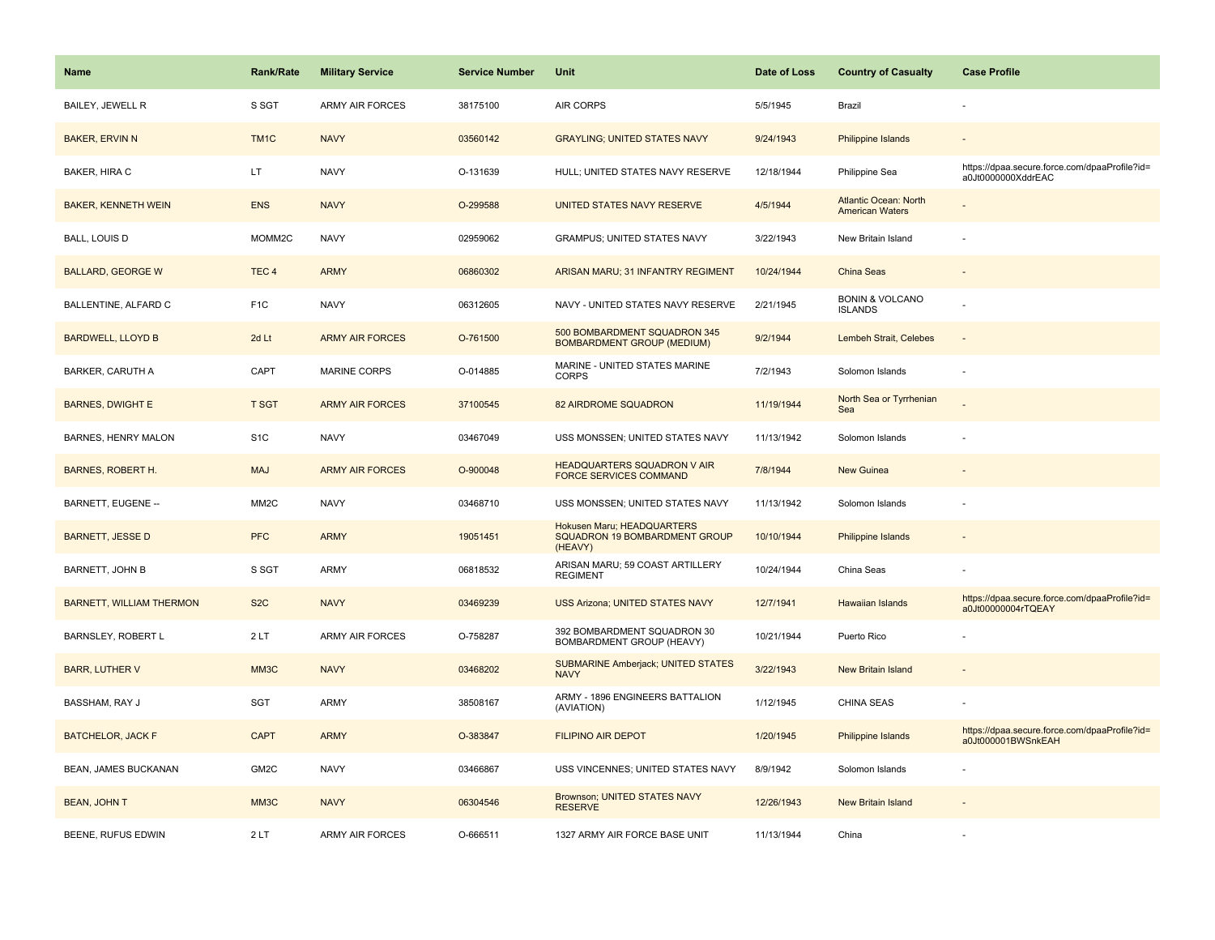| Name | Rank/Rate | Military Service | Service Number | Unit | Date of Loss | Country of Casualty | Case Profile |
|---|---|---|---|---|---|---|---|
| BAILEY, JEWELL R | S SGT | ARMY AIR FORCES | 38175100 | AIR CORPS | 5/5/1945 | Brazil | - |
| BAKER, ERVIN N | TM1C | NAVY | 03560142 | GRAYLING; UNITED STATES NAVY | 9/24/1943 | Philippine Islands | - |
| BAKER, HIRA C | LT | NAVY | O-131639 | HULL; UNITED STATES NAVY RESERVE | 12/18/1944 | Philippine Sea | https://dpaa.secure.force.com/dpaaProfile?id=a0Jt0000000XddrEAC |
| BAKER, KENNETH WEIN | ENS | NAVY | O-299588 | UNITED STATES NAVY RESERVE | 4/5/1944 | Atlantic Ocean: North American Waters | - |
| BALL, LOUIS D | MOMM2C | NAVY | 02959062 | GRAMPUS; UNITED STATES NAVY | 3/22/1943 | New Britain Island | - |
| BALLARD, GEORGE W | TEC 4 | ARMY | 06860302 | ARISAN MARU; 31 INFANTRY REGIMENT | 10/24/1944 | China Seas | - |
| BALLENTINE, ALFARD C | F1C | NAVY | 06312605 | NAVY - UNITED STATES NAVY RESERVE | 2/21/1945 | BONIN & VOLCANO ISLANDS | - |
| BARDWELL, LLOYD B | 2d Lt | ARMY AIR FORCES | O-761500 | 500 BOMBARDMENT SQUADRON 345 BOMBARDMENT GROUP (MEDIUM) | 9/2/1944 | Lembeh Strait, Celebes | - |
| BARKER, CARUTH A | CAPT | MARINE CORPS | O-014885 | MARINE - UNITED STATES MARINE CORPS | 7/2/1943 | Solomon Islands | - |
| BARNES, DWIGHT E | T SGT | ARMY AIR FORCES | 37100545 | 82 AIRDROME SQUADRON | 11/19/1944 | North Sea or Tyrrhenian Sea | - |
| BARNES, HENRY MALON | S1C | NAVY | 03467049 | USS MONSSEN; UNITED STATES NAVY | 11/13/1942 | Solomon Islands | - |
| BARNES, ROBERT H. | MAJ | ARMY AIR FORCES | O-900048 | HEADQUARTERS SQUADRON V AIR FORCE SERVICES COMMAND | 7/8/1944 | New Guinea | - |
| BARNETT, EUGENE -- | MM2C | NAVY | 03468710 | USS MONSSEN; UNITED STATES NAVY | 11/13/1942 | Solomon Islands | - |
| BARNETT, JESSE D | PFC | ARMY | 19051451 | Hokusen Maru; HEADQUARTERS SQUADRON 19 BOMBARDMENT GROUP (HEAVY) | 10/10/1944 | Philippine Islands | - |
| BARNETT, JOHN B | S SGT | ARMY | 06818532 | ARISAN MARU; 59 COAST ARTILLERY REGIMENT | 10/24/1944 | China Seas | - |
| BARNETT, WILLIAM THERMON | S2C | NAVY | 03469239 | USS Arizona; UNITED STATES NAVY | 12/7/1941 | Hawaiian Islands | https://dpaa.secure.force.com/dpaaProfile?id=a0Jt00000004rTQEAY |
| BARNSLEY, ROBERT L | 2 LT | ARMY AIR FORCES | O-758287 | 392 BOMBARDMENT SQUADRON 30 BOMBARDMENT GROUP (HEAVY) | 10/21/1944 | Puerto Rico | - |
| BARR, LUTHER V | MM3C | NAVY | 03468202 | SUBMARINE Amberjack; UNITED STATES NAVY | 3/22/1943 | New Britain Island | - |
| BASSHAM, RAY J | SGT | ARMY | 38508167 | ARMY - 1896 ENGINEERS BATTALION (AVIATION) | 1/12/1945 | CHINA SEAS | - |
| BATCHELOR, JACK F | CAPT | ARMY | O-383847 | FILIPINO AIR DEPOT | 1/20/1945 | Philippine Islands | https://dpaa.secure.force.com/dpaaProfile?id=a0Jt000001BWSnkEAH |
| BEAN, JAMES BUCKANAN | GM2C | NAVY | 03466867 | USS VINCENNES; UNITED STATES NAVY | 8/9/1942 | Solomon Islands | - |
| BEAN, JOHN T | MM3C | NAVY | 06304546 | Brownson; UNITED STATES NAVY RESERVE | 12/26/1943 | New Britain Island | - |
| BEENE, RUFUS EDWIN | 2 LT | ARMY AIR FORCES | O-666511 | 1327 ARMY AIR FORCE BASE UNIT | 11/13/1944 | China | - |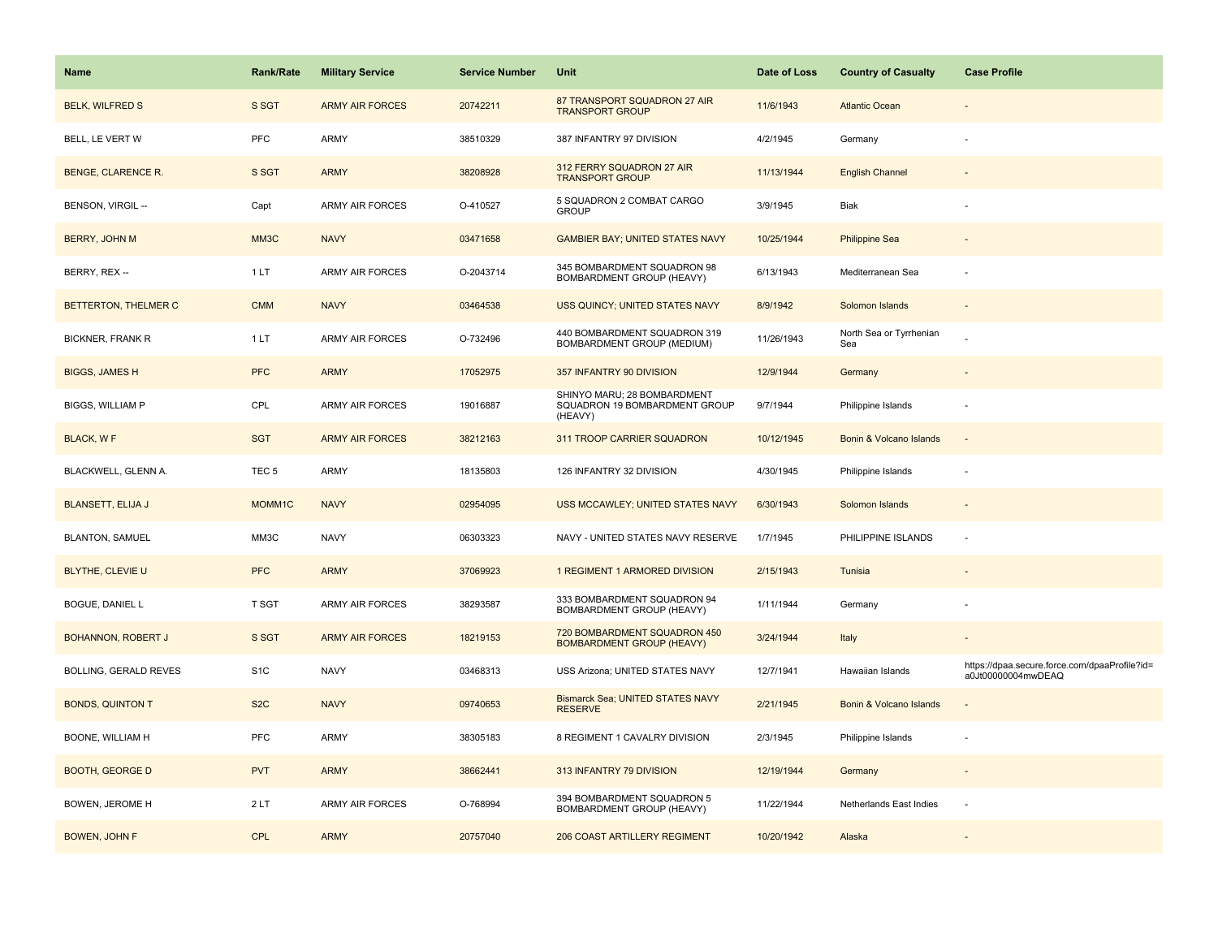| Name | Rank/Rate | Military Service | Service Number | Unit | Date of Loss | Country of Casualty | Case Profile |
|---|---|---|---|---|---|---|---|
| BELK, WILFRED S | S SGT | ARMY AIR FORCES | 20742211 | 87 TRANSPORT SQUADRON 27 AIR TRANSPORT GROUP | 11/6/1943 | Atlantic Ocean | - |
| BELL, LE VERT W | PFC | ARMY | 38510329 | 387 INFANTRY 97 DIVISION | 4/2/1945 | Germany | - |
| BENGE, CLARENCE R. | S SGT | ARMY | 38208928 | 312 FERRY SQUADRON 27 AIR TRANSPORT GROUP | 11/13/1944 | English Channel | - |
| BENSON, VIRGIL -- | Capt | ARMY AIR FORCES | O-410527 | 5 SQUADRON 2 COMBAT CARGO GROUP | 3/9/1945 | Biak | - |
| BERRY, JOHN M | MM3C | NAVY | 03471658 | GAMBIER BAY; UNITED STATES NAVY | 10/25/1944 | Philippine Sea | - |
| BERRY, REX -- | 1 LT | ARMY AIR FORCES | O-2043714 | 345 BOMBARDMENT SQUADRON 98 BOMBARDMENT GROUP (HEAVY) | 6/13/1943 | Mediterranean Sea | - |
| BETTERTON, THELMER C | CMM | NAVY | 03464538 | USS QUINCY; UNITED STATES NAVY | 8/9/1942 | Solomon Islands | - |
| BICKNER, FRANK R | 1 LT | ARMY AIR FORCES | O-732496 | 440 BOMBARDMENT SQUADRON 319 BOMBARDMENT GROUP (MEDIUM) | 11/26/1943 | North Sea or Tyrrhenian Sea | - |
| BIGGS, JAMES H | PFC | ARMY | 17052975 | 357 INFANTRY 90 DIVISION | 12/9/1944 | Germany | - |
| BIGGS, WILLIAM P | CPL | ARMY AIR FORCES | 19016887 | SHINYO MARU; 28 BOMBARDMENT SQUADRON 19 BOMBARDMENT GROUP (HEAVY) | 9/7/1944 | Philippine Islands | - |
| BLACK, W F | SGT | ARMY AIR FORCES | 38212163 | 311 TROOP CARRIER SQUADRON | 10/12/1945 | Bonin & Volcano Islands | - |
| BLACKWELL, GLENN A. | TEC 5 | ARMY | 18135803 | 126 INFANTRY 32 DIVISION | 4/30/1945 | Philippine Islands | - |
| BLANSETT, ELIJA J | MOMM1C | NAVY | 02954095 | USS MCCAWLEY; UNITED STATES NAVY | 6/30/1943 | Solomon Islands | - |
| BLANTON, SAMUEL | MM3C | NAVY | 06303323 | NAVY - UNITED STATES NAVY RESERVE | 1/7/1945 | PHILIPPINE ISLANDS | - |
| BLYTHE, CLEVIE U | PFC | ARMY | 37069923 | 1 REGIMENT 1 ARMORED DIVISION | 2/15/1943 | Tunisia | - |
| BOGUE, DANIEL L | T SGT | ARMY AIR FORCES | 38293587 | 333 BOMBARDMENT SQUADRON 94 BOMBARDMENT GROUP (HEAVY) | 1/11/1944 | Germany | - |
| BOHANNON, ROBERT J | S SGT | ARMY AIR FORCES | 18219153 | 720 BOMBARDMENT SQUADRON 450 BOMBARDMENT GROUP (HEAVY) | 3/24/1944 | Italy | - |
| BOLLING, GERALD REVES | S1C | NAVY | 03468313 | USS Arizona; UNITED STATES NAVY | 12/7/1941 | Hawaiian Islands | https://dpaa.secure.force.com/dpaaProfile?id=a0Jt00000004mwDEAQ |
| BONDS, QUINTON T | S2C | NAVY | 09740653 | Bismarck Sea; UNITED STATES NAVY RESERVE | 2/21/1945 | Bonin & Volcano Islands | - |
| BOONE, WILLIAM H | PFC | ARMY | 38305183 | 8 REGIMENT 1 CAVALRY DIVISION | 2/3/1945 | Philippine Islands | - |
| BOOTH, GEORGE D | PVT | ARMY | 38662441 | 313 INFANTRY 79 DIVISION | 12/19/1944 | Germany | - |
| BOWEN, JEROME H | 2 LT | ARMY AIR FORCES | O-768994 | 394 BOMBARDMENT SQUADRON 5 BOMBARDMENT GROUP (HEAVY) | 11/22/1944 | Netherlands East Indies | - |
| BOWEN, JOHN F | CPL | ARMY | 20757040 | 206 COAST ARTILLERY REGIMENT | 10/20/1942 | Alaska | - |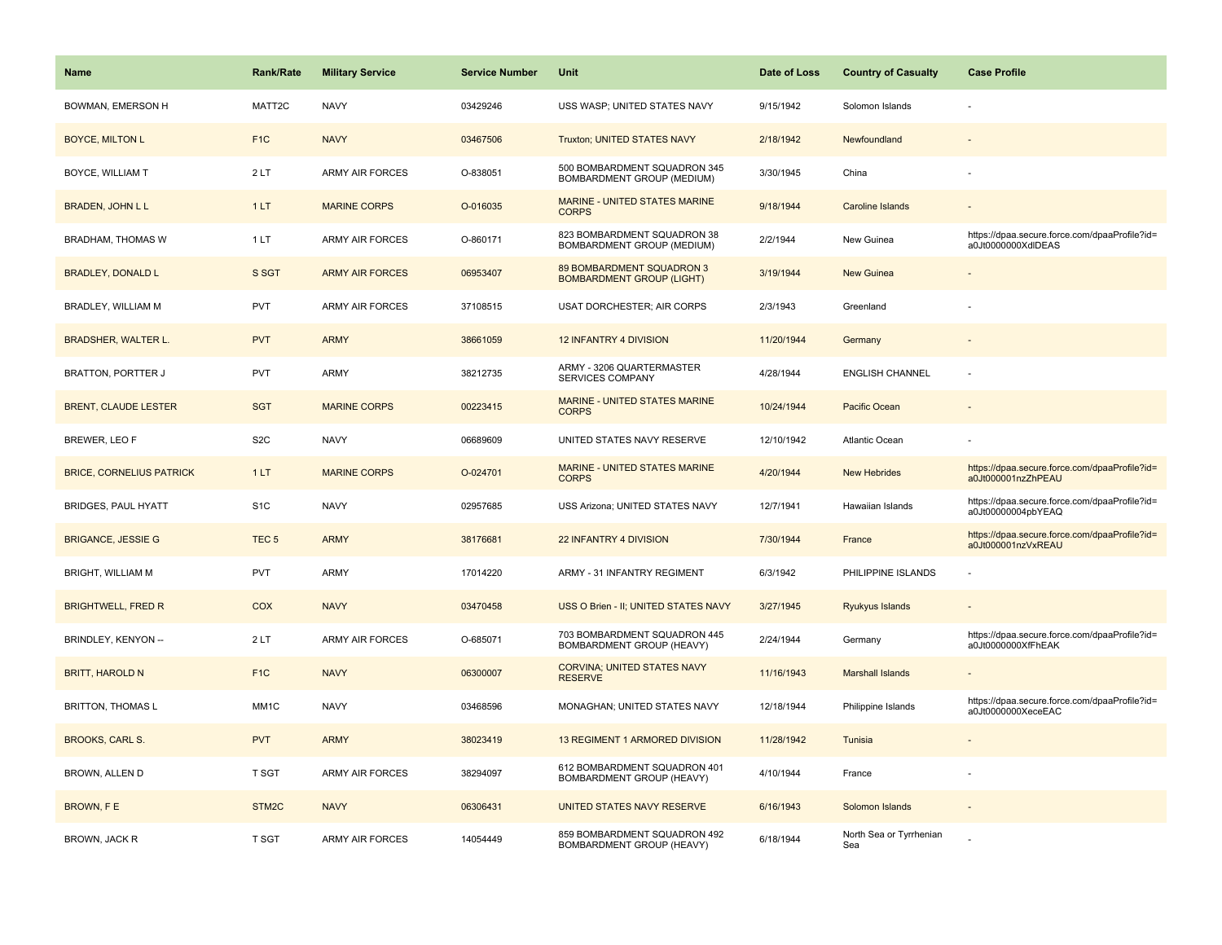| Name | Rank/Rate | Military Service | Service Number | Unit | Date of Loss | Country of Casualty | Case Profile |
|---|---|---|---|---|---|---|---|
| BOWMAN, EMERSON H | MATT2C | NAVY | 03429246 | USS WASP; UNITED STATES NAVY | 9/15/1942 | Solomon Islands | - |
| BOYCE, MILTON L | F1C | NAVY | 03467506 | Truxton; UNITED STATES NAVY | 2/18/1942 | Newfoundland | - |
| BOYCE, WILLIAM T | 2 LT | ARMY AIR FORCES | O-838051 | 500 BOMBARDMENT SQUADRON 345 BOMBARDMENT GROUP (MEDIUM) | 3/30/1945 | China | - |
| BRADEN, JOHN L L | 1 LT | MARINE CORPS | O-016035 | MARINE - UNITED STATES MARINE CORPS | 9/18/1944 | Caroline Islands | - |
| BRADHAM, THOMAS W | 1 LT | ARMY AIR FORCES | O-860171 | 823 BOMBARDMENT SQUADRON 38 BOMBARDMENT GROUP (MEDIUM) | 2/2/1944 | New Guinea | https://dpaa.secure.force.com/dpaaProfile?id=a0Jt0000000XdlDEAS |
| BRADLEY, DONALD L | S SGT | ARMY AIR FORCES | 06953407 | 89 BOMBARDMENT SQUADRON 3 BOMBARDMENT GROUP (LIGHT) | 3/19/1944 | New Guinea | - |
| BRADLEY, WILLIAM M | PVT | ARMY AIR FORCES | 37108515 | USAT DORCHESTER; AIR CORPS | 2/3/1943 | Greenland | - |
| BRADSHER, WALTER L. | PVT | ARMY | 38661059 | 12 INFANTRY 4 DIVISION | 11/20/1944 | Germany | - |
| BRATTON, PORTTER J | PVT | ARMY | 38212735 | ARMY - 3206 QUARTERMASTER SERVICES COMPANY | 4/28/1944 | ENGLISH CHANNEL | - |
| BRENT, CLAUDE LESTER | SGT | MARINE CORPS | 00223415 | MARINE - UNITED STATES MARINE CORPS | 10/24/1944 | Pacific Ocean | - |
| BREWER, LEO F | S2C | NAVY | 06689609 | UNITED STATES NAVY RESERVE | 12/10/1942 | Atlantic Ocean | - |
| BRICE, CORNELIUS PATRICK | 1 LT | MARINE CORPS | O-024701 | MARINE - UNITED STATES MARINE CORPS | 4/20/1944 | New Hebrides | https://dpaa.secure.force.com/dpaaProfile?id=a0Jt000001nzZhPEAU |
| BRIDGES, PAUL HYATT | S1C | NAVY | 02957685 | USS Arizona; UNITED STATES NAVY | 12/7/1941 | Hawaiian Islands | https://dpaa.secure.force.com/dpaaProfile?id=a0Jt00000004pbYEAQ |
| BRIGANCE, JESSIE G | TEC 5 | ARMY | 38176681 | 22 INFANTRY 4 DIVISION | 7/30/1944 | France | https://dpaa.secure.force.com/dpaaProfile?id=a0Jt000001nzVxREAU |
| BRIGHT, WILLIAM M | PVT | ARMY | 17014220 | ARMY - 31 INFANTRY REGIMENT | 6/3/1942 | PHILIPPINE ISLANDS | - |
| BRIGHTWELL, FRED R | COX | NAVY | 03470458 | USS O Brien - II; UNITED STATES NAVY | 3/27/1945 | Ryukyus Islands | - |
| BRINDLEY, KENYON -- | 2 LT | ARMY AIR FORCES | O-685071 | 703 BOMBARDMENT SQUADRON 445 BOMBARDMENT GROUP (HEAVY) | 2/24/1944 | Germany | https://dpaa.secure.force.com/dpaaProfile?id=a0Jt0000000XfFhEAK |
| BRITT, HAROLD N | F1C | NAVY | 06300007 | CORVINA; UNITED STATES NAVY RESERVE | 11/16/1943 | Marshall Islands | - |
| BRITTON, THOMAS L | MM1C | NAVY | 03468596 | MONAGHAN; UNITED STATES NAVY | 12/18/1944 | Philippine Islands | https://dpaa.secure.force.com/dpaaProfile?id=a0Jt0000000XeceEAC |
| BROOKS, CARL S. | PVT | ARMY | 38023419 | 13 REGIMENT 1 ARMORED DIVISION | 11/28/1942 | Tunisia | - |
| BROWN, ALLEN D | T SGT | ARMY AIR FORCES | 38294097 | 612 BOMBARDMENT SQUADRON 401 BOMBARDMENT GROUP (HEAVY) | 4/10/1944 | France | - |
| BROWN, F E | STM2C | NAVY | 06306431 | UNITED STATES NAVY RESERVE | 6/16/1943 | Solomon Islands | - |
| BROWN, JACK R | T SGT | ARMY AIR FORCES | 14054449 | 859 BOMBARDMENT SQUADRON 492 BOMBARDMENT GROUP (HEAVY) | 6/18/1944 | North Sea or Tyrrhenian Sea | - |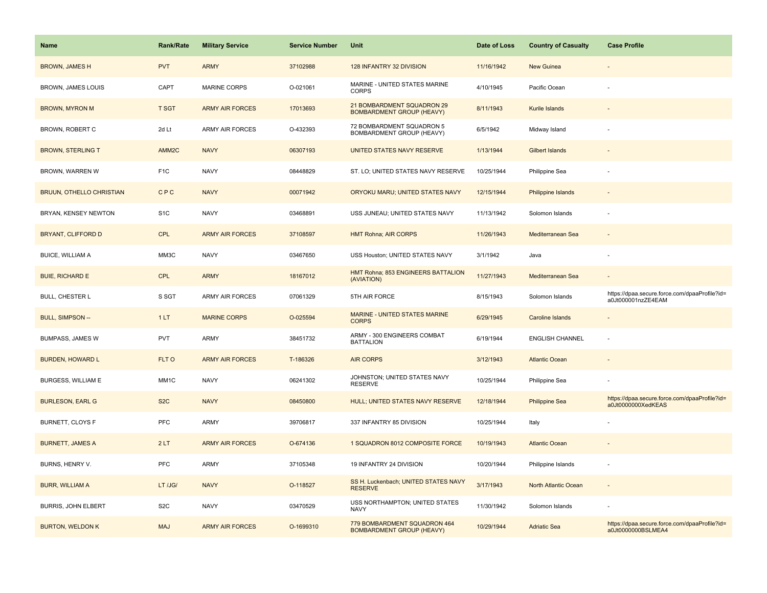| Name | Rank/Rate | Military Service | Service Number | Unit | Date of Loss | Country of Casualty | Case Profile |
| --- | --- | --- | --- | --- | --- | --- | --- |
| BROWN, JAMES H | PVT | ARMY | 37102988 | 128 INFANTRY 32 DIVISION | 11/16/1942 | New Guinea | - |
| BROWN, JAMES LOUIS | CAPT | MARINE CORPS | O-021061 | MARINE - UNITED STATES MARINE CORPS | 4/10/1945 | Pacific Ocean | - |
| BROWN, MYRON M | T SGT | ARMY AIR FORCES | 17013693 | 21 BOMBARDMENT SQUADRON 29 BOMBARDMENT GROUP (HEAVY) | 8/11/1943 | Kurile Islands | - |
| BROWN, ROBERT C | 2d Lt | ARMY AIR FORCES | O-432393 | 72 BOMBARDMENT SQUADRON 5 BOMBARDMENT GROUP (HEAVY) | 6/5/1942 | Midway Island | - |
| BROWN, STERLING T | AMM2C | NAVY | 06307193 | UNITED STATES NAVY RESERVE | 1/13/1944 | Gilbert Islands | - |
| BROWN, WARREN W | F1C | NAVY | 08448829 | ST. LO; UNITED STATES NAVY RESERVE | 10/25/1944 | Philippine Sea | - |
| BRUUN, OTHELLO CHRISTIAN | C P C | NAVY | 00071942 | ORYOKU MARU; UNITED STATES NAVY | 12/15/1944 | Philippine Islands | - |
| BRYAN, KENSEY NEWTON | S1C | NAVY | 03468891 | USS JUNEAU; UNITED STATES NAVY | 11/13/1942 | Solomon Islands | - |
| BRYANT, CLIFFORD D | CPL | ARMY AIR FORCES | 37108597 | HMT Rohna; AIR CORPS | 11/26/1943 | Mediterranean Sea | - |
| BUICE, WILLIAM A | MM3C | NAVY | 03467650 | USS Houston; UNITED STATES NAVY | 3/1/1942 | Java | - |
| BUIE, RICHARD E | CPL | ARMY | 18167012 | HMT Rohna; 853 ENGINEERS BATTALION (AVIATION) | 11/27/1943 | Mediterranean Sea | - |
| BULL, CHESTER L | S SGT | ARMY AIR FORCES | 07061329 | 5TH AIR FORCE | 8/15/1943 | Solomon Islands | https://dpaa.secure.force.com/dpaaProfile?id=a0Jt000001nzZE4EAM |
| BULL, SIMPSON -- | 1 LT | MARINE CORPS | O-025594 | MARINE - UNITED STATES MARINE CORPS | 6/29/1945 | Caroline Islands | - |
| BUMPASS, JAMES W | PVT | ARMY | 38451732 | ARMY - 300 ENGINEERS COMBAT BATTALION | 6/19/1944 | ENGLISH CHANNEL | - |
| BURDEN, HOWARD L | FLT O | ARMY AIR FORCES | T-186326 | AIR CORPS | 3/12/1943 | Atlantic Ocean | - |
| BURGESS, WILLIAM E | MM1C | NAVY | 06241302 | JOHNSTON; UNITED STATES NAVY RESERVE | 10/25/1944 | Philippine Sea | - |
| BURLESON, EARL G | S2C | NAVY | 08450800 | HULL; UNITED STATES NAVY RESERVE | 12/18/1944 | Philippine Sea | https://dpaa.secure.force.com/dpaaProfile?id=a0Jt0000000XedKEAS |
| BURNETT, CLOYS F | PFC | ARMY | 39706817 | 337 INFANTRY 85 DIVISION | 10/25/1944 | Italy | - |
| BURNETT, JAMES A | 2 LT | ARMY AIR FORCES | O-674136 | 1 SQUADRON 8012 COMPOSITE FORCE | 10/19/1943 | Atlantic Ocean | - |
| BURNS, HENRY V. | PFC | ARMY | 37105348 | 19 INFANTRY 24 DIVISION | 10/20/1944 | Philippine Islands | - |
| BURR, WILLIAM A | LT /JG/ | NAVY | O-118527 | SS H. Luckenbach; UNITED STATES NAVY RESERVE | 3/17/1943 | North Atlantic Ocean | - |
| BURRIS, JOHN ELBERT | S2C | NAVY | 03470529 | USS NORTHAMPTON; UNITED STATES NAVY | 11/30/1942 | Solomon Islands | - |
| BURTON, WELDON K | MAJ | ARMY AIR FORCES | O-1699310 | 779 BOMBARDMENT SQUADRON 464 BOMBARDMENT GROUP (HEAVY) | 10/29/1944 | Adriatic Sea | https://dpaa.secure.force.com/dpaaProfile?id=a0Jt0000000BSLMEA4 |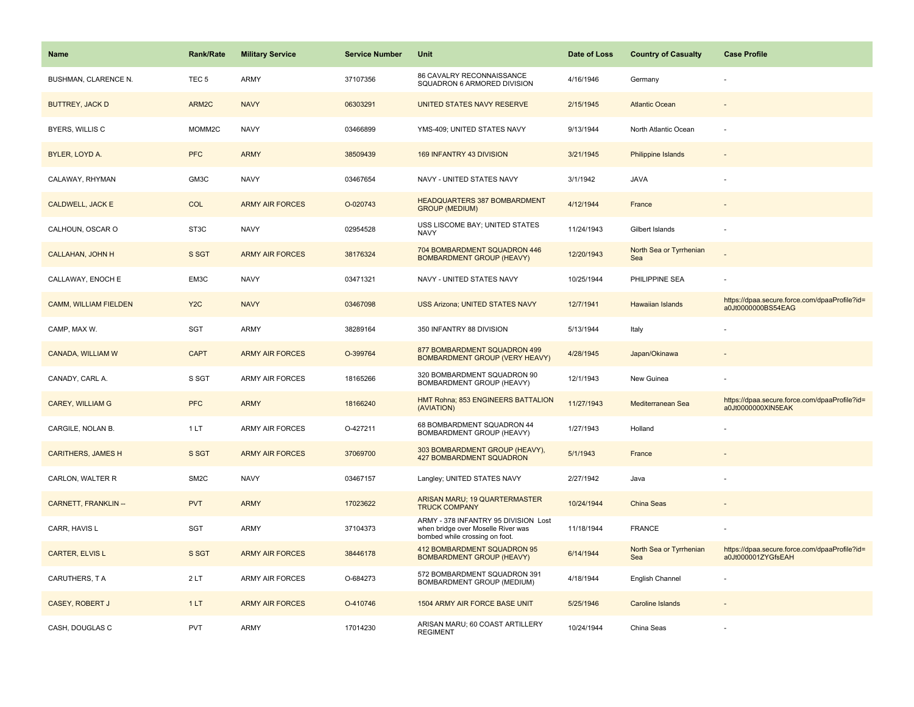| Name | Rank/Rate | Military Service | Service Number | Unit | Date of Loss | Country of Casualty | Case Profile |
|---|---|---|---|---|---|---|---|
| BUSHMAN, CLARENCE N. | TEC 5 | ARMY | 37107356 | 86 CAVALRY RECONNAISSANCE SQUADRON 6 ARMORED DIVISION | 4/16/1946 | Germany | - |
| BUTTREY, JACK D | ARM2C | NAVY | 06303291 | UNITED STATES NAVY RESERVE | 2/15/1945 | Atlantic Ocean | - |
| BYERS, WILLIS C | MOMM2C | NAVY | 03466899 | YMS-409; UNITED STATES NAVY | 9/13/1944 | North Atlantic Ocean | - |
| BYLER, LOYD A. | PFC | ARMY | 38509439 | 169 INFANTRY 43 DIVISION | 3/21/1945 | Philippine Islands | - |
| CALAWAY, RHYMAN | GM3C | NAVY | 03467654 | NAVY - UNITED STATES NAVY | 3/1/1942 | JAVA | - |
| CALDWELL, JACK E | COL | ARMY AIR FORCES | O-020743 | HEADQUARTERS 387 BOMBARDMENT GROUP (MEDIUM) | 4/12/1944 | France | - |
| CALHOUN, OSCAR O | ST3C | NAVY | 02954528 | USS LISCOME BAY; UNITED STATES NAVY | 11/24/1943 | Gilbert Islands | - |
| CALLAHAN, JOHN H | S SGT | ARMY AIR FORCES | 38176324 | 704 BOMBARDMENT SQUADRON 446 BOMBARDMENT GROUP (HEAVY) | 12/20/1943 | North Sea or Tyrrhenian Sea | - |
| CALLAWAY, ENOCH E | EM3C | NAVY | 03471321 | NAVY - UNITED STATES NAVY | 10/25/1944 | PHILIPPINE SEA | - |
| CAMM, WILLIAM FIELDEN | Y2C | NAVY | 03467098 | USS Arizona; UNITED STATES NAVY | 12/7/1941 | Hawaiian Islands | https://dpaa.secure.force.com/dpaaProfile?id=a0Jt0000000BS54EAG |
| CAMP, MAX W. | SGT | ARMY | 38289164 | 350 INFANTRY 88 DIVISION | 5/13/1944 | Italy | - |
| CANADA, WILLIAM W | CAPT | ARMY AIR FORCES | O-399764 | 877 BOMBARDMENT SQUADRON 499 BOMBARDMENT GROUP (VERY HEAVY) | 4/28/1945 | Japan/Okinawa | - |
| CANADY, CARL A. | S SGT | ARMY AIR FORCES | 18165266 | 320 BOMBARDMENT SQUADRON 90 BOMBARDMENT GROUP (HEAVY) | 12/1/1943 | New Guinea | - |
| CAREY, WILLIAM G | PFC | ARMY | 18166240 | HMT Rohna; 853 ENGINEERS BATTALION (AVIATION) | 11/27/1943 | Mediterranean Sea | https://dpaa.secure.force.com/dpaaProfile?id=a0Jt0000000XIN5EAK |
| CARGILE, NOLAN B. | 1 LT | ARMY AIR FORCES | O-427211 | 68 BOMBARDMENT SQUADRON 44 BOMBARDMENT GROUP (HEAVY) | 1/27/1943 | Holland | - |
| CARITHERS, JAMES H | S SGT | ARMY AIR FORCES | 37069700 | 303 BOMBARDMENT GROUP (HEAVY), 427 BOMBARDMENT SQUADRON | 5/1/1943 | France | - |
| CARLON, WALTER R | SM2C | NAVY | 03467157 | Langley; UNITED STATES NAVY | 2/27/1942 | Java | - |
| CARNETT, FRANKLIN -- | PVT | ARMY | 17023622 | ARISAN MARU; 19 QUARTERMASTER TRUCK COMPANY | 10/24/1944 | China Seas | - |
| CARR, HAVIS L | SGT | ARMY | 37104373 | ARMY - 378 INFANTRY 95 DIVISION Lost when bridge over Moselle River was bombed while crossing on foot. | 11/18/1944 | FRANCE | - |
| CARTER, ELVIS L | S SGT | ARMY AIR FORCES | 38446178 | 412 BOMBARDMENT SQUADRON 95 BOMBARDMENT GROUP (HEAVY) | 6/14/1944 | North Sea or Tyrrhenian Sea | https://dpaa.secure.force.com/dpaaProfile?id=a0Jt000001ZYGfsEAH |
| CARUTHERS, T A | 2 LT | ARMY AIR FORCES | O-684273 | 572 BOMBARDMENT SQUADRON 391 BOMBARDMENT GROUP (MEDIUM) | 4/18/1944 | English Channel | - |
| CASEY, ROBERT J | 1 LT | ARMY AIR FORCES | O-410746 | 1504 ARMY AIR FORCE BASE UNIT | 5/25/1946 | Caroline Islands | - |
| CASH, DOUGLAS C | PVT | ARMY | 17014230 | ARISAN MARU; 60 COAST ARTILLERY REGIMENT | 10/24/1944 | China Seas | - |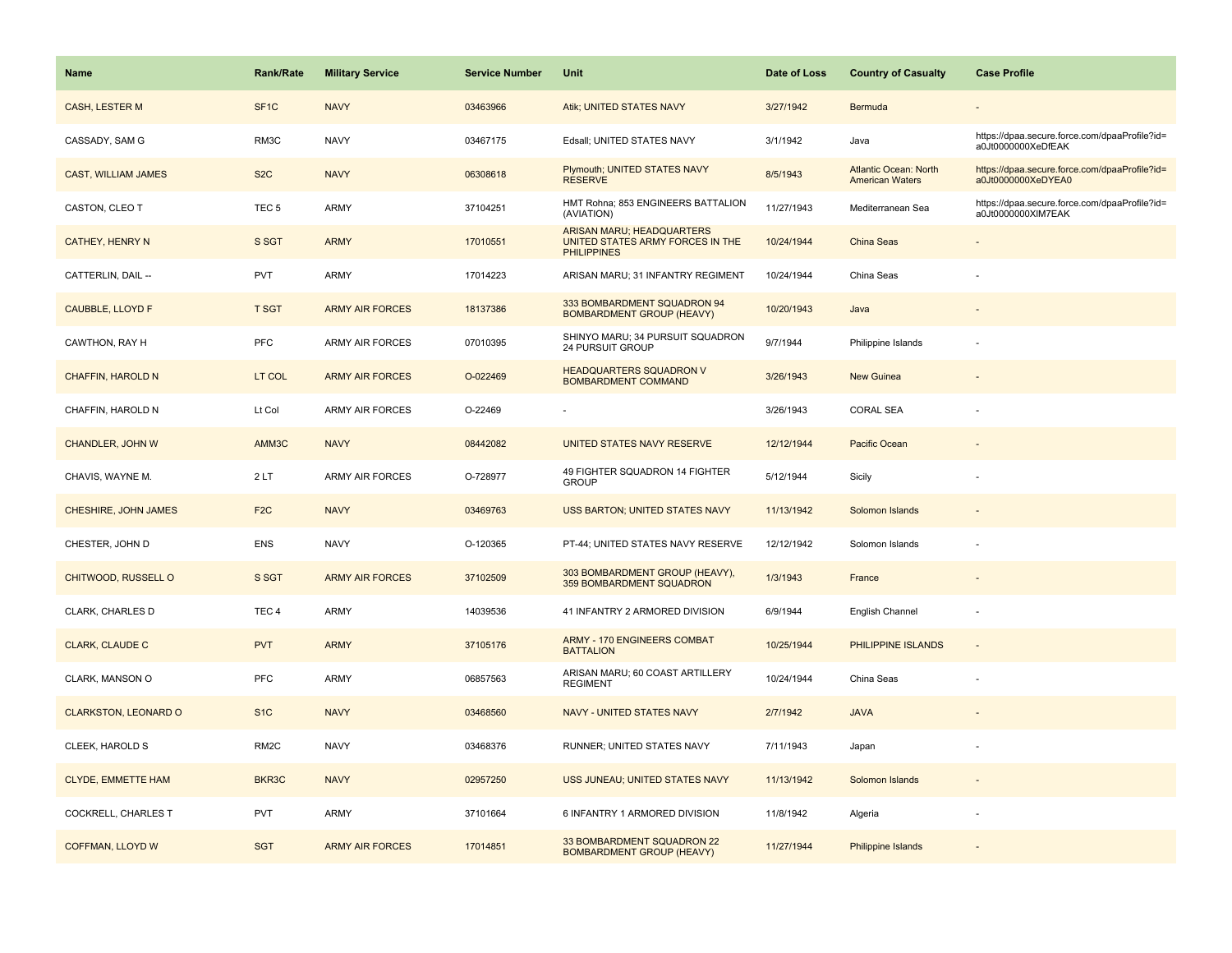| Name | Rank/Rate | Military Service | Service Number | Unit | Date of Loss | Country of Casualty | Case Profile |
|---|---|---|---|---|---|---|---|
| CASH, LESTER M | SF1C | NAVY | 03463966 | Atik; UNITED STATES NAVY | 3/27/1942 | Bermuda | - |
| CASSADY, SAM G | RM3C | NAVY | 03467175 | Edsall; UNITED STATES NAVY | 3/1/1942 | Java | https://dpaa.secure.force.com/dpaaProfile?id=a0Jt0000000XeDfEAK |
| CAST, WILLIAM JAMES | S2C | NAVY | 06308618 | Plymouth; UNITED STATES NAVY RESERVE | 8/5/1943 | Atlantic Ocean: North American Waters | https://dpaa.secure.force.com/dpaaProfile?id=a0Jt0000000XeDYEA0 |
| CASTON, CLEO T | TEC 5 | ARMY | 37104251 | HMT Rohna; 853 ENGINEERS BATTALION (AVIATION) | 11/27/1943 | Mediterranean Sea | https://dpaa.secure.force.com/dpaaProfile?id=a0Jt0000000XlM7EAK |
| CATHEY, HENRY N | S SGT | ARMY | 17010551 | ARISAN MARU; HEADQUARTERS UNITED STATES ARMY FORCES IN THE PHILIPPINES | 10/24/1944 | China Seas | - |
| CATTERLIN, DAIL -- | PVT | ARMY | 17014223 | ARISAN MARU; 31 INFANTRY REGIMENT | 10/24/1944 | China Seas | - |
| CAUBBLE, LLOYD F | T SGT | ARMY AIR FORCES | 18137386 | 333 BOMBARDMENT SQUADRON 94 BOMBARDMENT GROUP (HEAVY) | 10/20/1943 | Java | - |
| CAWTHON, RAY H | PFC | ARMY AIR FORCES | 07010395 | SHINYO MARU; 34 PURSUIT SQUADRON 24 PURSUIT GROUP | 9/7/1944 | Philippine Islands | - |
| CHAFFIN, HAROLD N | LT COL | ARMY AIR FORCES | O-022469 | HEADQUARTERS SQUADRON V BOMBARDMENT COMMAND | 3/26/1943 | New Guinea | - |
| CHAFFIN, HAROLD N | Lt Col | ARMY AIR FORCES | O-22469 | - | 3/26/1943 | CORAL SEA | - |
| CHANDLER, JOHN W | AMM3C | NAVY | 08442082 | UNITED STATES NAVY RESERVE | 12/12/1944 | Pacific Ocean | - |
| CHAVIS, WAYNE M. | 2 LT | ARMY AIR FORCES | O-728977 | 49 FIGHTER SQUADRON 14 FIGHTER GROUP | 5/12/1944 | Sicily | - |
| CHESHIRE, JOHN JAMES | F2C | NAVY | 03469763 | USS BARTON; UNITED STATES NAVY | 11/13/1942 | Solomon Islands | - |
| CHESTER, JOHN D | ENS | NAVY | O-120365 | PT-44; UNITED STATES NAVY RESERVE | 12/12/1942 | Solomon Islands | - |
| CHITWOOD, RUSSELL O | S SGT | ARMY AIR FORCES | 37102509 | 303 BOMBARDMENT GROUP (HEAVY), 359 BOMBARDMENT SQUADRON | 1/3/1943 | France | - |
| CLARK, CHARLES D | TEC 4 | ARMY | 14039536 | 41 INFANTRY 2 ARMORED DIVISION | 6/9/1944 | English Channel | - |
| CLARK, CLAUDE C | PVT | ARMY | 37105176 | ARMY - 170 ENGINEERS COMBAT BATTALION | 10/25/1944 | PHILIPPINE ISLANDS | - |
| CLARK, MANSON O | PFC | ARMY | 06857563 | ARISAN MARU; 60 COAST ARTILLERY REGIMENT | 10/24/1944 | China Seas | - |
| CLARKSTON, LEONARD O | S1C | NAVY | 03468560 | NAVY - UNITED STATES NAVY | 2/7/1942 | JAVA | - |
| CLEEK, HAROLD S | RM2C | NAVY | 03468376 | RUNNER; UNITED STATES NAVY | 7/11/1943 | Japan | - |
| CLYDE, EMMETTE HAM | BKR3C | NAVY | 02957250 | USS JUNEAU; UNITED STATES NAVY | 11/13/1942 | Solomon Islands | - |
| COCKRELL, CHARLES T | PVT | ARMY | 37101664 | 6 INFANTRY 1 ARMORED DIVISION | 11/8/1942 | Algeria | - |
| COFFMAN, LLOYD W | SGT | ARMY AIR FORCES | 17014851 | 33 BOMBARDMENT SQUADRON 22 BOMBARDMENT GROUP (HEAVY) | 11/27/1944 | Philippine Islands | - |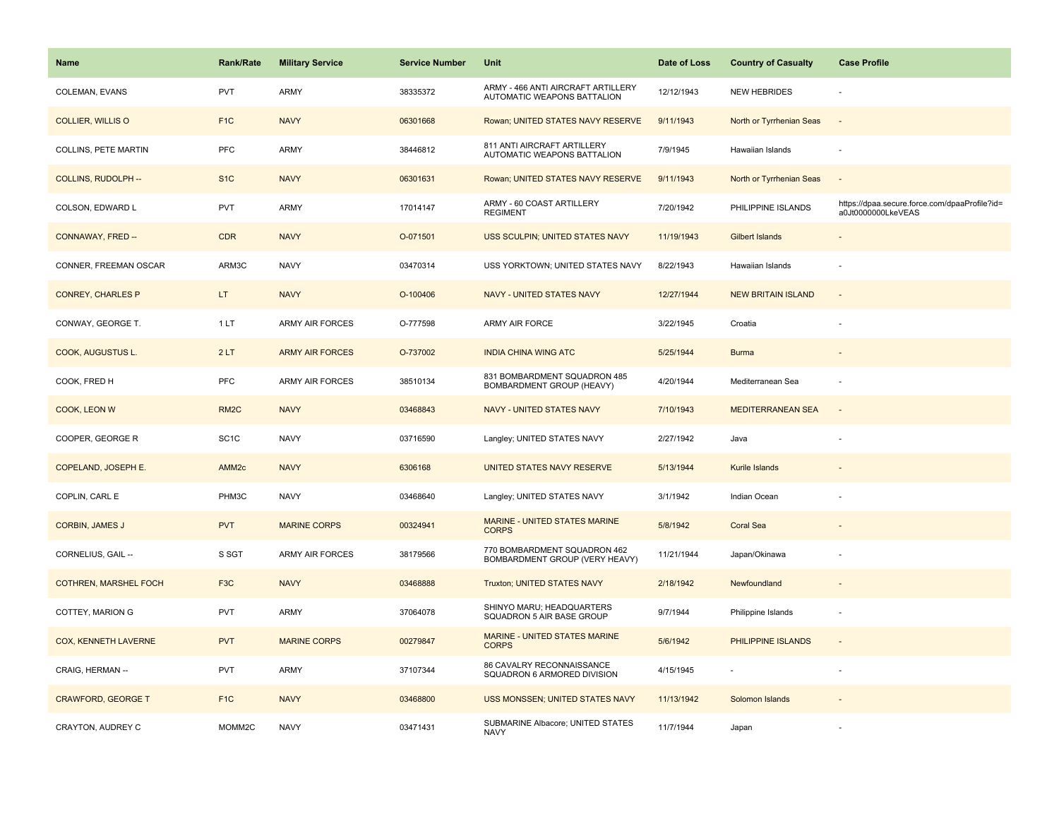| Name | Rank/Rate | Military Service | Service Number | Unit | Date of Loss | Country of Casualty | Case Profile |
| --- | --- | --- | --- | --- | --- | --- | --- |
| COLEMAN, EVANS | PVT | ARMY | 38335372 | ARMY - 466 ANTI AIRCRAFT ARTILLERY AUTOMATIC WEAPONS BATTALION | 12/12/1943 | NEW HEBRIDES | - |
| COLLIER, WILLIS O | F1C | NAVY | 06301668 | Rowan; UNITED STATES NAVY RESERVE | 9/11/1943 | North or Tyrrhenian Seas | - |
| COLLINS, PETE MARTIN | PFC | ARMY | 38446812 | 811 ANTI AIRCRAFT ARTILLERY AUTOMATIC WEAPONS BATTALION | 7/9/1945 | Hawaiian Islands | - |
| COLLINS, RUDOLPH -- | S1C | NAVY | 06301631 | Rowan; UNITED STATES NAVY RESERVE | 9/11/1943 | North or Tyrrhenian Seas | - |
| COLSON, EDWARD L | PVT | ARMY | 17014147 | ARMY - 60 COAST ARTILLERY REGIMENT | 7/20/1942 | PHILIPPINE ISLANDS | https://dpaa.secure.force.com/dpaaProfile?id=a0Jt0000000LkeVEAS |
| CONNAWAY, FRED -- | CDR | NAVY | O-071501 | USS SCULPIN; UNITED STATES NAVY | 11/19/1943 | Gilbert Islands | - |
| CONNER, FREEMAN OSCAR | ARM3C | NAVY | 03470314 | USS YORKTOWN; UNITED STATES NAVY | 8/22/1943 | Hawaiian Islands | - |
| CONREY, CHARLES P | LT | NAVY | O-100406 | NAVY - UNITED STATES NAVY | 12/27/1944 | NEW BRITAIN ISLAND | - |
| CONWAY, GEORGE T. | 1 LT | ARMY AIR FORCES | O-777598 | ARMY AIR FORCE | 3/22/1945 | Croatia | - |
| COOK, AUGUSTUS L. | 2 LT | ARMY AIR FORCES | O-737002 | INDIA CHINA WING ATC | 5/25/1944 | Burma | - |
| COOK, FRED H | PFC | ARMY AIR FORCES | 38510134 | 831 BOMBARDMENT SQUADRON 485 BOMBARDMENT GROUP (HEAVY) | 4/20/1944 | Mediterranean Sea | - |
| COOK, LEON W | RM2C | NAVY | 03468843 | NAVY - UNITED STATES NAVY | 7/10/1943 | MEDITERRANEAN SEA | - |
| COOPER, GEORGE R | SC1C | NAVY | 03716590 | Langley; UNITED STATES NAVY | 2/27/1942 | Java | - |
| COPELAND, JOSEPH E. | AMM2c | NAVY | 6306168 | UNITED STATES NAVY RESERVE | 5/13/1944 | Kurile Islands | - |
| COPLIN, CARL E | PHM3C | NAVY | 03468640 | Langley; UNITED STATES NAVY | 3/1/1942 | Indian Ocean | - |
| CORBIN, JAMES J | PVT | MARINE CORPS | 00324941 | MARINE - UNITED STATES MARINE CORPS | 5/8/1942 | Coral Sea | - |
| CORNELIUS, GAIL -- | S SGT | ARMY AIR FORCES | 38179566 | 770 BOMBARDMENT SQUADRON 462 BOMBARDMENT GROUP (VERY HEAVY) | 11/21/1944 | Japan/Okinawa | - |
| COTHREN, MARSHEL FOCH | F3C | NAVY | 03468888 | Truxton; UNITED STATES NAVY | 2/18/1942 | Newfoundland | - |
| COTTEY, MARION G | PVT | ARMY | 37064078 | SHINYO MARU; HEADQUARTERS SQUADRON 5 AIR BASE GROUP | 9/7/1944 | Philippine Islands | - |
| COX, KENNETH LAVERNE | PVT | MARINE CORPS | 00279847 | MARINE - UNITED STATES MARINE CORPS | 5/6/1942 | PHILIPPINE ISLANDS | - |
| CRAIG, HERMAN -- | PVT | ARMY | 37107344 | 86 CAVALRY RECONNAISSANCE SQUADRON 6 ARMORED DIVISION | 4/15/1945 | - | - |
| CRAWFORD, GEORGE T | F1C | NAVY | 03468800 | USS MONSSEN; UNITED STATES NAVY | 11/13/1942 | Solomon Islands | - |
| CRAYTON, AUDREY C | MOMM2C | NAVY | 03471431 | SUBMARINE Albacore; UNITED STATES NAVY | 11/7/1944 | Japan | - |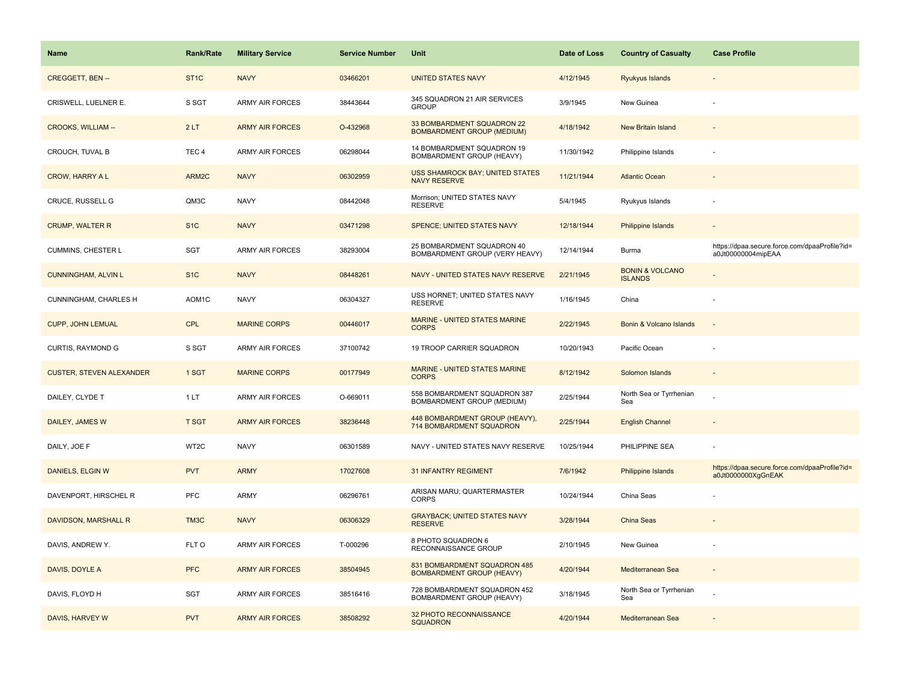| Name | Rank/Rate | Military Service | Service Number | Unit | Date of Loss | Country of Casualty | Case Profile |
|---|---|---|---|---|---|---|---|
| CREGGETT, BEN -- | ST1C | NAVY | 03466201 | UNITED STATES NAVY | 4/12/1945 | Ryukyus Islands | - |
| CRISWELL, LUELNER E. | S SGT | ARMY AIR FORCES | 38443644 | 345 SQUADRON 21 AIR SERVICES GROUP | 3/9/1945 | New Guinea | - |
| CROOKS, WILLIAM -- | 2 LT | ARMY AIR FORCES | O-432968 | 33 BOMBARDMENT SQUADRON 22 BOMBARDMENT GROUP (MEDIUM) | 4/18/1942 | New Britain Island | - |
| CROUCH, TUVAL B | TEC 4 | ARMY AIR FORCES | 06298044 | 14 BOMBARDMENT SQUADRON 19 BOMBARDMENT GROUP (HEAVY) | 11/30/1942 | Philippine Islands | - |
| CROW, HARRY A L | ARM2C | NAVY | 06302959 | USS SHAMROCK BAY; UNITED STATES NAVY RESERVE | 11/21/1944 | Atlantic Ocean | - |
| CRUCE, RUSSELL G | QM3C | NAVY | 08442048 | Morrison; UNITED STATES NAVY RESERVE | 5/4/1945 | Ryukyus Islands | - |
| CRUMP, WALTER R | S1C | NAVY | 03471298 | SPENCE; UNITED STATES NAVY | 12/18/1944 | Philippine Islands | - |
| CUMMINS, CHESTER L | SGT | ARMY AIR FORCES | 38293004 | 25 BOMBARDMENT SQUADRON 40 BOMBARDMENT GROUP (VERY HEAVY) | 12/14/1944 | Burma | https://dpaa.secure.force.com/dpaaProfile?id=a0Jt00000004mipEAA |
| CUNNINGHAM, ALVIN L | S1C | NAVY | 08448261 | NAVY - UNITED STATES NAVY RESERVE | 2/21/1945 | BONIN & VOLCANO ISLANDS | - |
| CUNNINGHAM, CHARLES H | AOM1C | NAVY | 06304327 | USS HORNET; UNITED STATES NAVY RESERVE | 1/16/1945 | China | - |
| CUPP, JOHN LEMUAL | CPL | MARINE CORPS | 00446017 | MARINE - UNITED STATES MARINE CORPS | 2/22/1945 | Bonin & Volcano Islands | - |
| CURTIS, RAYMOND G | S SGT | ARMY AIR FORCES | 37100742 | 19 TROOP CARRIER SQUADRON | 10/20/1943 | Pacific Ocean | - |
| CUSTER, STEVEN ALEXANDER | 1 SGT | MARINE CORPS | 00177949 | MARINE - UNITED STATES MARINE CORPS | 8/12/1942 | Solomon Islands | - |
| DAILEY, CLYDE T | 1 LT | ARMY AIR FORCES | O-669011 | 558 BOMBARDMENT SQUADRON 387 BOMBARDMENT GROUP (MEDIUM) | 2/25/1944 | North Sea or Tyrrhenian Sea | - |
| DAILEY, JAMES W | T SGT | ARMY AIR FORCES | 38236448 | 448 BOMBARDMENT GROUP (HEAVY), 714 BOMBARDMENT SQUADRON | 2/25/1944 | English Channel | - |
| DAILY, JOE F | WT2C | NAVY | 06301589 | NAVY - UNITED STATES NAVY RESERVE | 10/25/1944 | PHILIPPINE SEA | - |
| DANIELS, ELGIN W | PVT | ARMY | 17027608 | 31 INFANTRY REGIMENT | 7/6/1942 | Philippine Islands | https://dpaa.secure.force.com/dpaaProfile?id=a0Jt0000000XgGnEAK |
| DAVENPORT, HIRSCHEL R | PFC | ARMY | 06296761 | ARISAN MARU; QUARTERMASTER CORPS | 10/24/1944 | China Seas | - |
| DAVIDSON, MARSHALL R | TM3C | NAVY | 06306329 | GRAYBACK; UNITED STATES NAVY RESERVE | 3/28/1944 | China Seas | - |
| DAVIS, ANDREW Y. | FLT O | ARMY AIR FORCES | T-000296 | 8 PHOTO SQUADRON 6 RECONNAISSANCE GROUP | 2/10/1945 | New Guinea | - |
| DAVIS, DOYLE A | PFC | ARMY AIR FORCES | 38504945 | 831 BOMBARDMENT SQUADRON 485 BOMBARDMENT GROUP (HEAVY) | 4/20/1944 | Mediterranean Sea | - |
| DAVIS, FLOYD H | SGT | ARMY AIR FORCES | 38516416 | 728 BOMBARDMENT SQUADRON 452 BOMBARDMENT GROUP (HEAVY) | 3/18/1945 | North Sea or Tyrrhenian Sea | - |
| DAVIS, HARVEY W | PVT | ARMY AIR FORCES | 38508292 | 32 PHOTO RECONNAISSANCE SQUADRON | 4/20/1944 | Mediterranean Sea | - |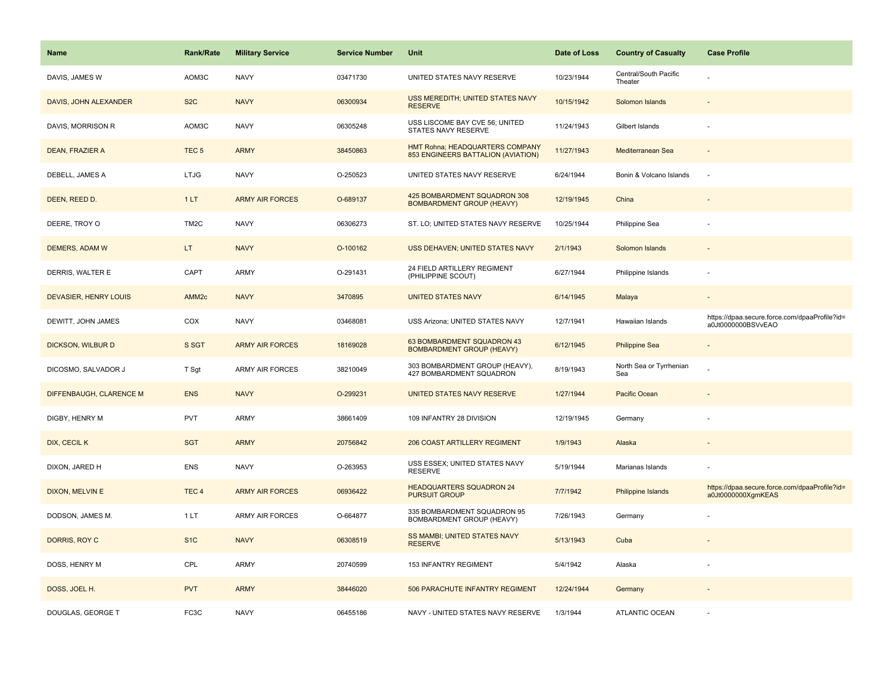| Name | Rank/Rate | Military Service | Service Number | Unit | Date of Loss | Country of Casualty | Case Profile |
|---|---|---|---|---|---|---|---|
| DAVIS, JAMES W | AOM3C | NAVY | 03471730 | UNITED STATES NAVY RESERVE | 10/23/1944 | Central/South Pacific Theater | - |
| DAVIS, JOHN ALEXANDER | S2C | NAVY | 06300934 | USS MEREDITH; UNITED STATES NAVY RESERVE | 10/15/1942 | Solomon Islands | - |
| DAVIS, MORRISON R | AOM3C | NAVY | 06305248 | USS LISCOME BAY CVE 56; UNITED STATES NAVY RESERVE | 11/24/1943 | Gilbert Islands | - |
| DEAN, FRAZIER A | TEC 5 | ARMY | 38450863 | HMT Rohna; HEADQUARTERS COMPANY 853 ENGINEERS BATTALION (AVIATION) | 11/27/1943 | Mediterranean Sea | - |
| DEBELL, JAMES A | LTJG | NAVY | O-250523 | UNITED STATES NAVY RESERVE | 6/24/1944 | Bonin & Volcano Islands | - |
| DEEN, REED D. | 1 LT | ARMY AIR FORCES | O-689137 | 425 BOMBARDMENT SQUADRON 308 BOMBARDMENT GROUP (HEAVY) | 12/19/1945 | China | - |
| DEERE, TROY O | TM2C | NAVY | 06306273 | ST. LO; UNITED STATES NAVY RESERVE | 10/25/1944 | Philippine Sea | - |
| DEMERS, ADAM W | LT | NAVY | O-100162 | USS DEHAVEN; UNITED STATES NAVY | 2/1/1943 | Solomon Islands | - |
| DERRIS, WALTER E | CAPT | ARMY | O-291431 | 24 FIELD ARTILLERY REGIMENT (PHILIPPINE SCOUT) | 6/27/1944 | Philippine Islands | - |
| DEVASIER, HENRY LOUIS | AMM2c | NAVY | 3470895 | UNITED STATES NAVY | 6/14/1945 | Malaya | - |
| DEWITT, JOHN JAMES | COX | NAVY | 03468081 | USS Arizona; UNITED STATES NAVY | 12/7/1941 | Hawaiian Islands | https://dpaa.secure.force.com/dpaaProfile?id=a0Jt0000000BSVvEAO |
| DICKSON, WILBUR D | S SGT | ARMY AIR FORCES | 18169028 | 63 BOMBARDMENT SQUADRON 43 BOMBARDMENT GROUP (HEAVY) | 6/12/1945 | Philippine Sea | - |
| DICOSMO, SALVADOR J | T Sgt | ARMY AIR FORCES | 38210049 | 303 BOMBARDMENT GROUP (HEAVY), 427 BOMBARDMENT SQUADRON | 8/19/1943 | North Sea or Tyrrhenian Sea | - |
| DIFFENBAUGH, CLARENCE M | ENS | NAVY | O-299231 | UNITED STATES NAVY RESERVE | 1/27/1944 | Pacific Ocean | - |
| DIGBY, HENRY M | PVT | ARMY | 38661409 | 109 INFANTRY 28 DIVISION | 12/19/1945 | Germany | - |
| DIX, CECIL K | SGT | ARMY | 20756842 | 206 COAST ARTILLERY REGIMENT | 1/9/1943 | Alaska | - |
| DIXON, JARED H | ENS | NAVY | O-263953 | USS ESSEX; UNITED STATES NAVY RESERVE | 5/19/1944 | Marianas Islands | - |
| DIXON, MELVIN E | TEC 4 | ARMY AIR FORCES | 06936422 | HEADQUARTERS SQUADRON 24 PURSUIT GROUP | 7/7/1942 | Philippine Islands | https://dpaa.secure.force.com/dpaaProfile?id=a0Jt0000000XgmKEAS |
| DODSON, JAMES M. | 1 LT | ARMY AIR FORCES | O-664877 | 335 BOMBARDMENT SQUADRON 95 BOMBARDMENT GROUP (HEAVY) | 7/26/1943 | Germany | - |
| DORRIS, ROY C | S1C | NAVY | 06308519 | SS MAMBI; UNITED STATES NAVY RESERVE | 5/13/1943 | Cuba | - |
| DOSS, HENRY M | CPL | ARMY | 20740599 | 153 INFANTRY REGIMENT | 5/4/1942 | Alaska | - |
| DOSS, JOEL H. | PVT | ARMY | 38446020 | 506 PARACHUTE INFANTRY REGIMENT | 12/24/1944 | Germany | - |
| DOUGLAS, GEORGE T | FC3C | NAVY | 06455186 | NAVY - UNITED STATES NAVY RESERVE | 1/3/1944 | ATLANTIC OCEAN | - |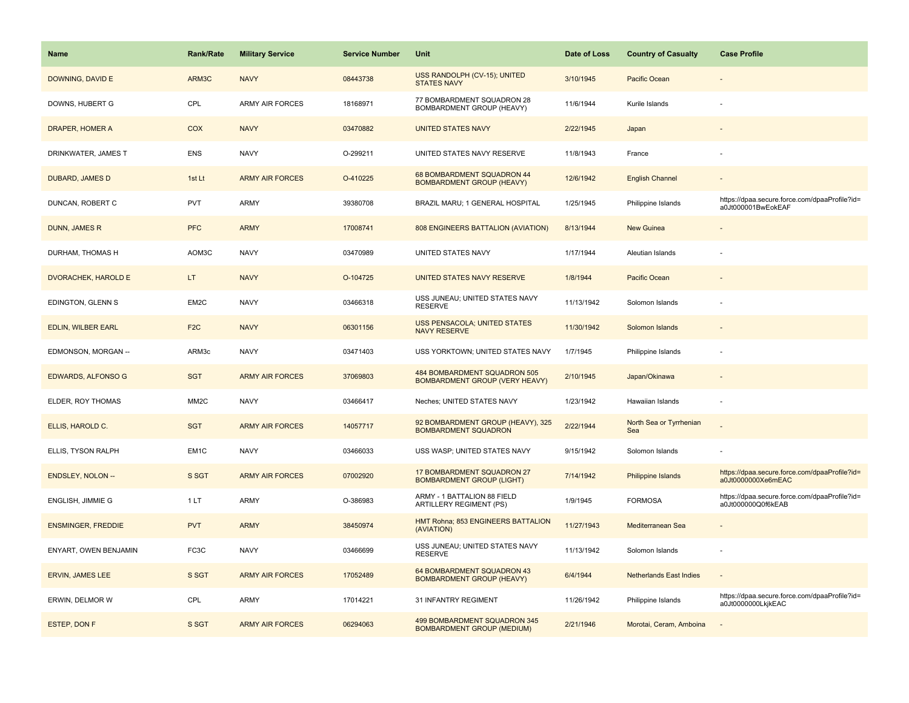| Name | Rank/Rate | Military Service | Service Number | Unit | Date of Loss | Country of Casualty | Case Profile |
|---|---|---|---|---|---|---|---|
| DOWNING, DAVID E | ARM3C | NAVY | 08443738 | USS RANDOLPH (CV-15); UNITED STATES NAVY | 3/10/1945 | Pacific Ocean | - |
| DOWNS, HUBERT G | CPL | ARMY AIR FORCES | 18168971 | 77 BOMBARDMENT SQUADRON 28 BOMBARDMENT GROUP (HEAVY) | 11/6/1944 | Kurile Islands | - |
| DRAPER, HOMER A | COX | NAVY | 03470882 | UNITED STATES NAVY | 2/22/1945 | Japan | - |
| DRINKWATER, JAMES T | ENS | NAVY | O-299211 | UNITED STATES NAVY RESERVE | 11/8/1943 | France | - |
| DUBARD, JAMES D | 1st Lt | ARMY AIR FORCES | O-410225 | 68 BOMBARDMENT SQUADRON 44 BOMBARDMENT GROUP (HEAVY) | 12/6/1942 | English Channel | - |
| DUNCAN, ROBERT C | PVT | ARMY | 39380708 | BRAZIL MARU; 1 GENERAL HOSPITAL | 1/25/1945 | Philippine Islands | https://dpaa.secure.force.com/dpaaProfile?id=a0Jt000001BwEokEAF |
| DUNN, JAMES R | PFC | ARMY | 17008741 | 808 ENGINEERS BATTALION (AVIATION) | 8/13/1944 | New Guinea | - |
| DURHAM, THOMAS H | AOM3C | NAVY | 03470989 | UNITED STATES NAVY | 1/17/1944 | Aleutian Islands | - |
| DVORACHEK, HAROLD E | LT | NAVY | O-104725 | UNITED STATES NAVY RESERVE | 1/8/1944 | Pacific Ocean | - |
| EDINGTON, GLENN S | EM2C | NAVY | 03466318 | USS JUNEAU; UNITED STATES NAVY RESERVE | 11/13/1942 | Solomon Islands | - |
| EDLIN, WILBER EARL | F2C | NAVY | 06301156 | USS PENSACOLA; UNITED STATES NAVY RESERVE | 11/30/1942 | Solomon Islands | - |
| EDMONSON, MORGAN -- | ARM3c | NAVY | 03471403 | USS YORKTOWN; UNITED STATES NAVY | 1/7/1945 | Philippine Islands | - |
| EDWARDS, ALFONSO G | SGT | ARMY AIR FORCES | 37069803 | 484 BOMBARDMENT SQUADRON 505 BOMBARDMENT GROUP (VERY HEAVY) | 2/10/1945 | Japan/Okinawa | - |
| ELDER, ROY THOMAS | MM2C | NAVY | 03466417 | Neches; UNITED STATES NAVY | 1/23/1942 | Hawaiian Islands | - |
| ELLIS, HAROLD C. | SGT | ARMY AIR FORCES | 14057717 | 92 BOMBARDMENT GROUP (HEAVY), 325 BOMBARDMENT SQUADRON | 2/22/1944 | North Sea or Tyrrhenian Sea | - |
| ELLIS, TYSON RALPH | EM1C | NAVY | 03466033 | USS WASP; UNITED STATES NAVY | 9/15/1942 | Solomon Islands | - |
| ENDSLEY, NOLON -- | S SGT | ARMY AIR FORCES | 07002920 | 17 BOMBARDMENT SQUADRON 27 BOMBARDMENT GROUP (LIGHT) | 7/14/1942 | Philippine Islands | https://dpaa.secure.force.com/dpaaProfile?id=a0Jt0000000Xe6mEAC |
| ENGLISH, JIMMIE G | 1 LT | ARMY | O-386983 | ARMY - 1 BATTALION 88 FIELD ARTILLERY REGIMENT (PS) | 1/9/1945 | FORMOSA | https://dpaa.secure.force.com/dpaaProfile?id=a0Jt000000Q0f6kEAB |
| ENSMINGER, FREDDIE | PVT | ARMY | 38450974 | HMT Rohna; 853 ENGINEERS BATTALION (AVIATION) | 11/27/1943 | Mediterranean Sea | - |
| ENYART, OWEN BENJAMIN | FC3C | NAVY | 03466699 | USS JUNEAU; UNITED STATES NAVY RESERVE | 11/13/1942 | Solomon Islands | - |
| ERVIN, JAMES LEE | S SGT | ARMY AIR FORCES | 17052489 | 64 BOMBARDMENT SQUADRON 43 BOMBARDMENT GROUP (HEAVY) | 6/4/1944 | Netherlands East Indies | - |
| ERWIN, DELMOR W | CPL | ARMY | 17014221 | 31 INFANTRY REGIMENT | 11/26/1942 | Philippine Islands | https://dpaa.secure.force.com/dpaaProfile?id=a0Jt0000000LkjkEAC |
| ESTEP, DON F | S SGT | ARMY AIR FORCES | 06294063 | 499 BOMBARDMENT SQUADRON 345 BOMBARDMENT GROUP (MEDIUM) | 2/21/1946 | Morotai, Ceram, Amboina | - |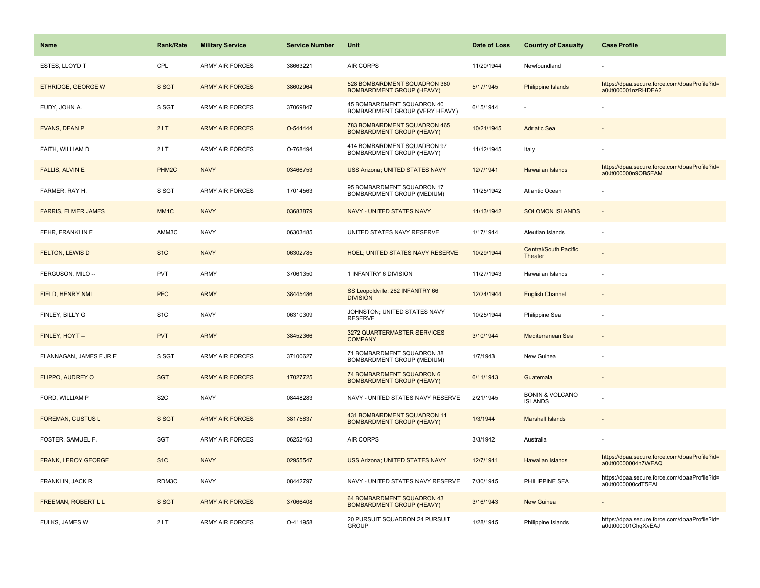| Name | Rank/Rate | Military Service | Service Number | Unit | Date of Loss | Country of Casualty | Case Profile |
|---|---|---|---|---|---|---|---|
| ESTES, LLOYD T | CPL | ARMY AIR FORCES | 38663221 | AIR CORPS | 11/20/1944 | Newfoundland | - |
| ETHRIDGE, GEORGE W | S SGT | ARMY AIR FORCES | 38602964 | 528 BOMBARDMENT SQUADRON 380 BOMBARDMENT GROUP (HEAVY) | 5/17/1945 | Philippine Islands | https://dpaa.secure.force.com/dpaaProfile?id=a0Jt000001nzRHDEA2 |
| EUDY, JOHN A. | S SGT | ARMY AIR FORCES | 37069847 | 45 BOMBARDMENT SQUADRON 40 BOMBARDMENT GROUP (VERY HEAVY) | 6/15/1944 | - | - |
| EVANS, DEAN P | 2 LT | ARMY AIR FORCES | O-544444 | 783 BOMBARDMENT SQUADRON 465 BOMBARDMENT GROUP (HEAVY) | 10/21/1945 | Adriatic Sea | - |
| FAITH, WILLIAM D | 2 LT | ARMY AIR FORCES | O-768494 | 414 BOMBARDMENT SQUADRON 97 BOMBARDMENT GROUP (HEAVY) | 11/12/1945 | Italy | - |
| FALLIS, ALVIN E | PHM2C | NAVY | 03466753 | USS Arizona; UNITED STATES NAVY | 12/7/1941 | Hawaiian Islands | https://dpaa.secure.force.com/dpaaProfile?id=a0Jt000000n9OB5EAM |
| FARMER, RAY H. | S SGT | ARMY AIR FORCES | 17014563 | 95 BOMBARDMENT SQUADRON 17 BOMBARDMENT GROUP (MEDIUM) | 11/25/1942 | Atlantic Ocean | - |
| FARRIS, ELMER JAMES | MM1C | NAVY | 03683879 | NAVY - UNITED STATES NAVY | 11/13/1942 | SOLOMON ISLANDS | - |
| FEHR, FRANKLIN E | AMM3C | NAVY | 06303485 | UNITED STATES NAVY RESERVE | 1/17/1944 | Aleutian Islands | - |
| FELTON, LEWIS D | S1C | NAVY | 06302785 | HOEL; UNITED STATES NAVY RESERVE | 10/29/1944 | Central/South Pacific Theater | - |
| FERGUSON, MILO -- | PVT | ARMY | 37061350 | 1 INFANTRY 6 DIVISION | 11/27/1943 | Hawaiian Islands | - |
| FIELD, HENRY NMI | PFC | ARMY | 38445486 | SS Leopoldville; 262 INFANTRY 66 DIVISION | 12/24/1944 | English Channel | - |
| FINLEY, BILLY G | S1C | NAVY | 06310309 | JOHNSTON; UNITED STATES NAVY RESERVE | 10/25/1944 | Philippine Sea | - |
| FINLEY, HOYT -- | PVT | ARMY | 38452366 | 3272 QUARTERMASTER SERVICES COMPANY | 3/10/1944 | Mediterranean Sea | - |
| FLANNAGAN, JAMES F JR F | S SGT | ARMY AIR FORCES | 37100627 | 71 BOMBARDMENT SQUADRON 38 BOMBARDMENT GROUP (MEDIUM) | 1/7/1943 | New Guinea | - |
| FLIPPO, AUDREY O | SGT | ARMY AIR FORCES | 17027725 | 74 BOMBARDMENT SQUADRON 6 BOMBARDMENT GROUP (HEAVY) | 6/11/1943 | Guatemala | - |
| FORD, WILLIAM P | S2C | NAVY | 08448283 | NAVY - UNITED STATES NAVY RESERVE | 2/21/1945 | BONIN & VOLCANO ISLANDS | - |
| FOREMAN, CUSTUS L | S SGT | ARMY AIR FORCES | 38175837 | 431 BOMBARDMENT SQUADRON 11 BOMBARDMENT GROUP (HEAVY) | 1/3/1944 | Marshall Islands | - |
| FOSTER, SAMUEL F. | SGT | ARMY AIR FORCES | 06252463 | AIR CORPS | 3/3/1942 | Australia | - |
| FRANK, LEROY GEORGE | S1C | NAVY | 02955547 | USS Arizona; UNITED STATES NAVY | 12/7/1941 | Hawaiian Islands | https://dpaa.secure.force.com/dpaaProfile?id=a0Jt00000004n7WEAQ |
| FRANKLIN, JACK R | RDM3C | NAVY | 08442797 | NAVY - UNITED STATES NAVY RESERVE | 7/30/1945 | PHILIPPINE SEA | https://dpaa.secure.force.com/dpaaProfile?id=a0Jt0000000cdT5EAI |
| FREEMAN, ROBERT L L | S SGT | ARMY AIR FORCES | 37066408 | 64 BOMBARDMENT SQUADRON 43 BOMBARDMENT GROUP (HEAVY) | 3/16/1943 | New Guinea | - |
| FULKS, JAMES W | 2 LT | ARMY AIR FORCES | O-411958 | 20 PURSUIT SQUADRON 24 PURSUIT GROUP | 1/28/1945 | Philippine Islands | https://dpaa.secure.force.com/dpaaProfile?id=a0Jt000001ChqXvEAJ |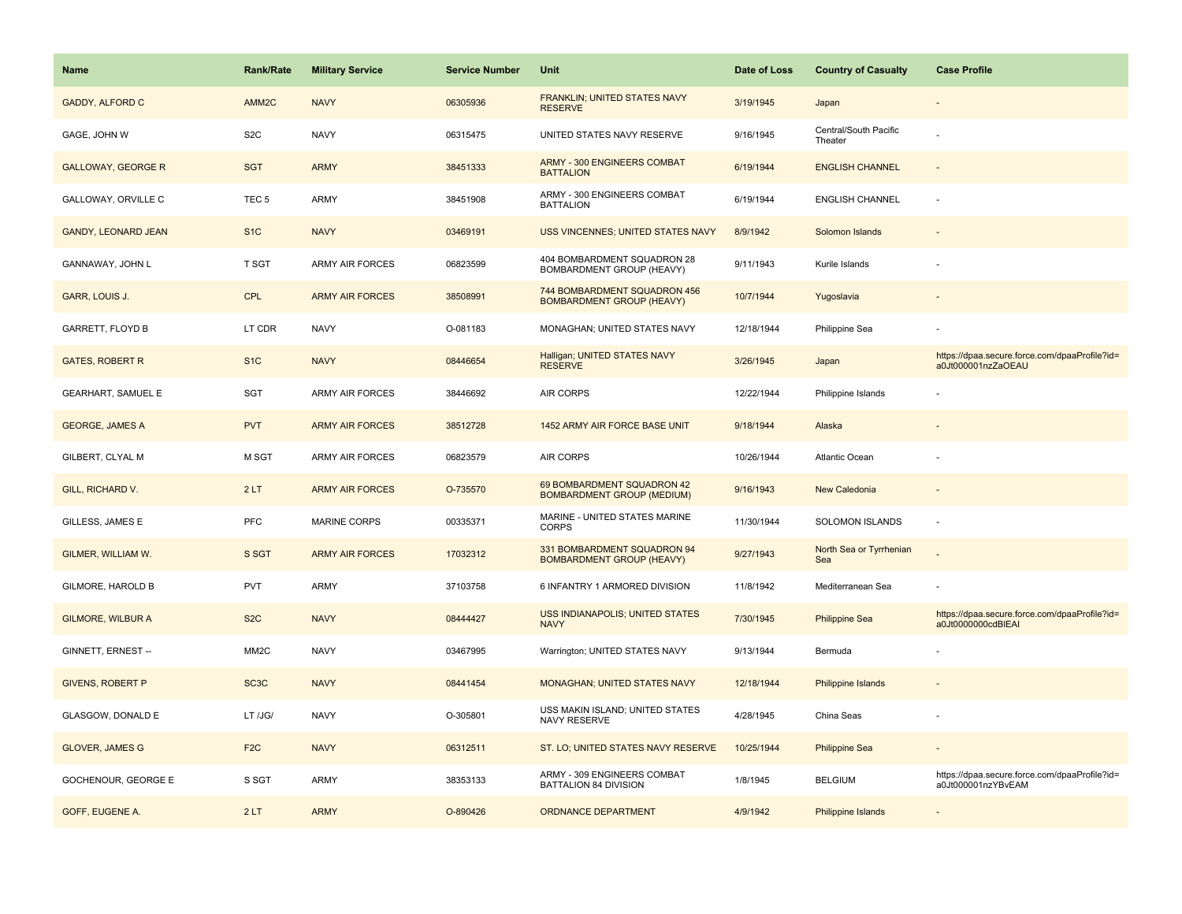| Name | Rank/Rate | Military Service | Service Number | Unit | Date of Loss | Country of Casualty | Case Profile |
| --- | --- | --- | --- | --- | --- | --- | --- |
| GADDY, ALFORD C | AMM2C | NAVY | 06305936 | FRANKLIN; UNITED STATES NAVY RESERVE | 3/19/1945 | Japan | - |
| GAGE, JOHN W | S2C | NAVY | 06315475 | UNITED STATES NAVY RESERVE | 9/16/1945 | Central/South Pacific Theater | - |
| GALLOWAY, GEORGE R | SGT | ARMY | 38451333 | ARMY - 300 ENGINEERS COMBAT BATTALION | 6/19/1944 | ENGLISH CHANNEL | - |
| GALLOWAY, ORVILLE C | TEC 5 | ARMY | 38451908 | ARMY - 300 ENGINEERS COMBAT BATTALION | 6/19/1944 | ENGLISH CHANNEL | - |
| GANDY, LEONARD JEAN | S1C | NAVY | 03469191 | USS VINCENNES; UNITED STATES NAVY | 8/9/1942 | Solomon Islands | - |
| GANNAWAY, JOHN L | T SGT | ARMY AIR FORCES | 06823599 | 404 BOMBARDMENT SQUADRON 28 BOMBARDMENT GROUP (HEAVY) | 9/11/1943 | Kurile Islands | - |
| GARR, LOUIS J. | CPL | ARMY AIR FORCES | 38508991 | 744 BOMBARDMENT SQUADRON 456 BOMBARDMENT GROUP (HEAVY) | 10/7/1944 | Yugoslavia | - |
| GARRETT, FLOYD B | LT CDR | NAVY | O-081183 | MONAGHAN; UNITED STATES NAVY | 12/18/1944 | Philippine Sea | - |
| GATES, ROBERT R | S1C | NAVY | 08446654 | Halligan; UNITED STATES NAVY RESERVE | 3/26/1945 | Japan | https://dpaa.secure.force.com/dpaaProfile?id=a0Jt000001nzZaOEAU |
| GEARHART, SAMUEL E | SGT | ARMY AIR FORCES | 38446692 | AIR CORPS | 12/22/1944 | Philippine Islands | - |
| GEORGE, JAMES A | PVT | ARMY AIR FORCES | 38512728 | 1452 ARMY AIR FORCE BASE UNIT | 9/18/1944 | Alaska | - |
| GILBERT, CLYAL M | M SGT | ARMY AIR FORCES | 06823579 | AIR CORPS | 10/26/1944 | Atlantic Ocean | - |
| GILL, RICHARD V. | 2 LT | ARMY AIR FORCES | O-735570 | 69 BOMBARDMENT SQUADRON 42 BOMBARDMENT GROUP (MEDIUM) | 9/16/1943 | New Caledonia | - |
| GILLESS, JAMES E | PFC | MARINE CORPS | 00335371 | MARINE - UNITED STATES MARINE CORPS | 11/30/1944 | SOLOMON ISLANDS | - |
| GILMER, WILLIAM W. | S SGT | ARMY AIR FORCES | 17032312 | 331 BOMBARDMENT SQUADRON 94 BOMBARDMENT GROUP (HEAVY) | 9/27/1943 | North Sea or Tyrrhenian Sea | - |
| GILMORE, HAROLD B | PVT | ARMY | 37103758 | 6 INFANTRY 1 ARMORED DIVISION | 11/8/1942 | Mediterranean Sea | - |
| GILMORE, WILBUR A | S2C | NAVY | 08444427 | USS INDIANAPOLIS; UNITED STATES NAVY | 7/30/1945 | Philippine Sea | https://dpaa.secure.force.com/dpaaProfile?id=a0Jt0000000cdBIEAI |
| GINNETT, ERNEST -- | MM2C | NAVY | 03467995 | Warrington; UNITED STATES NAVY | 9/13/1944 | Bermuda | - |
| GIVENS, ROBERT P | SC3C | NAVY | 08441454 | MONAGHAN; UNITED STATES NAVY | 12/18/1944 | Philippine Islands | - |
| GLASGOW, DONALD E | LT /JG/ | NAVY | O-305801 | USS MAKIN ISLAND; UNITED STATES NAVY RESERVE | 4/28/1945 | China Seas | - |
| GLOVER, JAMES G | F2C | NAVY | 06312511 | ST. LO; UNITED STATES NAVY RESERVE | 10/25/1944 | Philippine Sea | - |
| GOCHENOUR, GEORGE E | S SGT | ARMY | 38353133 | ARMY - 309 ENGINEERS COMBAT BATTALION 84 DIVISION | 1/8/1945 | BELGIUM | https://dpaa.secure.force.com/dpaaProfile?id=a0Jt000001nzYBvEAM |
| GOFF, EUGENE A. | 2 LT | ARMY | O-890426 | ORDNANCE DEPARTMENT | 4/9/1942 | Philippine Islands | - |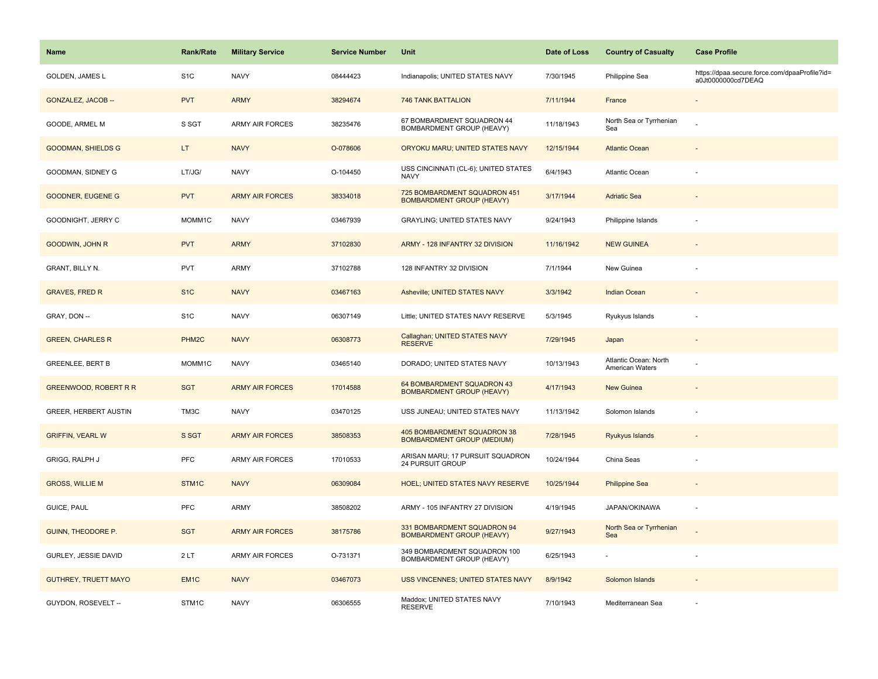| Name | Rank/Rate | Military Service | Service Number | Unit | Date of Loss | Country of Casualty | Case Profile |
|---|---|---|---|---|---|---|---|
| GOLDEN, JAMES L | S1C | NAVY | 08444423 | Indianapolis; UNITED STATES NAVY | 7/30/1945 | Philippine Sea | https://dpaa.secure.force.com/dpaaProfile?id=a0Jt0000000cd7DEAQ |
| GONZALEZ, JACOB -- | PVT | ARMY | 38294674 | 746 TANK BATTALION | 7/11/1944 | France | - |
| GOODE, ARMEL M | S SGT | ARMY AIR FORCES | 38235476 | 67 BOMBARDMENT SQUADRON 44 BOMBARDMENT GROUP (HEAVY) | 11/18/1943 | North Sea or Tyrrhenian Sea | - |
| GOODMAN, SHIELDS G | LT | NAVY | O-078606 | ORYOKU MARU; UNITED STATES NAVY | 12/15/1944 | Atlantic Ocean | - |
| GOODMAN, SIDNEY G | LT/JG/ | NAVY | O-104450 | USS CINCINNATI (CL-6); UNITED STATES NAVY | 6/4/1943 | Atlantic Ocean | - |
| GOODNER, EUGENE G | PVT | ARMY AIR FORCES | 38334018 | 725 BOMBARDMENT SQUADRON 451 BOMBARDMENT GROUP (HEAVY) | 3/17/1944 | Adriatic Sea | - |
| GOODNIGHT, JERRY C | MOMM1C | NAVY | 03467939 | GRAYLING; UNITED STATES NAVY | 9/24/1943 | Philippine Islands | - |
| GOODWIN, JOHN R | PVT | ARMY | 37102830 | ARMY - 128 INFANTRY 32 DIVISION | 11/16/1942 | NEW GUINEA | - |
| GRANT, BILLY N. | PVT | ARMY | 37102788 | 128 INFANTRY 32 DIVISION | 7/1/1944 | New Guinea | - |
| GRAVES, FRED R | S1C | NAVY | 03467163 | Asheville; UNITED STATES NAVY | 3/3/1942 | Indian Ocean | - |
| GRAY, DON -- | S1C | NAVY | 06307149 | Little; UNITED STATES NAVY RESERVE | 5/3/1945 | Ryukyus Islands | - |
| GREEN, CHARLES R | PHM2C | NAVY | 06308773 | Callaghan; UNITED STATES NAVY RESERVE | 7/29/1945 | Japan | - |
| GREENLEE, BERT B | MOMM1C | NAVY | 03465140 | DORADO; UNITED STATES NAVY | 10/13/1943 | Atlantic Ocean: North American Waters | - |
| GREENWOOD, ROBERT R R | SGT | ARMY AIR FORCES | 17014588 | 64 BOMBARDMENT SQUADRON 43 BOMBARDMENT GROUP (HEAVY) | 4/17/1943 | New Guinea | - |
| GREER, HERBERT AUSTIN | TM3C | NAVY | 03470125 | USS JUNEAU; UNITED STATES NAVY | 11/13/1942 | Solomon Islands | - |
| GRIFFIN, VEARL W | S SGT | ARMY AIR FORCES | 38508353 | 405 BOMBARDMENT SQUADRON 38 BOMBARDMENT GROUP (MEDIUM) | 7/28/1945 | Ryukyus Islands | - |
| GRIGG, RALPH J | PFC | ARMY AIR FORCES | 17010533 | ARISAN MARU; 17 PURSUIT SQUADRON 24 PURSUIT GROUP | 10/24/1944 | China Seas | - |
| GROSS, WILLIE M | STM1C | NAVY | 06309084 | HOEL; UNITED STATES NAVY RESERVE | 10/25/1944 | Philippine Sea | - |
| GUICE, PAUL | PFC | ARMY | 38508202 | ARMY - 105 INFANTRY 27 DIVISION | 4/19/1945 | JAPAN/OKINAWA | - |
| GUINN, THEODORE P. | SGT | ARMY AIR FORCES | 38175786 | 331 BOMBARDMENT SQUADRON 94 BOMBARDMENT GROUP (HEAVY) | 9/27/1943 | North Sea or Tyrrhenian Sea | - |
| GURLEY, JESSIE DAVID | 2 LT | ARMY AIR FORCES | O-731371 | 349 BOMBARDMENT SQUADRON 100 BOMBARDMENT GROUP (HEAVY) | 6/25/1943 | - | - |
| GUTHREY, TRUETT MAYO | EM1C | NAVY | 03467073 | USS VINCENNES; UNITED STATES NAVY | 8/9/1942 | Solomon Islands | - |
| GUYDON, ROSEVELT -- | STM1C | NAVY | 06306555 | Maddox; UNITED STATES NAVY RESERVE | 7/10/1943 | Mediterranean Sea | - |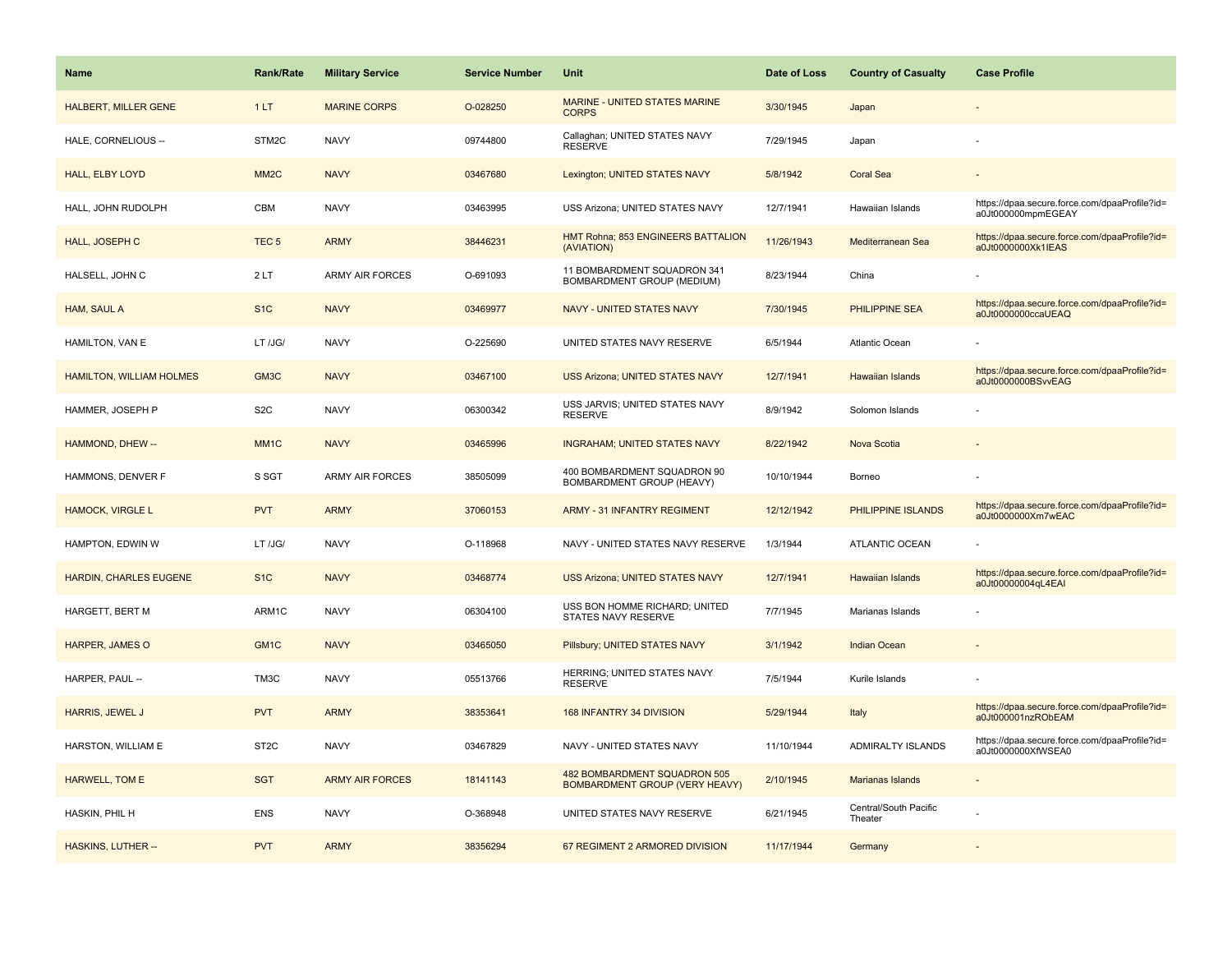| Name | Rank/Rate | Military Service | Service Number | Unit | Date of Loss | Country of Casualty | Case Profile |
|---|---|---|---|---|---|---|---|
| HALBERT, MILLER GENE | 1 LT | MARINE CORPS | O-028250 | MARINE - UNITED STATES MARINE CORPS | 3/30/1945 | Japan | - |
| HALE, CORNELIOUS -- | STM2C | NAVY | 09744800 | Callaghan; UNITED STATES NAVY RESERVE | 7/29/1945 | Japan | - |
| HALL, ELBY LOYD | MM2C | NAVY | 03467680 | Lexington; UNITED STATES NAVY | 5/8/1942 | Coral Sea | - |
| HALL, JOHN RUDOLPH | CBM | NAVY | 03463995 | USS Arizona; UNITED STATES NAVY | 12/7/1941 | Hawaiian Islands | https://dpaa.secure.force.com/dpaaProfile?id=a0Jt000000mpmEGEAY |
| HALL, JOSEPH C | TEC 5 | ARMY | 38446231 | HMT Rohna; 853 ENGINEERS BATTALION (AVIATION) | 11/26/1943 | Mediterranean Sea | https://dpaa.secure.force.com/dpaaProfile?id=a0Jt0000000Xk1lEAS |
| HALSELL, JOHN C | 2 LT | ARMY AIR FORCES | O-691093 | 11 BOMBARDMENT SQUADRON 341 BOMBARDMENT GROUP (MEDIUM) | 8/23/1944 | China | - |
| HAM, SAUL A | S1C | NAVY | 03469977 | NAVY - UNITED STATES NAVY | 7/30/1945 | PHILIPPINE SEA | https://dpaa.secure.force.com/dpaaProfile?id=a0Jt0000000ccaUEAQ |
| HAMILTON, VAN E | LT /JG/ | NAVY | O-225690 | UNITED STATES NAVY RESERVE | 6/5/1944 | Atlantic Ocean | - |
| HAMILTON, WILLIAM HOLMES | GM3C | NAVY | 03467100 | USS Arizona; UNITED STATES NAVY | 12/7/1941 | Hawaiian Islands | https://dpaa.secure.force.com/dpaaProfile?id=a0Jt0000000BSvvEAG |
| HAMMER, JOSEPH P | S2C | NAVY | 06300342 | USS JARVIS; UNITED STATES NAVY RESERVE | 8/9/1942 | Solomon Islands | - |
| HAMMOND, DHEW -- | MM1C | NAVY | 03465996 | INGRAHAM; UNITED STATES NAVY | 8/22/1942 | Nova Scotia | - |
| HAMMONS, DENVER F | S SGT | ARMY AIR FORCES | 38505099 | 400 BOMBARDMENT SQUADRON 90 BOMBARDMENT GROUP (HEAVY) | 10/10/1944 | Borneo | - |
| HAMOCK, VIRGLE L | PVT | ARMY | 37060153 | ARMY - 31 INFANTRY REGIMENT | 12/12/1942 | PHILIPPINE ISLANDS | https://dpaa.secure.force.com/dpaaProfile?id=a0Jt0000000Xm7wEAC |
| HAMPTON, EDWIN W | LT /JG/ | NAVY | O-118968 | NAVY - UNITED STATES NAVY RESERVE | 1/3/1944 | ATLANTIC OCEAN | - |
| HARDIN, CHARLES EUGENE | S1C | NAVY | 03468774 | USS Arizona; UNITED STATES NAVY | 12/7/1941 | Hawaiian Islands | https://dpaa.secure.force.com/dpaaProfile?id=a0Jt00000004qL4EAI |
| HARGETT, BERT M | ARM1C | NAVY | 06304100 | USS BON HOMME RICHARD; UNITED STATES NAVY RESERVE | 7/7/1945 | Marianas Islands | - |
| HARPER, JAMES O | GM1C | NAVY | 03465050 | Pillsbury; UNITED STATES NAVY | 3/1/1942 | Indian Ocean | - |
| HARPER, PAUL -- | TM3C | NAVY | 05513766 | HERRING; UNITED STATES NAVY RESERVE | 7/5/1944 | Kurile Islands | - |
| HARRIS, JEWEL J | PVT | ARMY | 38353641 | 168 INFANTRY 34 DIVISION | 5/29/1944 | Italy | https://dpaa.secure.force.com/dpaaProfile?id=a0Jt000001nzRObEAM |
| HARSTON, WILLIAM E | ST2C | NAVY | 03467829 | NAVY - UNITED STATES NAVY | 11/10/1944 | ADMIRALTY ISLANDS | https://dpaa.secure.force.com/dpaaProfile?id=a0Jt0000000XfWSEA0 |
| HARWELL, TOM E | SGT | ARMY AIR FORCES | 18141143 | 482 BOMBARDMENT SQUADRON 505 BOMBARDMENT GROUP (VERY HEAVY) | 2/10/1945 | Marianas Islands | - |
| HASKIN, PHIL H | ENS | NAVY | O-368948 | UNITED STATES NAVY RESERVE | 6/21/1945 | Central/South Pacific Theater | - |
| HASKINS, LUTHER -- | PVT | ARMY | 38356294 | 67 REGIMENT 2 ARMORED DIVISION | 11/17/1944 | Germany | - |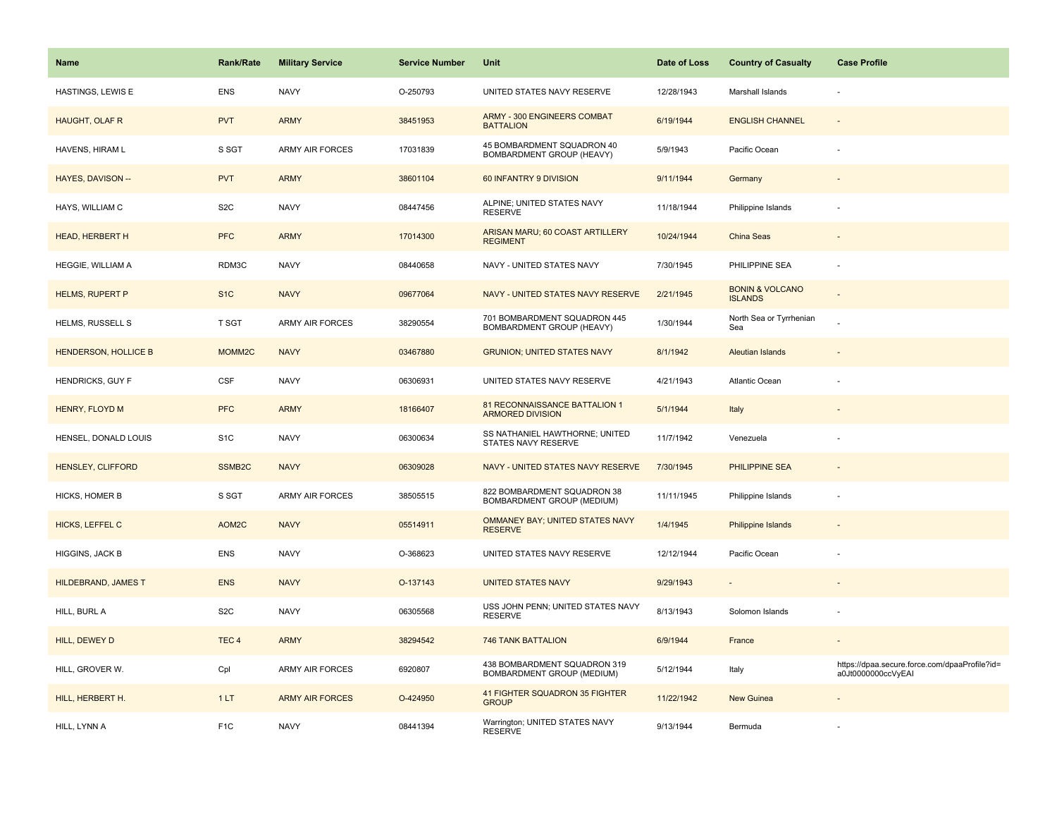| Name | Rank/Rate | Military Service | Service Number | Unit | Date of Loss | Country of Casualty | Case Profile |
|---|---|---|---|---|---|---|---|
| HASTINGS, LEWIS E | ENS | NAVY | O-250793 | UNITED STATES NAVY RESERVE | 12/28/1943 | Marshall Islands | - |
| HAUGHT, OLAF R | PVT | ARMY | 38451953 | ARMY - 300 ENGINEERS COMBAT BATTALION | 6/19/1944 | ENGLISH CHANNEL | - |
| HAVENS, HIRAM L | S SGT | ARMY AIR FORCES | 17031839 | 45 BOMBARDMENT SQUADRON 40 BOMBARDMENT GROUP (HEAVY) | 5/9/1943 | Pacific Ocean | - |
| HAYES, DAVISON -- | PVT | ARMY | 38601104 | 60 INFANTRY 9 DIVISION | 9/11/1944 | Germany | - |
| HAYS, WILLIAM C | S2C | NAVY | 08447456 | ALPINE; UNITED STATES NAVY RESERVE | 11/18/1944 | Philippine Islands | - |
| HEAD, HERBERT H | PFC | ARMY | 17014300 | ARISAN MARU; 60 COAST ARTILLERY REGIMENT | 10/24/1944 | China Seas | - |
| HEGGIE, WILLIAM A | RDM3C | NAVY | 08440658 | NAVY - UNITED STATES NAVY | 7/30/1945 | PHILIPPINE SEA | - |
| HELMS, RUPERT P | S1C | NAVY | 09677064 | NAVY - UNITED STATES NAVY RESERVE | 2/21/1945 | BONIN & VOLCANO ISLANDS | - |
| HELMS, RUSSELL S | T SGT | ARMY AIR FORCES | 38290554 | 701 BOMBARDMENT SQUADRON 445 BOMBARDMENT GROUP (HEAVY) | 1/30/1944 | North Sea or Tyrrhenian Sea | - |
| HENDERSON, HOLLICE B | MOMM2C | NAVY | 03467880 | GRUNION; UNITED STATES NAVY | 8/1/1942 | Aleutian Islands | - |
| HENDRICKS, GUY F | CSF | NAVY | 06306931 | UNITED STATES NAVY RESERVE | 4/21/1943 | Atlantic Ocean | - |
| HENRY, FLOYD M | PFC | ARMY | 18166407 | 81 RECONNAISSANCE BATTALION 1 ARMORED DIVISION | 5/1/1944 | Italy | - |
| HENSEL, DONALD LOUIS | S1C | NAVY | 06300634 | SS NATHANIEL HAWTHORNE; UNITED STATES NAVY RESERVE | 11/7/1942 | Venezuela | - |
| HENSLEY, CLIFFORD | SSMB2C | NAVY | 06309028 | NAVY - UNITED STATES NAVY RESERVE | 7/30/1945 | PHILIPPINE SEA | - |
| HICKS, HOMER B | S SGT | ARMY AIR FORCES | 38505515 | 822 BOMBARDMENT SQUADRON 38 BOMBARDMENT GROUP (MEDIUM) | 11/11/1945 | Philippine Islands | - |
| HICKS, LEFFEL C | AOM2C | NAVY | 05514911 | OMMANEY BAY; UNITED STATES NAVY RESERVE | 1/4/1945 | Philippine Islands | - |
| HIGGINS, JACK B | ENS | NAVY | O-368623 | UNITED STATES NAVY RESERVE | 12/12/1944 | Pacific Ocean | - |
| HILDEBRAND, JAMES T | ENS | NAVY | O-137143 | UNITED STATES NAVY | 9/29/1943 | - | - |
| HILL, BURL A | S2C | NAVY | 06305568 | USS JOHN PENN; UNITED STATES NAVY RESERVE | 8/13/1943 | Solomon Islands | - |
| HILL, DEWEY D | TEC 4 | ARMY | 38294542 | 746 TANK BATTALION | 6/9/1944 | France | - |
| HILL, GROVER W. | Cpl | ARMY AIR FORCES | 6920807 | 438 BOMBARDMENT SQUADRON 319 BOMBARDMENT GROUP (MEDIUM) | 5/12/1944 | Italy | https://dpaa.secure.force.com/dpaaProfile?id=a0Jt0000000ccVyEAI |
| HILL, HERBERT H. | 1 LT | ARMY AIR FORCES | O-424950 | 41 FIGHTER SQUADRON 35 FIGHTER GROUP | 11/22/1942 | New Guinea | - |
| HILL, LYNN A | F1C | NAVY | 08441394 | Warrington; UNITED STATES NAVY RESERVE | 9/13/1944 | Bermuda | - |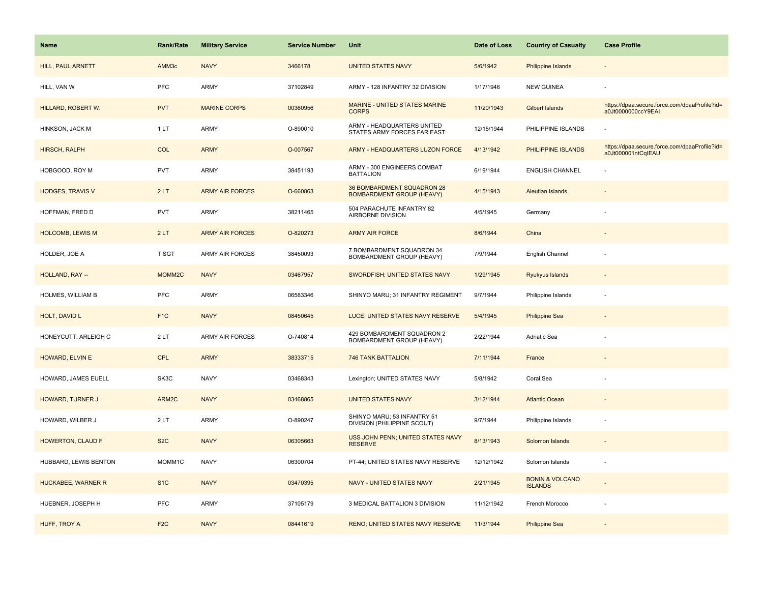| Name | Rank/Rate | Military Service | Service Number | Unit | Date of Loss | Country of Casualty | Case Profile |
| --- | --- | --- | --- | --- | --- | --- | --- |
| HILL, PAUL ARNETT | AMM3c | NAVY | 3466178 | UNITED STATES NAVY | 5/6/1942 | Philippine Islands | - |
| HILL, VAN W | PFC | ARMY | 37102849 | ARMY - 128 INFANTRY 32 DIVISION | 1/17/1946 | NEW GUINEA | - |
| HILLARD, ROBERT W. | PVT | MARINE CORPS | 00360956 | MARINE - UNITED STATES MARINE CORPS | 11/20/1943 | Gilbert Islands | https://dpaa.secure.force.com/dpaaProfile?id=a0Jt0000000ccY9EAI |
| HINKSON, JACK M | 1 LT | ARMY | O-890010 | ARMY - HEADQUARTERS UNITED STATES ARMY FORCES FAR EAST | 12/15/1944 | PHILIPPINE ISLANDS | - |
| HIRSCH, RALPH | COL | ARMY | O-007567 | ARMY - HEADQUARTERS LUZON FORCE | 4/13/1942 | PHILIPPINE ISLANDS | https://dpaa.secure.force.com/dpaaProfile?id=a0Jt000001ntCqIEAU |
| HOBGOOD, ROY M | PVT | ARMY | 38451193 | ARMY - 300 ENGINEERS COMBAT BATTALION | 6/19/1944 | ENGLISH CHANNEL | - |
| HODGES, TRAVIS V | 2 LT | ARMY AIR FORCES | O-660863 | 36 BOMBARDMENT SQUADRON 28 BOMBARDMENT GROUP (HEAVY) | 4/15/1943 | Aleutian Islands | - |
| HOFFMAN, FRED D | PVT | ARMY | 38211465 | 504 PARACHUTE INFANTRY 82 AIRBORNE DIVISION | 4/5/1945 | Germany | - |
| HOLCOMB, LEWIS M | 2 LT | ARMY AIR FORCES | O-820273 | ARMY AIR FORCE | 8/6/1944 | China | - |
| HOLDER, JOE A | T SGT | ARMY AIR FORCES | 38450093 | 7 BOMBARDMENT SQUADRON 34 BOMBARDMENT GROUP (HEAVY) | 7/9/1944 | English Channel | - |
| HOLLAND, RAY -- | MOMM2C | NAVY | 03467957 | SWORDFISH; UNITED STATES NAVY | 1/29/1945 | Ryukyus Islands | - |
| HOLMES, WILLIAM B | PFC | ARMY | 06583346 | SHINYO MARU; 31 INFANTRY REGIMENT | 9/7/1944 | Philippine Islands | - |
| HOLT, DAVID L | F1C | NAVY | 08450645 | LUCE; UNITED STATES NAVY RESERVE | 5/4/1945 | Philippine Sea | - |
| HONEYCUTT, ARLEIGH C | 2 LT | ARMY AIR FORCES | O-740814 | 429 BOMBARDMENT SQUADRON 2 BOMBARDMENT GROUP (HEAVY) | 2/22/1944 | Adriatic Sea | - |
| HOWARD, ELVIN E | CPL | ARMY | 38333715 | 746 TANK BATTALION | 7/11/1944 | France | - |
| HOWARD, JAMES EUELL | SK3C | NAVY | 03468343 | Lexington; UNITED STATES NAVY | 5/8/1942 | Coral Sea | - |
| HOWARD, TURNER J | ARM2C | NAVY | 03468865 | UNITED STATES NAVY | 3/12/1944 | Atlantic Ocean | - |
| HOWARD, WILBER J | 2 LT | ARMY | O-890247 | SHINYO MARU; 53 INFANTRY 51 DIVISION (PHILIPPINE SCOUT) | 9/7/1944 | Philippine Islands | - |
| HOWERTON, CLAUD F | S2C | NAVY | 06305663 | USS JOHN PENN; UNITED STATES NAVY RESERVE | 8/13/1943 | Solomon Islands | - |
| HUBBARD, LEWIS BENTON | MOMM1C | NAVY | 06300704 | PT-44; UNITED STATES NAVY RESERVE | 12/12/1942 | Solomon Islands | - |
| HUCKABEE, WARNER R | S1C | NAVY | 03470395 | NAVY - UNITED STATES NAVY | 2/21/1945 | BONIN & VOLCANO ISLANDS | - |
| HUEBNER, JOSEPH H | PFC | ARMY | 37105179 | 3 MEDICAL BATTALION 3 DIVISION | 11/12/1942 | French Morocco | - |
| HUFF, TROY A | F2C | NAVY | 08441619 | RENO; UNITED STATES NAVY RESERVE | 11/3/1944 | Philippine Sea | - |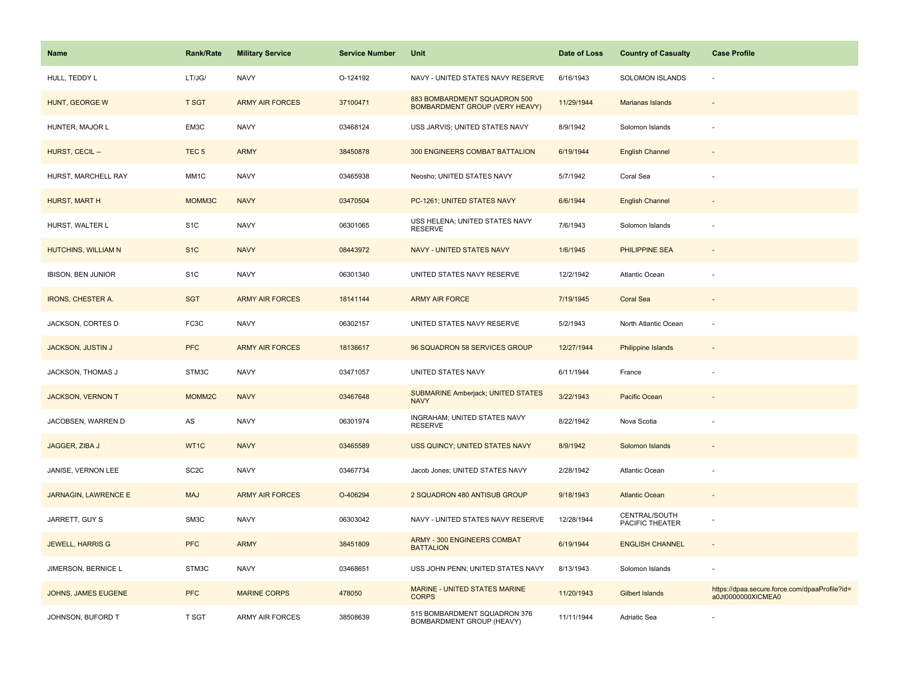| Name | Rank/Rate | Military Service | Service Number | Unit | Date of Loss | Country of Casualty | Case Profile |
|---|---|---|---|---|---|---|---|
| HULL, TEDDY L | LT/JG/ | NAVY | O-124192 | NAVY - UNITED STATES NAVY RESERVE | 6/16/1943 | SOLOMON ISLANDS | - |
| HUNT, GEORGE W | T SGT | ARMY AIR FORCES | 37100471 | 883 BOMBARDMENT SQUADRON 500 BOMBARDMENT GROUP (VERY HEAVY) | 11/29/1944 | Marianas Islands | - |
| HUNTER, MAJOR L | EM3C | NAVY | 03468124 | USS JARVIS; UNITED STATES NAVY | 8/9/1942 | Solomon Islands | - |
| HURST, CECIL -- | TEC 5 | ARMY | 38450878 | 300 ENGINEERS COMBAT BATTALION | 6/19/1944 | English Channel | - |
| HURST, MARCHELL RAY | MM1C | NAVY | 03465938 | Neosho; UNITED STATES NAVY | 5/7/1942 | Coral Sea | - |
| HURST, MART H | MOMM3C | NAVY | 03470504 | PC-1261; UNITED STATES NAVY | 6/6/1944 | English Channel | - |
| HURST, WALTER L | S1C | NAVY | 06301065 | USS HELENA; UNITED STATES NAVY RESERVE | 7/6/1943 | Solomon Islands | - |
| HUTCHINS, WILLIAM N | S1C | NAVY | 08443972 | NAVY - UNITED STATES NAVY | 1/6/1945 | PHILIPPINE SEA | - |
| IBISON, BEN JUNIOR | S1C | NAVY | 06301340 | UNITED STATES NAVY RESERVE | 12/2/1942 | Atlantic Ocean | - |
| IRONS, CHESTER A. | SGT | ARMY AIR FORCES | 18141144 | ARMY AIR FORCE | 7/19/1945 | Coral Sea | - |
| JACKSON, CORTES D | FC3C | NAVY | 06302157 | UNITED STATES NAVY RESERVE | 5/2/1943 | North Atlantic Ocean | - |
| JACKSON, JUSTIN J | PFC | ARMY AIR FORCES | 18136617 | 96 SQUADRON 58 SERVICES GROUP | 12/27/1944 | Philippine Islands | - |
| JACKSON, THOMAS J | STM3C | NAVY | 03471057 | UNITED STATES NAVY | 6/11/1944 | France | - |
| JACKSON, VERNON T | MOMM2C | NAVY | 03467648 | SUBMARINE Amberjack; UNITED STATES NAVY | 3/22/1943 | Pacific Ocean | - |
| JACOBSEN, WARREN D | AS | NAVY | 06301974 | INGRAHAM; UNITED STATES NAVY RESERVE | 8/22/1942 | Nova Scotia | - |
| JAGGER, ZIBA J | WT1C | NAVY | 03465589 | USS QUINCY; UNITED STATES NAVY | 8/9/1942 | Solomon Islands | - |
| JANISE, VERNON LEE | SC2C | NAVY | 03467734 | Jacob Jones; UNITED STATES NAVY | 2/28/1942 | Atlantic Ocean | - |
| JARNAGIN, LAWRENCE E | MAJ | ARMY AIR FORCES | O-406294 | 2 SQUADRON 480 ANTISUB GROUP | 9/18/1943 | Atlantic Ocean | - |
| JARRETT, GUY S | SM3C | NAVY | 06303042 | NAVY - UNITED STATES NAVY RESERVE | 12/28/1944 | CENTRAL/SOUTH PACIFIC THEATER | - |
| JEWELL, HARRIS G | PFC | ARMY | 38451809 | ARMY - 300 ENGINEERS COMBAT BATTALION | 6/19/1944 | ENGLISH CHANNEL | - |
| JIMERSON, BERNICE L | STM3C | NAVY | 03468651 | USS JOHN PENN; UNITED STATES NAVY | 8/13/1943 | Solomon Islands | - |
| JOHNS, JAMES EUGENE | PFC | MARINE CORPS | 478050 | MARINE - UNITED STATES MARINE CORPS | 11/20/1943 | Gilbert Islands | https://dpaa.secure.force.com/dpaaProfile?id=a0Jt0000000XlCMEA0 |
| JOHNSON, BUFORD T | T SGT | ARMY AIR FORCES | 38508639 | 515 BOMBARDMENT SQUADRON 376 BOMBARDMENT GROUP (HEAVY) | 11/11/1944 | Adriatic Sea | - |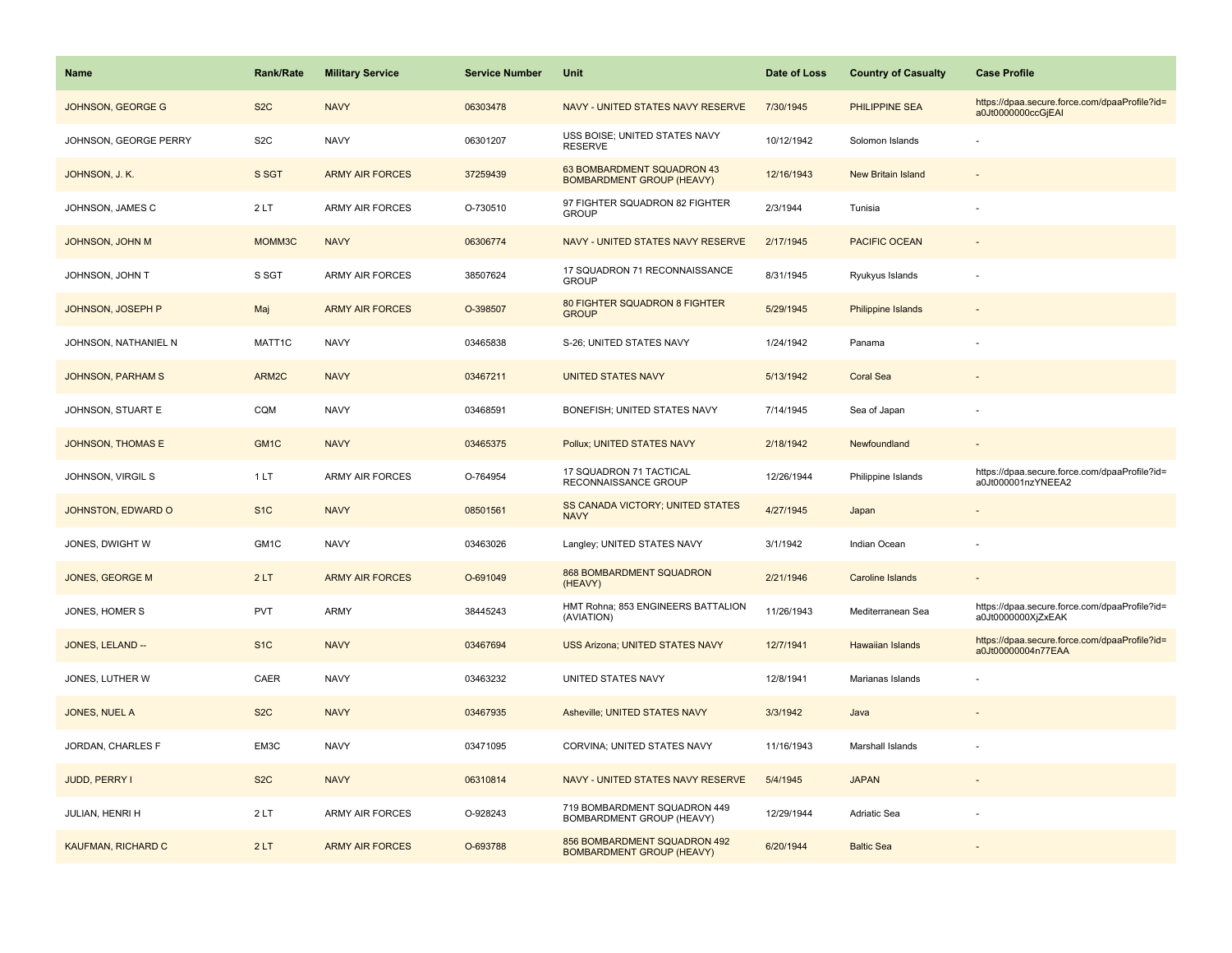| Name | Rank/Rate | Military Service | Service Number | Unit | Date of Loss | Country of Casualty | Case Profile |
| --- | --- | --- | --- | --- | --- | --- | --- |
| JOHNSON, GEORGE G | S2C | NAVY | 06303478 | NAVY - UNITED STATES NAVY RESERVE | 7/30/1945 | PHILIPPINE SEA | https://dpaa.secure.force.com/dpaaProfile?id=a0Jt0000000ccGjEAI |
| JOHNSON, GEORGE PERRY | S2C | NAVY | 06301207 | USS BOISE; UNITED STATES NAVY RESERVE | 10/12/1942 | Solomon Islands | - |
| JOHNSON, J. K. | S SGT | ARMY AIR FORCES | 37259439 | 63 BOMBARDMENT SQUADRON 43 BOMBARDMENT GROUP (HEAVY) | 12/16/1943 | New Britain Island | - |
| JOHNSON, JAMES C | 2 LT | ARMY AIR FORCES | O-730510 | 97 FIGHTER SQUADRON 82 FIGHTER GROUP | 2/3/1944 | Tunisia | - |
| JOHNSON, JOHN M | MOMM3C | NAVY | 06306774 | NAVY - UNITED STATES NAVY RESERVE | 2/17/1945 | PACIFIC OCEAN | - |
| JOHNSON, JOHN T | S SGT | ARMY AIR FORCES | 38507624 | 17 SQUADRON 71 RECONNAISSANCE GROUP | 8/31/1945 | Ryukyus Islands | - |
| JOHNSON, JOSEPH P | Maj | ARMY AIR FORCES | O-398507 | 80 FIGHTER SQUADRON 8 FIGHTER GROUP | 5/29/1945 | Philippine Islands | - |
| JOHNSON, NATHANIEL N | MATT1C | NAVY | 03465838 | S-26; UNITED STATES NAVY | 1/24/1942 | Panama | - |
| JOHNSON, PARHAM S | ARM2C | NAVY | 03467211 | UNITED STATES NAVY | 5/13/1942 | Coral Sea | - |
| JOHNSON, STUART E | CQM | NAVY | 03468591 | BONEFISH; UNITED STATES NAVY | 7/14/1945 | Sea of Japan | - |
| JOHNSON, THOMAS E | GM1C | NAVY | 03465375 | Pollux; UNITED STATES NAVY | 2/18/1942 | Newfoundland | - |
| JOHNSON, VIRGIL S | 1 LT | ARMY AIR FORCES | O-764954 | 17 SQUADRON 71 TACTICAL RECONNAISSANCE GROUP | 12/26/1944 | Philippine Islands | https://dpaa.secure.force.com/dpaaProfile?id=a0Jt000001nzYNEEA2 |
| JOHNSTON, EDWARD O | S1C | NAVY | 08501561 | SS CANADA VICTORY; UNITED STATES NAVY | 4/27/1945 | Japan | - |
| JONES, DWIGHT W | GM1C | NAVY | 03463026 | Langley; UNITED STATES NAVY | 3/1/1942 | Indian Ocean | - |
| JONES, GEORGE M | 2 LT | ARMY AIR FORCES | O-691049 | 868 BOMBARDMENT SQUADRON (HEAVY) | 2/21/1946 | Caroline Islands | - |
| JONES, HOMER S | PVT | ARMY | 38445243 | HMT Rohna; 853 ENGINEERS BATTALION (AVIATION) | 11/26/1943 | Mediterranean Sea | https://dpaa.secure.force.com/dpaaProfile?id=a0Jt0000000XjZxEAK |
| JONES, LELAND -- | S1C | NAVY | 03467694 | USS Arizona; UNITED STATES NAVY | 12/7/1941 | Hawaiian Islands | https://dpaa.secure.force.com/dpaaProfile?id=a0Jt00000004n77EAA |
| JONES, LUTHER W | CAER | NAVY | 03463232 | UNITED STATES NAVY | 12/8/1941 | Marianas Islands | - |
| JONES, NUEL A | S2C | NAVY | 03467935 | Asheville; UNITED STATES NAVY | 3/3/1942 | Java | - |
| JORDAN, CHARLES F | EM3C | NAVY | 03471095 | CORVINA; UNITED STATES NAVY | 11/16/1943 | Marshall Islands | - |
| JUDD, PERRY I | S2C | NAVY | 06310814 | NAVY - UNITED STATES NAVY RESERVE | 5/4/1945 | JAPAN | - |
| JULIAN, HENRI H | 2 LT | ARMY AIR FORCES | O-928243 | 719 BOMBARDMENT SQUADRON 449 BOMBARDMENT GROUP (HEAVY) | 12/29/1944 | Adriatic Sea | - |
| KAUFMAN, RICHARD C | 2 LT | ARMY AIR FORCES | O-693788 | 856 BOMBARDMENT SQUADRON 492 BOMBARDMENT GROUP (HEAVY) | 6/20/1944 | Baltic Sea | - |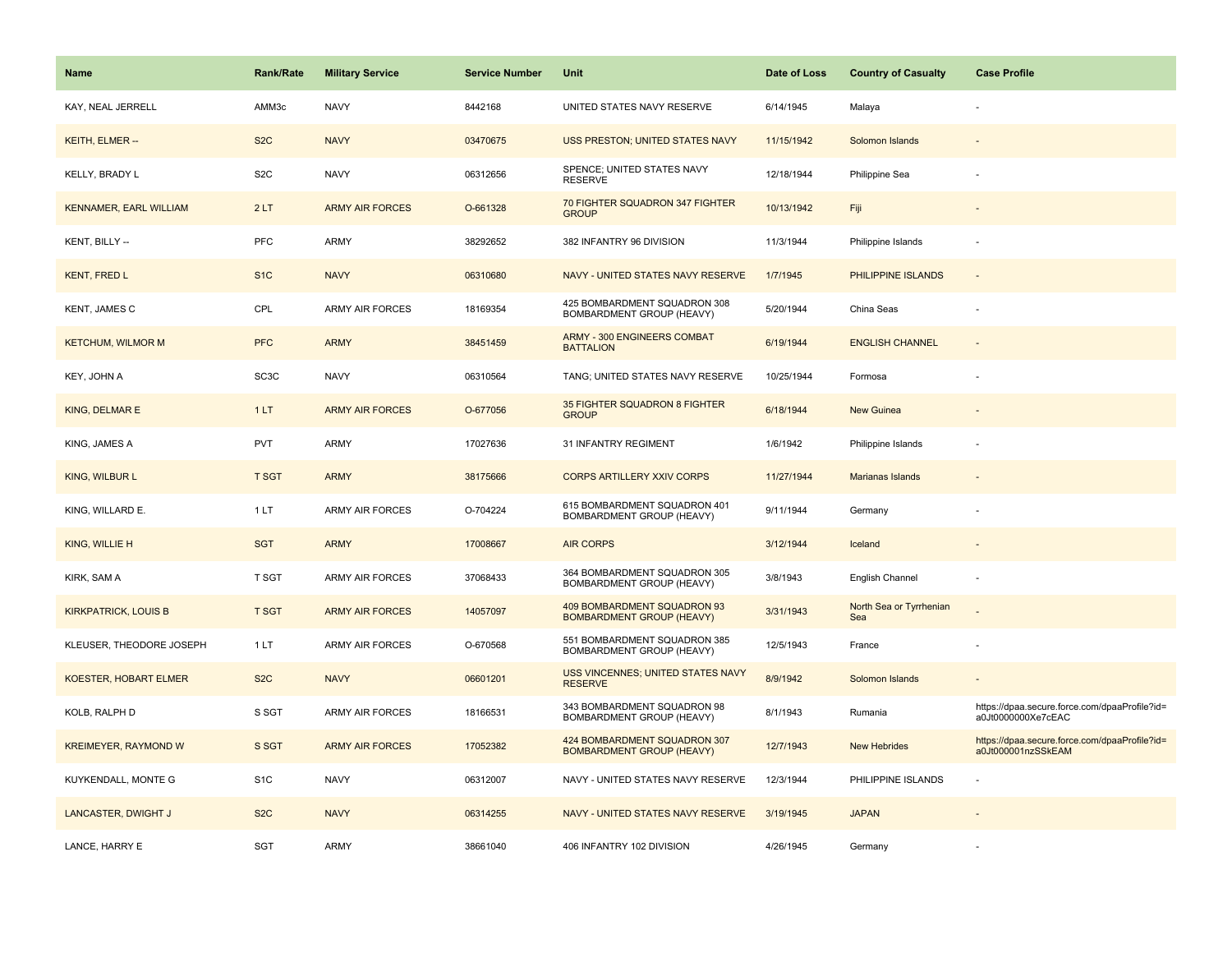| Name | Rank/Rate | Military Service | Service Number | Unit | Date of Loss | Country of Casualty | Case Profile |
| --- | --- | --- | --- | --- | --- | --- | --- |
| KAY, NEAL JERRELL | AMM3c | NAVY | 8442168 | UNITED STATES NAVY RESERVE | 6/14/1945 | Malaya | - |
| KEITH, ELMER -- | S2C | NAVY | 03470675 | USS PRESTON; UNITED STATES NAVY | 11/15/1942 | Solomon Islands | - |
| KELLY, BRADY L | S2C | NAVY | 06312656 | SPENCE; UNITED STATES NAVY RESERVE | 12/18/1944 | Philippine Sea | - |
| KENNAMER, EARL WILLIAM | 2 LT | ARMY AIR FORCES | O-661328 | 70 FIGHTER SQUADRON 347 FIGHTER GROUP | 10/13/1942 | Fiji | - |
| KENT, BILLY -- | PFC | ARMY | 38292652 | 382 INFANTRY 96 DIVISION | 11/3/1944 | Philippine Islands | - |
| KENT, FRED L | S1C | NAVY | 06310680 | NAVY - UNITED STATES NAVY RESERVE | 1/7/1945 | PHILIPPINE ISLANDS | - |
| KENT, JAMES C | CPL | ARMY AIR FORCES | 18169354 | 425 BOMBARDMENT SQUADRON 308 BOMBARDMENT GROUP (HEAVY) | 5/20/1944 | China Seas | - |
| KETCHUM, WILMOR M | PFC | ARMY | 38451459 | ARMY - 300 ENGINEERS COMBAT BATTALION | 6/19/1944 | ENGLISH CHANNEL | - |
| KEY, JOHN A | SC3C | NAVY | 06310564 | TANG; UNITED STATES NAVY RESERVE | 10/25/1944 | Formosa | - |
| KING, DELMAR E | 1 LT | ARMY AIR FORCES | O-677056 | 35 FIGHTER SQUADRON 8 FIGHTER GROUP | 6/18/1944 | New Guinea | - |
| KING, JAMES A | PVT | ARMY | 17027636 | 31 INFANTRY REGIMENT | 1/6/1942 | Philippine Islands | - |
| KING, WILBUR L | T SGT | ARMY | 38175666 | CORPS ARTILLERY XXIV CORPS | 11/27/1944 | Marianas Islands | - |
| KING, WILLARD E. | 1 LT | ARMY AIR FORCES | O-704224 | 615 BOMBARDMENT SQUADRON 401 BOMBARDMENT GROUP (HEAVY) | 9/11/1944 | Germany | - |
| KING, WILLIE H | SGT | ARMY | 17008667 | AIR CORPS | 3/12/1944 | Iceland | - |
| KIRK, SAM A | T SGT | ARMY AIR FORCES | 37068433 | 364 BOMBARDMENT SQUADRON 305 BOMBARDMENT GROUP (HEAVY) | 3/8/1943 | English Channel | - |
| KIRKPATRICK, LOUIS B | T SGT | ARMY AIR FORCES | 14057097 | 409 BOMBARDMENT SQUADRON 93 BOMBARDMENT GROUP (HEAVY) | 3/31/1943 | North Sea or Tyrrhenian Sea | - |
| KLEUSER, THEODORE JOSEPH | 1 LT | ARMY AIR FORCES | O-670568 | 551 BOMBARDMENT SQUADRON 385 BOMBARDMENT GROUP (HEAVY) | 12/5/1943 | France | - |
| KOESTER, HOBART ELMER | S2C | NAVY | 06601201 | USS VINCENNES; UNITED STATES NAVY RESERVE | 8/9/1942 | Solomon Islands | - |
| KOLB, RALPH D | S SGT | ARMY AIR FORCES | 18166531 | 343 BOMBARDMENT SQUADRON 98 BOMBARDMENT GROUP (HEAVY) | 8/1/1943 | Rumania | https://dpaa.secure.force.com/dpaaProfile?id=a0Jt0000000Xe7cEAC |
| KREIMEYER, RAYMOND W | S SGT | ARMY AIR FORCES | 17052382 | 424 BOMBARDMENT SQUADRON 307 BOMBARDMENT GROUP (HEAVY) | 12/7/1943 | New Hebrides | https://dpaa.secure.force.com/dpaaProfile?id=a0Jt000001nzSSkEAM |
| KUYKENDALL, MONTE G | S1C | NAVY | 06312007 | NAVY - UNITED STATES NAVY RESERVE | 12/3/1944 | PHILIPPINE ISLANDS | - |
| LANCASTER, DWIGHT J | S2C | NAVY | 06314255 | NAVY - UNITED STATES NAVY RESERVE | 3/19/1945 | JAPAN | - |
| LANCE, HARRY E | SGT | ARMY | 38661040 | 406 INFANTRY 102 DIVISION | 4/26/1945 | Germany | - |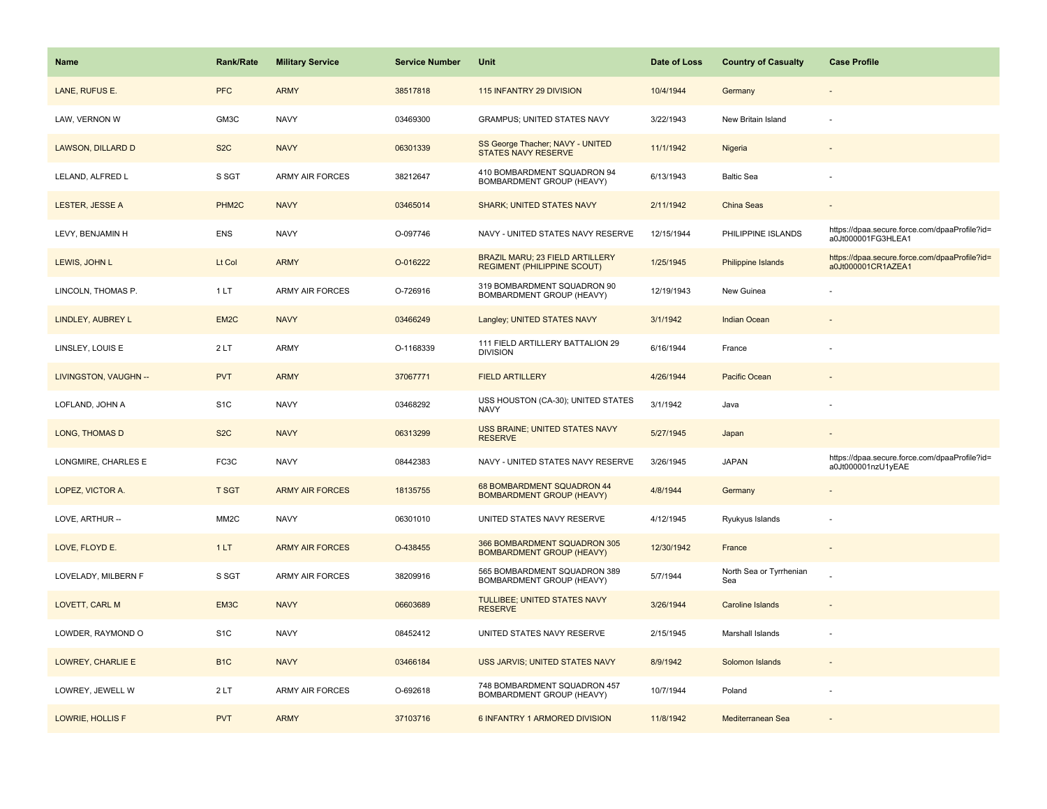| Name | Rank/Rate | Military Service | Service Number | Unit | Date of Loss | Country of Casualty | Case Profile |
| --- | --- | --- | --- | --- | --- | --- | --- |
| LANE, RUFUS E. | PFC | ARMY | 38517818 | 115 INFANTRY 29 DIVISION | 10/4/1944 | Germany | - |
| LAW, VERNON W | GM3C | NAVY | 03469300 | GRAMPUS; UNITED STATES NAVY | 3/22/1943 | New Britain Island | - |
| LAWSON, DILLARD D | S2C | NAVY | 06301339 | SS George Thacher; NAVY - UNITED STATES NAVY RESERVE | 11/1/1942 | Nigeria | - |
| LELAND, ALFRED L | S SGT | ARMY AIR FORCES | 38212647 | 410 BOMBARDMENT SQUADRON 94 BOMBARDMENT GROUP (HEAVY) | 6/13/1943 | Baltic Sea | - |
| LESTER, JESSE A | PHM2C | NAVY | 03465014 | SHARK; UNITED STATES NAVY | 2/11/1942 | China Seas | - |
| LEVY, BENJAMIN H | ENS | NAVY | O-097746 | NAVY - UNITED STATES NAVY RESERVE | 12/15/1944 | PHILIPPINE ISLANDS | https://dpaa.secure.force.com/dpaaProfile?id=a0Jt000001FG3HLEA1 |
| LEWIS, JOHN L | Lt Col | ARMY | O-016222 | BRAZIL MARU; 23 FIELD ARTILLERY REGIMENT (PHILIPPINE SCOUT) | 1/25/1945 | Philippine Islands | https://dpaa.secure.force.com/dpaaProfile?id=a0Jt000001CR1AZEA1 |
| LINCOLN, THOMAS P. | 1 LT | ARMY AIR FORCES | O-726916 | 319 BOMBARDMENT SQUADRON 90 BOMBARDMENT GROUP (HEAVY) | 12/19/1943 | New Guinea | - |
| LINDLEY, AUBREY L | EM2C | NAVY | 03466249 | Langley; UNITED STATES NAVY | 3/1/1942 | Indian Ocean | - |
| LINSLEY, LOUIS E | 2 LT | ARMY | O-1168339 | 111 FIELD ARTILLERY BATTALION 29 DIVISION | 6/16/1944 | France | - |
| LIVINGSTON, VAUGHN -- | PVT | ARMY | 37067771 | FIELD ARTILLERY | 4/26/1944 | Pacific Ocean | - |
| LOFLAND, JOHN A | S1C | NAVY | 03468292 | USS HOUSTON (CA-30); UNITED STATES NAVY | 3/1/1942 | Java | - |
| LONG, THOMAS D | S2C | NAVY | 06313299 | USS BRAINE; UNITED STATES NAVY RESERVE | 5/27/1945 | Japan | - |
| LONGMIRE, CHARLES E | FC3C | NAVY | 08442383 | NAVY - UNITED STATES NAVY RESERVE | 3/26/1945 | JAPAN | https://dpaa.secure.force.com/dpaaProfile?id=a0Jt000001nzU1yEAE |
| LOPEZ, VICTOR A. | T SGT | ARMY AIR FORCES | 18135755 | 68 BOMBARDMENT SQUADRON 44 BOMBARDMENT GROUP (HEAVY) | 4/8/1944 | Germany | - |
| LOVE, ARTHUR -- | MM2C | NAVY | 06301010 | UNITED STATES NAVY RESERVE | 4/12/1945 | Ryukyus Islands | - |
| LOVE, FLOYD E. | 1 LT | ARMY AIR FORCES | O-438455 | 366 BOMBARDMENT SQUADRON 305 BOMBARDMENT GROUP (HEAVY) | 12/30/1942 | France | - |
| LOVELADY, MILBERN F | S SGT | ARMY AIR FORCES | 38209916 | 565 BOMBARDMENT SQUADRON 389 BOMBARDMENT GROUP (HEAVY) | 5/7/1944 | North Sea or Tyrrhenian Sea | - |
| LOVETT, CARL M | EM3C | NAVY | 06603689 | TULLIBEE; UNITED STATES NAVY RESERVE | 3/26/1944 | Caroline Islands | - |
| LOWDER, RAYMOND O | S1C | NAVY | 08452412 | UNITED STATES NAVY RESERVE | 2/15/1945 | Marshall Islands | - |
| LOWREY, CHARLIE E | B1C | NAVY | 03466184 | USS JARVIS; UNITED STATES NAVY | 8/9/1942 | Solomon Islands | - |
| LOWREY, JEWELL W | 2 LT | ARMY AIR FORCES | O-692618 | 748 BOMBARDMENT SQUADRON 457 BOMBARDMENT GROUP (HEAVY) | 10/7/1944 | Poland | - |
| LOWRIE, HOLLIS F | PVT | ARMY | 37103716 | 6 INFANTRY 1 ARMORED DIVISION | 11/8/1942 | Mediterranean Sea | - |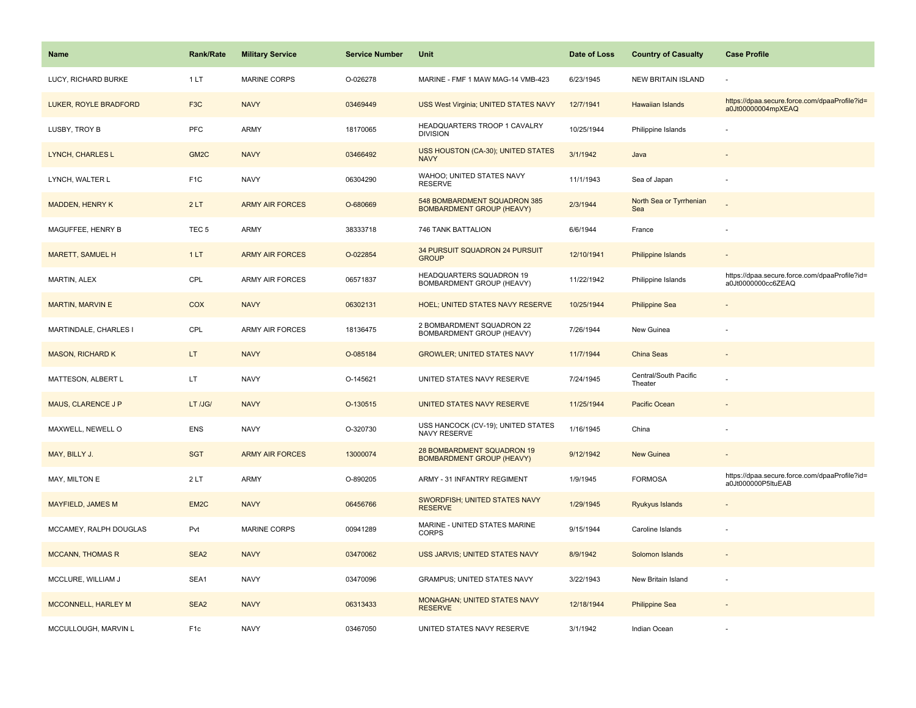| Name | Rank/Rate | Military Service | Service Number | Unit | Date of Loss | Country of Casualty | Case Profile |
|---|---|---|---|---|---|---|---|
| LUCY, RICHARD BURKE | 1 LT | MARINE CORPS | O-026278 | MARINE - FMF 1 MAW MAG-14 VMB-423 | 6/23/1945 | NEW BRITAIN ISLAND | - |
| LUKER, ROYLE BRADFORD | F3C | NAVY | 03469449 | USS West Virginia; UNITED STATES NAVY | 12/7/1941 | Hawaiian Islands | https://dpaa.secure.force.com/dpaaProfile?id=a0Jt00000004mpXEAQ |
| LUSBY, TROY B | PFC | ARMY | 18170065 | HEADQUARTERS TROOP 1 CAVALRY DIVISION | 10/25/1944 | Philippine Islands | - |
| LYNCH, CHARLES L | GM2C | NAVY | 03466492 | USS HOUSTON (CA-30); UNITED STATES NAVY | 3/1/1942 | Java | - |
| LYNCH, WALTER L | F1C | NAVY | 06304290 | WAHOO; UNITED STATES NAVY RESERVE | 11/1/1943 | Sea of Japan | - |
| MADDEN, HENRY K | 2 LT | ARMY AIR FORCES | O-680669 | 548 BOMBARDMENT SQUADRON 385 BOMBARDMENT GROUP (HEAVY) | 2/3/1944 | North Sea or Tyrrhenian Sea | - |
| MAGUFFEE, HENRY B | TEC 5 | ARMY | 38333718 | 746 TANK BATTALION | 6/6/1944 | France | - |
| MARETT, SAMUEL H | 1 LT | ARMY AIR FORCES | O-022854 | 34 PURSUIT SQUADRON 24 PURSUIT GROUP | 12/10/1941 | Philippine Islands | - |
| MARTIN, ALEX | CPL | ARMY AIR FORCES | 06571837 | HEADQUARTERS SQUADRON 19 BOMBARDMENT GROUP (HEAVY) | 11/22/1942 | Philippine Islands | https://dpaa.secure.force.com/dpaaProfile?id=a0Jt0000000cc6ZEAQ |
| MARTIN, MARVIN E | COX | NAVY | 06302131 | HOEL; UNITED STATES NAVY RESERVE | 10/25/1944 | Philippine Sea | - |
| MARTINDALE, CHARLES I | CPL | ARMY AIR FORCES | 18136475 | 2 BOMBARDMENT SQUADRON 22 BOMBARDMENT GROUP (HEAVY) | 7/26/1944 | New Guinea | - |
| MASON, RICHARD K | LT | NAVY | O-085184 | GROWLER; UNITED STATES NAVY | 11/7/1944 | China Seas | - |
| MATTESON, ALBERT L | LT | NAVY | O-145621 | UNITED STATES NAVY RESERVE | 7/24/1945 | Central/South Pacific Theater | - |
| MAUS, CLARENCE J P | LT /JG/ | NAVY | O-130515 | UNITED STATES NAVY RESERVE | 11/25/1944 | Pacific Ocean | - |
| MAXWELL, NEWELL O | ENS | NAVY | O-320730 | USS HANCOCK (CV-19); UNITED STATES NAVY RESERVE | 1/16/1945 | China | - |
| MAY, BILLY J. | SGT | ARMY AIR FORCES | 13000074 | 28 BOMBARDMENT SQUADRON 19 BOMBARDMENT GROUP (HEAVY) | 9/12/1942 | New Guinea | - |
| MAY, MILTON E | 2 LT | ARMY | O-890205 | ARMY - 31 INFANTRY REGIMENT | 1/9/1945 | FORMOSA | https://dpaa.secure.force.com/dpaaProfile?id=a0Jt000000P5ltuEAB |
| MAYFIELD, JAMES M | EM2C | NAVY | 06456766 | SWORDFISH; UNITED STATES NAVY RESERVE | 1/29/1945 | Ryukyus Islands | - |
| MCCAMEY, RALPH DOUGLAS | Pvt | MARINE CORPS | 00941289 | MARINE - UNITED STATES MARINE CORPS | 9/15/1944 | Caroline Islands | - |
| MCCANN, THOMAS R | SEA2 | NAVY | 03470062 | USS JARVIS; UNITED STATES NAVY | 8/9/1942 | Solomon Islands | - |
| MCCLURE, WILLIAM J | SEA1 | NAVY | 03470096 | GRAMPUS; UNITED STATES NAVY | 3/22/1943 | New Britain Island | - |
| MCCONNELL, HARLEY M | SEA2 | NAVY | 06313433 | MONAGHAN; UNITED STATES NAVY RESERVE | 12/18/1944 | Philippine Sea | - |
| MCCULLOUGH, MARVIN L | F1c | NAVY | 03467050 | UNITED STATES NAVY RESERVE | 3/1/1942 | Indian Ocean | - |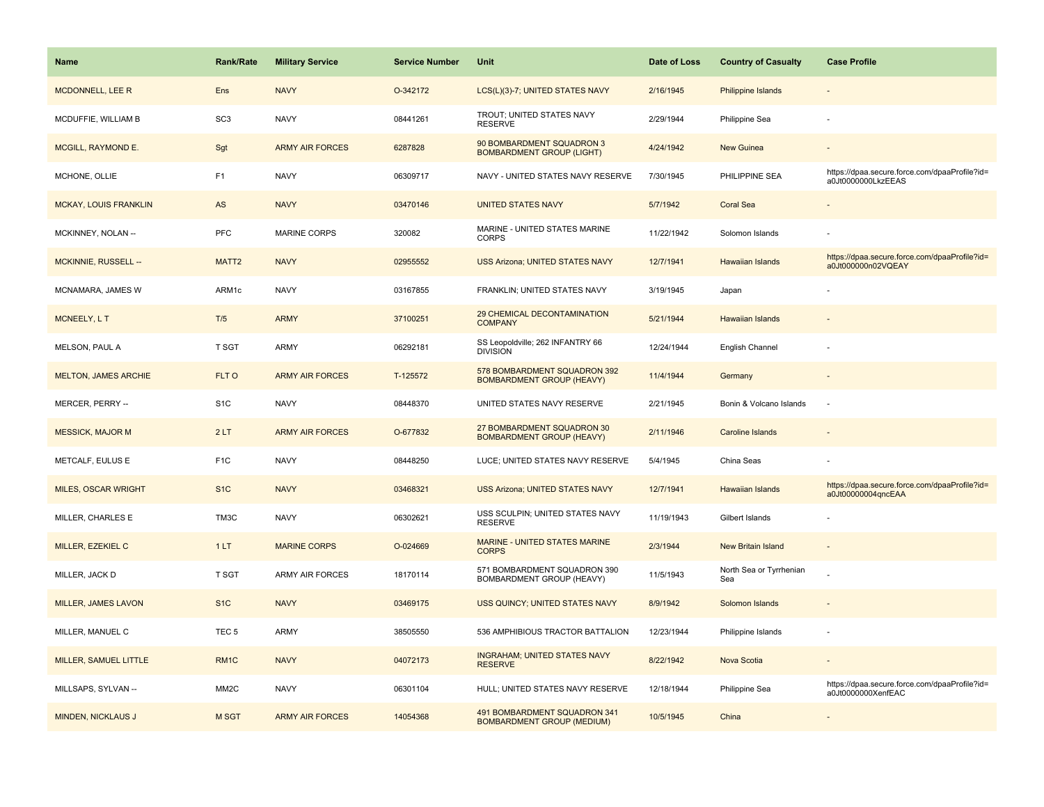| Name | Rank/Rate | Military Service | Service Number | Unit | Date of Loss | Country of Casualty | Case Profile |
|---|---|---|---|---|---|---|---|
| MCDONNELL, LEE R | Ens | NAVY | O-342172 | LCS(L)(3)-7; UNITED STATES NAVY | 2/16/1945 | Philippine Islands | - |
| MCDUFFIE, WILLIAM B | SC3 | NAVY | 08441261 | TROUT; UNITED STATES NAVY RESERVE | 2/29/1944 | Philippine Sea | - |
| MCGILL, RAYMOND E. | Sgt | ARMY AIR FORCES | 6287828 | 90 BOMBARDMENT SQUADRON 3 BOMBARDMENT GROUP (LIGHT) | 4/24/1942 | New Guinea | - |
| MCHONE, OLLIE | F1 | NAVY | 06309717 | NAVY - UNITED STATES NAVY RESERVE | 7/30/1945 | PHILIPPINE SEA | https://dpaa.secure.force.com/dpaaProfile?id=a0Jt0000000LkzEEAS |
| MCKAY, LOUIS FRANKLIN | AS | NAVY | 03470146 | UNITED STATES NAVY | 5/7/1942 | Coral Sea | - |
| MCKINNEY, NOLAN -- | PFC | MARINE CORPS | 320082 | MARINE - UNITED STATES MARINE CORPS | 11/22/1942 | Solomon Islands | - |
| MCKINNIE, RUSSELL -- | MATT2 | NAVY | 02955552 | USS Arizona; UNITED STATES NAVY | 12/7/1941 | Hawaiian Islands | https://dpaa.secure.force.com/dpaaProfile?id=a0Jt000000n02VQEAY |
| MCNAMARA, JAMES W | ARM1c | NAVY | 03167855 | FRANKLIN; UNITED STATES NAVY | 3/19/1945 | Japan | - |
| MCNEELY, L T | T/5 | ARMY | 37100251 | 29 CHEMICAL DECONTAMINATION COMPANY | 5/21/1944 | Hawaiian Islands | - |
| MELSON, PAUL A | T SGT | ARMY | 06292181 | SS Leopoldville; 262 INFANTRY 66 DIVISION | 12/24/1944 | English Channel | - |
| MELTON, JAMES ARCHIE | FLT O | ARMY AIR FORCES | T-125572 | 578 BOMBARDMENT SQUADRON 392 BOMBARDMENT GROUP (HEAVY) | 11/4/1944 | Germany | - |
| MERCER, PERRY -- | S1C | NAVY | 08448370 | UNITED STATES NAVY RESERVE | 2/21/1945 | Bonin & Volcano Islands | - |
| MESSICK, MAJOR M | 2 LT | ARMY AIR FORCES | O-677832 | 27 BOMBARDMENT SQUADRON 30 BOMBARDMENT GROUP (HEAVY) | 2/11/1946 | Caroline Islands | - |
| METCALF, EULUS E | F1C | NAVY | 08448250 | LUCE; UNITED STATES NAVY RESERVE | 5/4/1945 | China Seas | - |
| MILES, OSCAR WRIGHT | S1C | NAVY | 03468321 | USS Arizona; UNITED STATES NAVY | 12/7/1941 | Hawaiian Islands | https://dpaa.secure.force.com/dpaaProfile?id=a0Jt00000004qncEAA |
| MILLER, CHARLES E | TM3C | NAVY | 06302621 | USS SCULPIN; UNITED STATES NAVY RESERVE | 11/19/1943 | Gilbert Islands | - |
| MILLER, EZEKIEL C | 1 LT | MARINE CORPS | O-024669 | MARINE - UNITED STATES MARINE CORPS | 2/3/1944 | New Britain Island | - |
| MILLER, JACK D | T SGT | ARMY AIR FORCES | 18170114 | 571 BOMBARDMENT SQUADRON 390 BOMBARDMENT GROUP (HEAVY) | 11/5/1943 | North Sea or Tyrrhenian Sea | - |
| MILLER, JAMES LAVON | S1C | NAVY | 03469175 | USS QUINCY; UNITED STATES NAVY | 8/9/1942 | Solomon Islands | - |
| MILLER, MANUEL C | TEC 5 | ARMY | 38505550 | 536 AMPHIBIOUS TRACTOR BATTALION | 12/23/1944 | Philippine Islands | - |
| MILLER, SAMUEL LITTLE | RM1C | NAVY | 04072173 | INGRAHAM; UNITED STATES NAVY RESERVE | 8/22/1942 | Nova Scotia | - |
| MILLSAPS, SYLVAN -- | MM2C | NAVY | 06301104 | HULL; UNITED STATES NAVY RESERVE | 12/18/1944 | Philippine Sea | https://dpaa.secure.force.com/dpaaProfile?id=a0Jt0000000XenfEAC |
| MINDEN, NICKLAUS J | M SGT | ARMY AIR FORCES | 14054368 | 491 BOMBARDMENT SQUADRON 341 BOMBARDMENT GROUP (MEDIUM) | 10/5/1945 | China | - |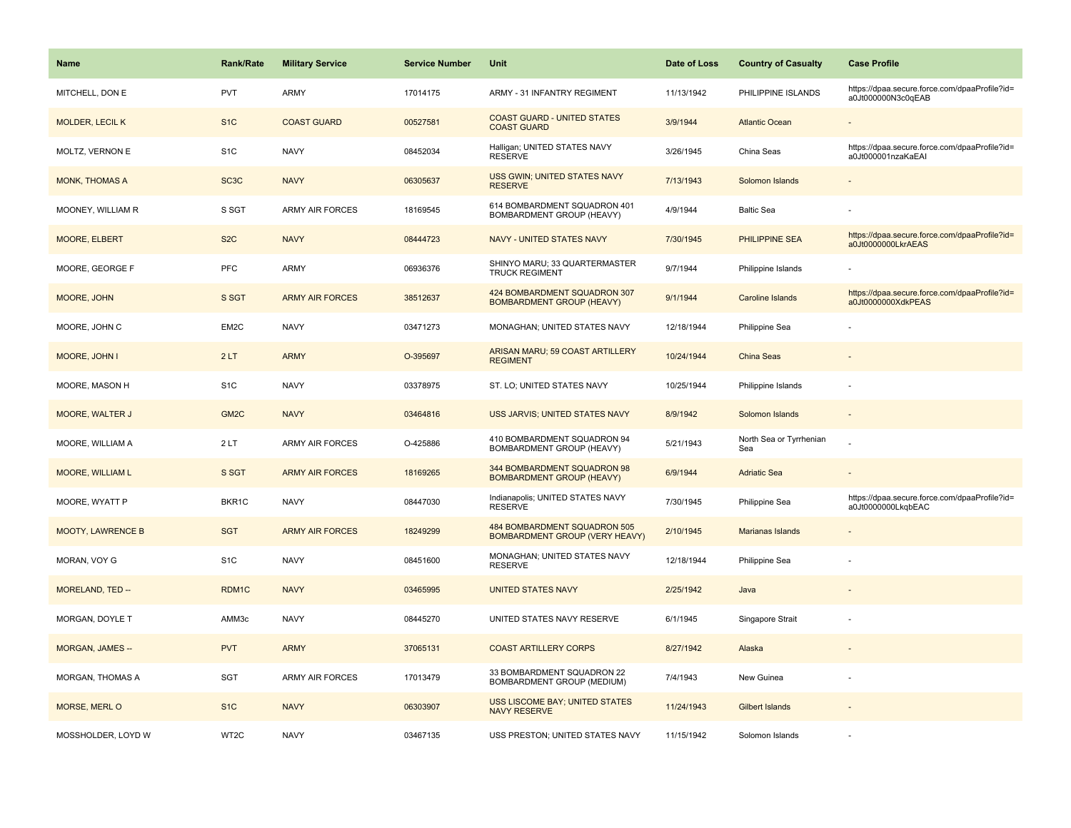| Name | Rank/Rate | Military Service | Service Number | Unit | Date of Loss | Country of Casualty | Case Profile |
|---|---|---|---|---|---|---|---|
| MITCHELL, DON E | PVT | ARMY | 17014175 | ARMY - 31 INFANTRY REGIMENT | 11/13/1942 | PHILIPPINE ISLANDS | https://dpaa.secure.force.com/dpaaProfile?id=a0Jt000000N3c0qEAB |
| MOLDER, LECIL K | S1C | COAST GUARD | 00527581 | COAST GUARD - UNITED STATES COAST GUARD | 3/9/1944 | Atlantic Ocean | - |
| MOLTZ, VERNON E | S1C | NAVY | 08452034 | Halligan; UNITED STATES NAVY RESERVE | 3/26/1945 | China Seas | https://dpaa.secure.force.com/dpaaProfile?id=a0Jt000001nzaKaEAI |
| MONK, THOMAS A | SC3C | NAVY | 06305637 | USS GWIN; UNITED STATES NAVY RESERVE | 7/13/1943 | Solomon Islands | - |
| MOONEY, WILLIAM R | S SGT | ARMY AIR FORCES | 18169545 | 614 BOMBARDMENT SQUADRON 401 BOMBARDMENT GROUP (HEAVY) | 4/9/1944 | Baltic Sea | - |
| MOORE, ELBERT | S2C | NAVY | 08444723 | NAVY - UNITED STATES NAVY | 7/30/1945 | PHILIPPINE SEA | https://dpaa.secure.force.com/dpaaProfile?id=a0Jt0000000LkrAEAS |
| MOORE, GEORGE F | PFC | ARMY | 06936376 | SHINYO MARU; 33 QUARTERMASTER TRUCK REGIMENT | 9/7/1944 | Philippine Islands | - |
| MOORE, JOHN | S SGT | ARMY AIR FORCES | 38512637 | 424 BOMBARDMENT SQUADRON 307 BOMBARDMENT GROUP (HEAVY) | 9/1/1944 | Caroline Islands | https://dpaa.secure.force.com/dpaaProfile?id=a0Jt0000000XdkPEAS |
| MOORE, JOHN C | EM2C | NAVY | 03471273 | MONAGHAN; UNITED STATES NAVY | 12/18/1944 | Philippine Sea | - |
| MOORE, JOHN I | 2 LT | ARMY | O-395697 | ARISAN MARU; 59 COAST ARTILLERY REGIMENT | 10/24/1944 | China Seas | - |
| MOORE, MASON H | S1C | NAVY | 03378975 | ST. LO; UNITED STATES NAVY | 10/25/1944 | Philippine Islands | - |
| MOORE, WALTER J | GM2C | NAVY | 03464816 | USS JARVIS; UNITED STATES NAVY | 8/9/1942 | Solomon Islands | - |
| MOORE, WILLIAM A | 2 LT | ARMY AIR FORCES | O-425886 | 410 BOMBARDMENT SQUADRON 94 BOMBARDMENT GROUP (HEAVY) | 5/21/1943 | North Sea or Tyrrhenian Sea | - |
| MOORE, WILLIAM L | S SGT | ARMY AIR FORCES | 18169265 | 344 BOMBARDMENT SQUADRON 98 BOMBARDMENT GROUP (HEAVY) | 6/9/1944 | Adriatic Sea | - |
| MOORE, WYATT P | BKR1C | NAVY | 08447030 | Indianapolis; UNITED STATES NAVY RESERVE | 7/30/1945 | Philippine Sea | https://dpaa.secure.force.com/dpaaProfile?id=a0Jt0000000LkqbEAC |
| MOOTY, LAWRENCE B | SGT | ARMY AIR FORCES | 18249299 | 484 BOMBARDMENT SQUADRON 505 BOMBARDMENT GROUP (VERY HEAVY) | 2/10/1945 | Marianas Islands | - |
| MORAN, VOY G | S1C | NAVY | 08451600 | MONAGHAN; UNITED STATES NAVY RESERVE | 12/18/1944 | Philippine Sea | - |
| MORELAND, TED -- | RDM1C | NAVY | 03465995 | UNITED STATES NAVY | 2/25/1942 | Java | - |
| MORGAN, DOYLE T | AMM3c | NAVY | 08445270 | UNITED STATES NAVY RESERVE | 6/1/1945 | Singapore Strait | - |
| MORGAN, JAMES -- | PVT | ARMY | 37065131 | COAST ARTILLERY CORPS | 8/27/1942 | Alaska | - |
| MORGAN, THOMAS A | SGT | ARMY AIR FORCES | 17013479 | 33 BOMBARDMENT SQUADRON 22 BOMBARDMENT GROUP (MEDIUM) | 7/4/1943 | New Guinea | - |
| MORSE, MERL O | S1C | NAVY | 06303907 | USS LISCOME BAY; UNITED STATES NAVY RESERVE | 11/24/1943 | Gilbert Islands | - |
| MOSSHOLDER, LOYD W | WT2C | NAVY | 03467135 | USS PRESTON; UNITED STATES NAVY | 11/15/1942 | Solomon Islands | - |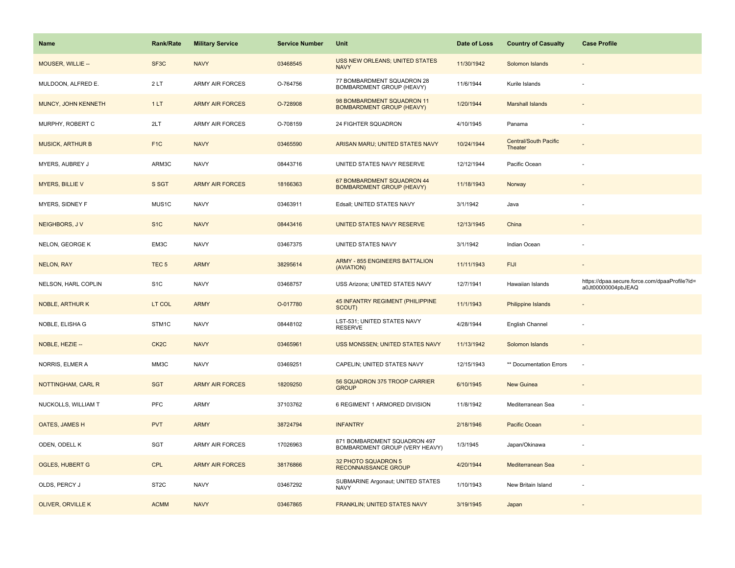| Name | Rank/Rate | Military Service | Service Number | Unit | Date of Loss | Country of Casualty | Case Profile |
|---|---|---|---|---|---|---|---|
| MOUSER, WILLIE -- | SF3C | NAVY | 03468545 | USS NEW ORLEANS; UNITED STATES NAVY | 11/30/1942 | Solomon Islands | - |
| MULDOON, ALFRED E. | 2 LT | ARMY AIR FORCES | O-764756 | 77 BOMBARDMENT SQUADRON 28 BOMBARDMENT GROUP (HEAVY) | 11/6/1944 | Kurile Islands | - |
| MUNCY, JOHN KENNETH | 1 LT | ARMY AIR FORCES | O-728908 | 98 BOMBARDMENT SQUADRON 11 BOMBARDMENT GROUP (HEAVY) | 1/20/1944 | Marshall Islands | - |
| MURPHY, ROBERT C | 2LT | ARMY AIR FORCES | O-708159 | 24 FIGHTER SQUADRON | 4/10/1945 | Panama | - |
| MUSICK, ARTHUR B | F1C | NAVY | 03465590 | ARISAN MARU; UNITED STATES NAVY | 10/24/1944 | Central/South Pacific Theater | - |
| MYERS, AUBREY J | ARM3C | NAVY | 08443716 | UNITED STATES NAVY RESERVE | 12/12/1944 | Pacific Ocean | - |
| MYERS, BILLIE V | S SGT | ARMY AIR FORCES | 18166363 | 67 BOMBARDMENT SQUADRON 44 BOMBARDMENT GROUP (HEAVY) | 11/18/1943 | Norway | - |
| MYERS, SIDNEY F | MUS1C | NAVY | 03463911 | Edsall; UNITED STATES NAVY | 3/1/1942 | Java | - |
| NEIGHBORS, J V | S1C | NAVY | 08443416 | UNITED STATES NAVY RESERVE | 12/13/1945 | China | - |
| NELON, GEORGE K | EM3C | NAVY | 03467375 | UNITED STATES NAVY | 3/1/1942 | Indian Ocean | - |
| NELON, RAY | TEC 5 | ARMY | 38295614 | ARMY - 855 ENGINEERS BATTALION (AVIATION) | 11/11/1943 | FIJI | - |
| NELSON, HARL COPLIN | S1C | NAVY | 03468757 | USS Arizona; UNITED STATES NAVY | 12/7/1941 | Hawaiian Islands | https://dpaa.secure.force.com/dpaaProfile?id=a0Jt00000004pbJEAQ |
| NOBLE, ARTHUR K | LT COL | ARMY | O-017780 | 45 INFANTRY REGIMENT (PHILIPPINE SCOUT) | 11/1/1943 | Philippine Islands | - |
| NOBLE, ELISHA G | STM1C | NAVY | 08448102 | LST-531; UNITED STATES NAVY RESERVE | 4/28/1944 | English Channel | - |
| NOBLE, HEZIE -- | CK2C | NAVY | 03465961 | USS MONSSEN; UNITED STATES NAVY | 11/13/1942 | Solomon Islands | - |
| NORRIS, ELMER A | MM3C | NAVY | 03469251 | CAPELIN; UNITED STATES NAVY | 12/15/1943 | ** Documentation Errors | - |
| NOTTINGHAM, CARL R | SGT | ARMY AIR FORCES | 18209250 | 56 SQUADRON 375 TROOP CARRIER GROUP | 6/10/1945 | New Guinea | - |
| NUCKOLLS, WILLIAM T | PFC | ARMY | 37103762 | 6 REGIMENT 1 ARMORED DIVISION | 11/8/1942 | Mediterranean Sea | - |
| OATES, JAMES H | PVT | ARMY | 38724794 | INFANTRY | 2/18/1946 | Pacific Ocean | - |
| ODEN, ODELL K | SGT | ARMY AIR FORCES | 17026963 | 871 BOMBARDMENT SQUADRON 497 BOMBARDMENT GROUP (VERY HEAVY) | 1/3/1945 | Japan/Okinawa | - |
| OGLES, HUBERT G | CPL | ARMY AIR FORCES | 38176866 | 32 PHOTO SQUADRON 5 RECONNAISSANCE GROUP | 4/20/1944 | Mediterranean Sea | - |
| OLDS, PERCY J | ST2C | NAVY | 03467292 | SUBMARINE Argonaut; UNITED STATES NAVY | 1/10/1943 | New Britain Island | - |
| OLIVER, ORVILLE K | ACMM | NAVY | 03467865 | FRANKLIN; UNITED STATES NAVY | 3/19/1945 | Japan | - |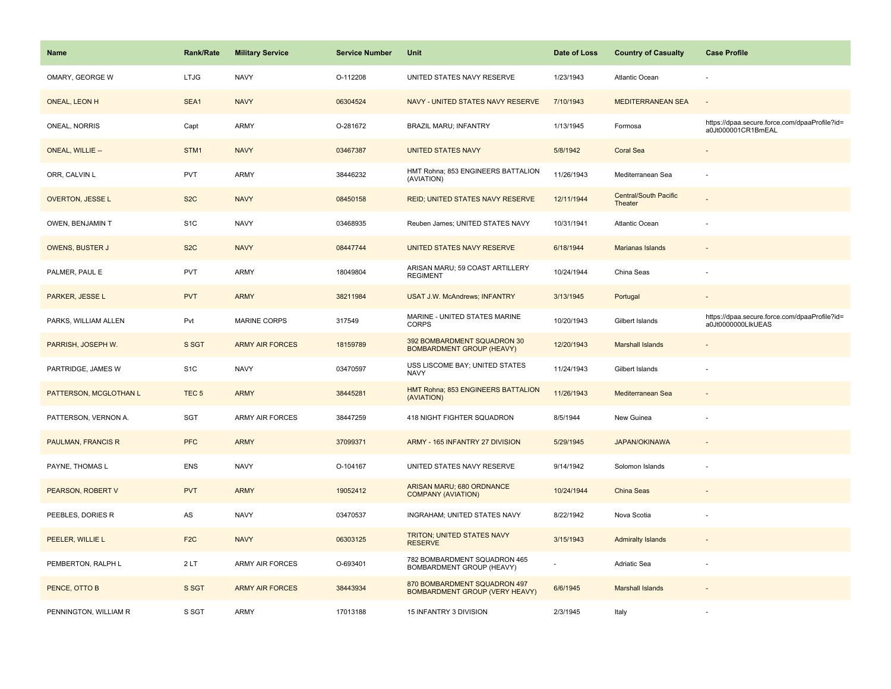| Name | Rank/Rate | Military Service | Service Number | Unit | Date of Loss | Country of Casualty | Case Profile |
|---|---|---|---|---|---|---|---|
| OMARY, GEORGE W | LTJG | NAVY | O-112208 | UNITED STATES NAVY RESERVE | 1/23/1943 | Atlantic Ocean | - |
| ONEAL, LEON H | SEA1 | NAVY | 06304524 | NAVY - UNITED STATES NAVY RESERVE | 7/10/1943 | MEDITERRANEAN SEA | - |
| ONEAL, NORRIS | Capt | ARMY | O-281672 | BRAZIL MARU; INFANTRY | 1/13/1945 | Formosa | https://dpaa.secure.force.com/dpaaProfile?id=a0Jt000001CR1BmEAL |
| ONEAL, WILLIE -- | STM1 | NAVY | 03467387 | UNITED STATES NAVY | 5/8/1942 | Coral Sea | - |
| ORR, CALVIN L | PVT | ARMY | 38446232 | HMT Rohna; 853 ENGINEERS BATTALION (AVIATION) | 11/26/1943 | Mediterranean Sea | - |
| OVERTON, JESSE L | S2C | NAVY | 08450158 | REID; UNITED STATES NAVY RESERVE | 12/11/1944 | Central/South Pacific Theater | - |
| OWEN, BENJAMIN T | S1C | NAVY | 03468935 | Reuben James; UNITED STATES NAVY | 10/31/1941 | Atlantic Ocean | - |
| OWENS, BUSTER J | S2C | NAVY | 08447744 | UNITED STATES NAVY RESERVE | 6/18/1944 | Marianas Islands | - |
| PALMER, PAUL E | PVT | ARMY | 18049804 | ARISAN MARU; 59 COAST ARTILLERY REGIMENT | 10/24/1944 | China Seas | - |
| PARKER, JESSE L | PVT | ARMY | 38211984 | USAT J.W. McAndrews; INFANTRY | 3/13/1945 | Portugal | - |
| PARKS, WILLIAM ALLEN | Pvt | MARINE CORPS | 317549 | MARINE - UNITED STATES MARINE CORPS | 10/20/1943 | Gilbert Islands | https://dpaa.secure.force.com/dpaaProfile?id=a0Jt0000000LlkUEAS |
| PARRISH, JOSEPH W. | S SGT | ARMY AIR FORCES | 18159789 | 392 BOMBARDMENT SQUADRON 30 BOMBARDMENT GROUP (HEAVY) | 12/20/1943 | Marshall Islands | - |
| PARTRIDGE, JAMES W | S1C | NAVY | 03470597 | USS LISCOME BAY; UNITED STATES NAVY | 11/24/1943 | Gilbert Islands | - |
| PATTERSON, MCGLOTHAN L | TEC 5 | ARMY | 38445281 | HMT Rohna; 853 ENGINEERS BATTALION (AVIATION) | 11/26/1943 | Mediterranean Sea | - |
| PATTERSON, VERNON A. | SGT | ARMY AIR FORCES | 38447259 | 418 NIGHT FIGHTER SQUADRON | 8/5/1944 | New Guinea | - |
| PAULMAN, FRANCIS R | PFC | ARMY | 37099371 | ARMY - 165 INFANTRY 27 DIVISION | 5/29/1945 | JAPAN/OKINAWA | - |
| PAYNE, THOMAS L | ENS | NAVY | O-104167 | UNITED STATES NAVY RESERVE | 9/14/1942 | Solomon Islands | - |
| PEARSON, ROBERT V | PVT | ARMY | 19052412 | ARISAN MARU; 680 ORDNANCE COMPANY (AVIATION) | 10/24/1944 | China Seas | - |
| PEEBLES, DORIES R | AS | NAVY | 03470537 | INGRAHAM; UNITED STATES NAVY | 8/22/1942 | Nova Scotia | - |
| PEELER, WILLIE L | F2C | NAVY | 06303125 | TRITON; UNITED STATES NAVY RESERVE | 3/15/1943 | Admiralty Islands | - |
| PEMBERTON, RALPH L | 2 LT | ARMY AIR FORCES | O-693401 | 782 BOMBARDMENT SQUADRON 465 BOMBARDMENT GROUP (HEAVY) | - | Adriatic Sea | - |
| PENCE, OTTO B | S SGT | ARMY AIR FORCES | 38443934 | 870 BOMBARDMENT SQUADRON 497 BOMBARDMENT GROUP (VERY HEAVY) | 6/6/1945 | Marshall Islands | - |
| PENNINGTON, WILLIAM R | S SGT | ARMY | 17013188 | 15 INFANTRY 3 DIVISION | 2/3/1945 | Italy | - |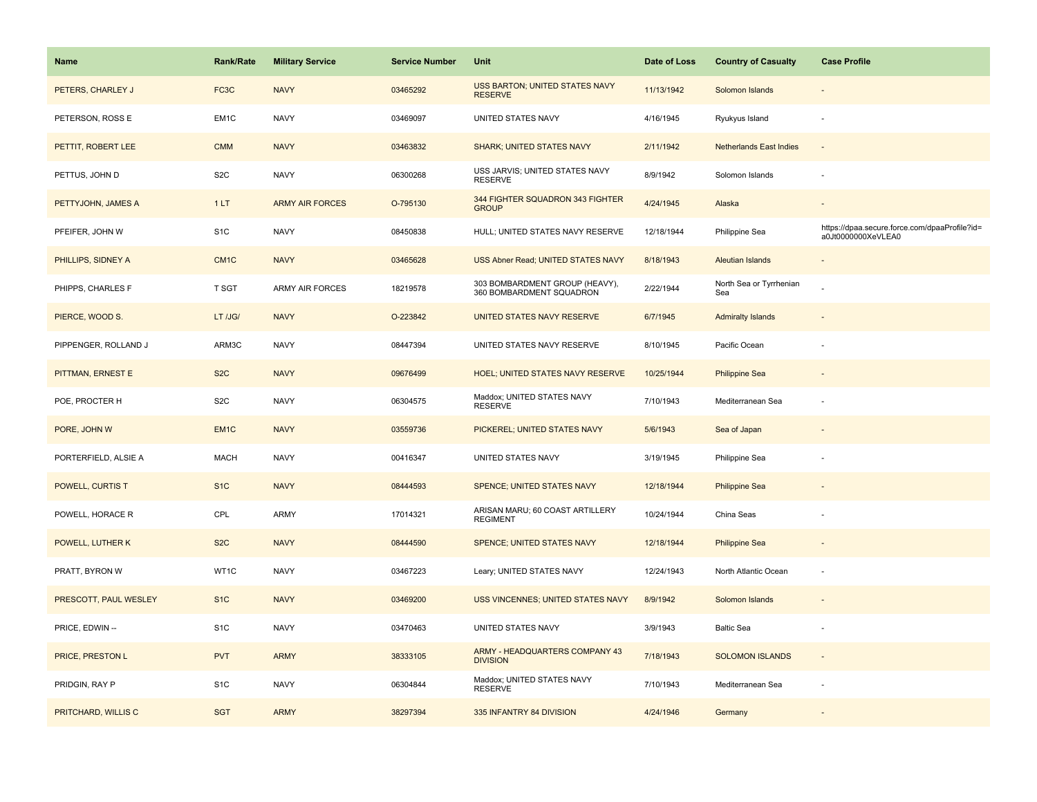| Name | Rank/Rate | Military Service | Service Number | Unit | Date of Loss | Country of Casualty | Case Profile |
| --- | --- | --- | --- | --- | --- | --- | --- |
| PETERS, CHARLEY J | FC3C | NAVY | 03465292 | USS BARTON; UNITED STATES NAVY RESERVE | 11/13/1942 | Solomon Islands | - |
| PETERSON, ROSS E | EM1C | NAVY | 03469097 | UNITED STATES NAVY | 4/16/1945 | Ryukyus Island | - |
| PETTIT, ROBERT LEE | CMM | NAVY | 03463832 | SHARK; UNITED STATES NAVY | 2/11/1942 | Netherlands East Indies | - |
| PETTUS, JOHN D | S2C | NAVY | 06300268 | USS JARVIS; UNITED STATES NAVY RESERVE | 8/9/1942 | Solomon Islands | - |
| PETTYJOHN, JAMES A | 1 LT | ARMY AIR FORCES | O-795130 | 344 FIGHTER SQUADRON 343 FIGHTER GROUP | 4/24/1945 | Alaska | - |
| PFEIFER, JOHN W | S1C | NAVY | 08450838 | HULL; UNITED STATES NAVY RESERVE | 12/18/1944 | Philippine Sea | https://dpaa.secure.force.com/dpaaProfile?id=a0Jt0000000XeVLEA0 |
| PHILLIPS, SIDNEY A | CM1C | NAVY | 03465628 | USS Abner Read; UNITED STATES NAVY | 8/18/1943 | Aleutian Islands | - |
| PHIPPS, CHARLES F | T SGT | ARMY AIR FORCES | 18219578 | 303 BOMBARDMENT GROUP (HEAVY), 360 BOMBARDMENT SQUADRON | 2/22/1944 | North Sea or Tyrrhenian Sea | - |
| PIERCE, WOOD S. | LT /JG/ | NAVY | O-223842 | UNITED STATES NAVY RESERVE | 6/7/1945 | Admiralty Islands | - |
| PIPPENGER, ROLLAND J | ARM3C | NAVY | 08447394 | UNITED STATES NAVY RESERVE | 8/10/1945 | Pacific Ocean | - |
| PITTMAN, ERNEST E | S2C | NAVY | 09676499 | HOEL; UNITED STATES NAVY RESERVE | 10/25/1944 | Philippine Sea | - |
| POE, PROCTER H | S2C | NAVY | 06304575 | Maddox; UNITED STATES NAVY RESERVE | 7/10/1943 | Mediterranean Sea | - |
| PORE, JOHN W | EM1C | NAVY | 03559736 | PICKEREL; UNITED STATES NAVY | 5/6/1943 | Sea of Japan | - |
| PORTERFIELD, ALSIE A | MACH | NAVY | 00416347 | UNITED STATES NAVY | 3/19/1945 | Philippine Sea | - |
| POWELL, CURTIS T | S1C | NAVY | 08444593 | SPENCE; UNITED STATES NAVY | 12/18/1944 | Philippine Sea | - |
| POWELL, HORACE R | CPL | ARMY | 17014321 | ARISAN MARU; 60 COAST ARTILLERY REGIMENT | 10/24/1944 | China Seas | - |
| POWELL, LUTHER K | S2C | NAVY | 08444590 | SPENCE; UNITED STATES NAVY | 12/18/1944 | Philippine Sea | - |
| PRATT, BYRON W | WT1C | NAVY | 03467223 | Leary; UNITED STATES NAVY | 12/24/1943 | North Atlantic Ocean | - |
| PRESCOTT, PAUL WESLEY | S1C | NAVY | 03469200 | USS VINCENNES; UNITED STATES NAVY | 8/9/1942 | Solomon Islands | - |
| PRICE, EDWIN -- | S1C | NAVY | 03470463 | UNITED STATES NAVY | 3/9/1943 | Baltic Sea | - |
| PRICE, PRESTON L | PVT | ARMY | 38333105 | ARMY - HEADQUARTERS COMPANY 43 DIVISION | 7/18/1943 | SOLOMON ISLANDS | - |
| PRIDGIN, RAY P | S1C | NAVY | 06304844 | Maddox; UNITED STATES NAVY RESERVE | 7/10/1943 | Mediterranean Sea | - |
| PRITCHARD, WILLIS C | SGT | ARMY | 38297394 | 335 INFANTRY 84 DIVISION | 4/24/1946 | Germany | - |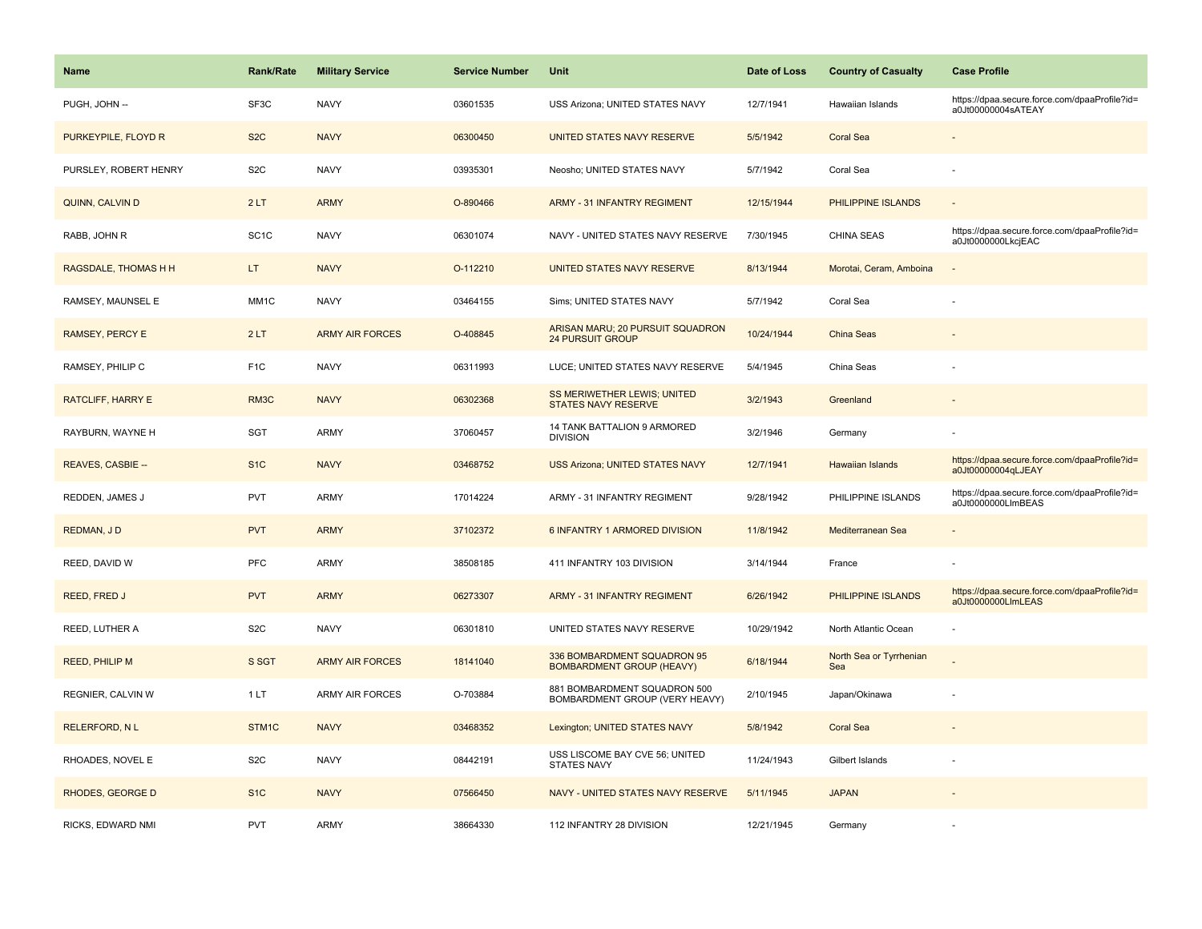| Name | Rank/Rate | Military Service | Service Number | Unit | Date of Loss | Country of Casualty | Case Profile |
|---|---|---|---|---|---|---|---|
| PUGH, JOHN -- | SF3C | NAVY | 03601535 | USS Arizona; UNITED STATES NAVY | 12/7/1941 | Hawaiian Islands | https://dpaa.secure.force.com/dpaaProfile?id=a0Jt00000004sATEAY |
| PURKEYPILE, FLOYD R | S2C | NAVY | 06300450 | UNITED STATES NAVY RESERVE | 5/5/1942 | Coral Sea | - |
| PURSLEY, ROBERT HENRY | S2C | NAVY | 03935301 | Neosho; UNITED STATES NAVY | 5/7/1942 | Coral Sea | - |
| QUINN, CALVIN D | 2 LT | ARMY | O-890466 | ARMY - 31 INFANTRY REGIMENT | 12/15/1944 | PHILIPPINE ISLANDS | - |
| RABB, JOHN R | SC1C | NAVY | 06301074 | NAVY - UNITED STATES NAVY RESERVE | 7/30/1945 | CHINA SEAS | https://dpaa.secure.force.com/dpaaProfile?id=a0Jt0000000LkcjEAC |
| RAGSDALE, THOMAS H H | LT | NAVY | O-112210 | UNITED STATES NAVY RESERVE | 8/13/1944 | Morotai, Ceram, Amboina | - |
| RAMSEY, MAUNSEL E | MM1C | NAVY | 03464155 | Sims; UNITED STATES NAVY | 5/7/1942 | Coral Sea | - |
| RAMSEY, PERCY E | 2 LT | ARMY AIR FORCES | O-408845 | ARISAN MARU; 20 PURSUIT SQUADRON 24 PURSUIT GROUP | 10/24/1944 | China Seas | - |
| RAMSEY, PHILIP C | F1C | NAVY | 06311993 | LUCE; UNITED STATES NAVY RESERVE | 5/4/1945 | China Seas | - |
| RATCLIFF, HARRY E | RM3C | NAVY | 06302368 | SS MERIWETHER LEWIS; UNITED STATES NAVY RESERVE | 3/2/1943 | Greenland | - |
| RAYBURN, WAYNE H | SGT | ARMY | 37060457 | 14 TANK BATTALION 9 ARMORED DIVISION | 3/2/1946 | Germany | - |
| REAVES, CASBIE -- | S1C | NAVY | 03468752 | USS Arizona; UNITED STATES NAVY | 12/7/1941 | Hawaiian Islands | https://dpaa.secure.force.com/dpaaProfile?id=a0Jt00000004qLJEAY |
| REDDEN, JAMES J | PVT | ARMY | 17014224 | ARMY - 31 INFANTRY REGIMENT | 9/28/1942 | PHILIPPINE ISLANDS | https://dpaa.secure.force.com/dpaaProfile?id=a0Jt0000000LlmBEAS |
| REDMAN, J D | PVT | ARMY | 37102372 | 6 INFANTRY 1 ARMORED DIVISION | 11/8/1942 | Mediterranean Sea | - |
| REED, DAVID W | PFC | ARMY | 38508185 | 411 INFANTRY 103 DIVISION | 3/14/1944 | France | - |
| REED, FRED J | PVT | ARMY | 06273307 | ARMY - 31 INFANTRY REGIMENT | 6/26/1942 | PHILIPPINE ISLANDS | https://dpaa.secure.force.com/dpaaProfile?id=a0Jt0000000LlmLEAS |
| REED, LUTHER A | S2C | NAVY | 06301810 | UNITED STATES NAVY RESERVE | 10/29/1942 | North Atlantic Ocean | - |
| REED, PHILIP M | S SGT | ARMY AIR FORCES | 18141040 | 336 BOMBARDMENT SQUADRON 95 BOMBARDMENT GROUP (HEAVY) | 6/18/1944 | North Sea or Tyrrhenian Sea | - |
| REGNIER, CALVIN W | 1 LT | ARMY AIR FORCES | O-703884 | 881 BOMBARDMENT SQUADRON 500 BOMBARDMENT GROUP (VERY HEAVY) | 2/10/1945 | Japan/Okinawa | - |
| RELERFORD, N L | STM1C | NAVY | 03468352 | Lexington; UNITED STATES NAVY | 5/8/1942 | Coral Sea | - |
| RHOADES, NOVEL E | S2C | NAVY | 08442191 | USS LISCOME BAY CVE 56; UNITED STATES NAVY | 11/24/1943 | Gilbert Islands | - |
| RHODES, GEORGE D | S1C | NAVY | 07566450 | NAVY - UNITED STATES NAVY RESERVE | 5/11/1945 | JAPAN | - |
| RICKS, EDWARD NMI | PVT | ARMY | 38664330 | 112 INFANTRY 28 DIVISION | 12/21/1945 | Germany | - |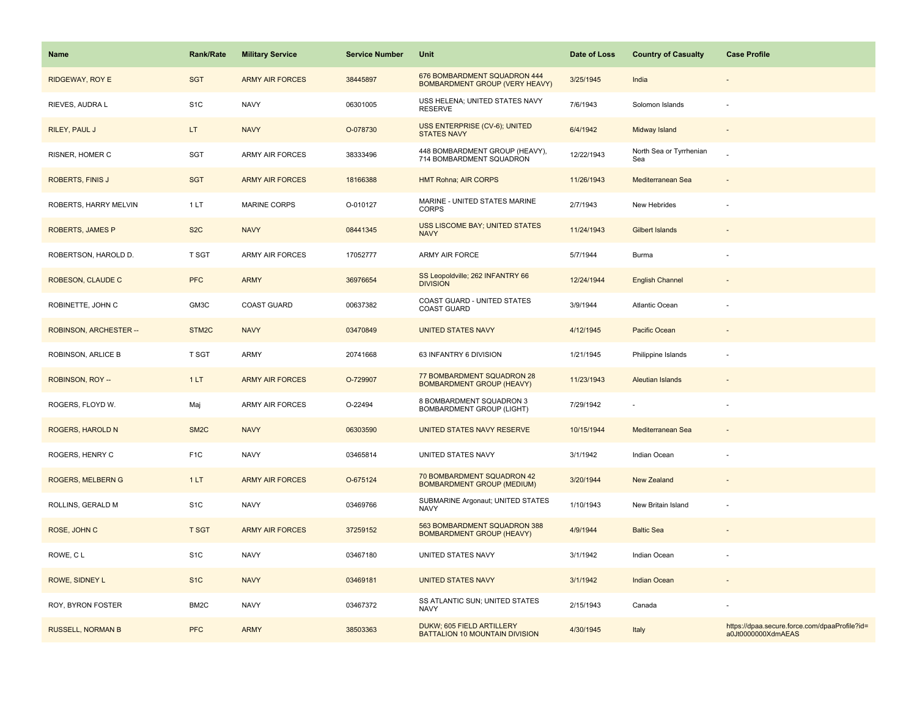| Name | Rank/Rate | Military Service | Service Number | Unit | Date of Loss | Country of Casualty | Case Profile |
|---|---|---|---|---|---|---|---|
| RIDGEWAY, ROY E | SGT | ARMY AIR FORCES | 38445897 | 676 BOMBARDMENT SQUADRON 444 BOMBARDMENT GROUP (VERY HEAVY) | 3/25/1945 | India | - |
| RIEVES, AUDRA L | S1C | NAVY | 06301005 | USS HELENA; UNITED STATES NAVY RESERVE | 7/6/1943 | Solomon Islands | - |
| RILEY, PAUL J | LT | NAVY | O-078730 | USS ENTERPRISE (CV-6); UNITED STATES NAVY | 6/4/1942 | Midway Island | - |
| RISNER, HOMER C | SGT | ARMY AIR FORCES | 38333496 | 448 BOMBARDMENT GROUP (HEAVY), 714 BOMBARDMENT SQUADRON | 12/22/1943 | North Sea or Tyrrhenian Sea | - |
| ROBERTS, FINIS J | SGT | ARMY AIR FORCES | 18166388 | HMT Rohna; AIR CORPS | 11/26/1943 | Mediterranean Sea | - |
| ROBERTS, HARRY MELVIN | 1 LT | MARINE CORPS | O-010127 | MARINE - UNITED STATES MARINE CORPS | 2/7/1943 | New Hebrides | - |
| ROBERTS, JAMES P | S2C | NAVY | 08441345 | USS LISCOME BAY; UNITED STATES NAVY | 11/24/1943 | Gilbert Islands | - |
| ROBERTSON, HAROLD D. | T SGT | ARMY AIR FORCES | 17052777 | ARMY AIR FORCE | 5/7/1944 | Burma | - |
| ROBESON, CLAUDE C | PFC | ARMY | 36976654 | SS Leopoldville; 262 INFANTRY 66 DIVISION | 12/24/1944 | English Channel | - |
| ROBINETTE, JOHN C | GM3C | COAST GUARD | 00637382 | COAST GUARD - UNITED STATES COAST GUARD | 3/9/1944 | Atlantic Ocean | - |
| ROBINSON, ARCHESTER -- | STM2C | NAVY | 03470849 | UNITED STATES NAVY | 4/12/1945 | Pacific Ocean | - |
| ROBINSON, ARLICE B | T SGT | ARMY | 20741668 | 63 INFANTRY 6 DIVISION | 1/21/1945 | Philippine Islands | - |
| ROBINSON, ROY -- | 1 LT | ARMY AIR FORCES | O-729907 | 77 BOMBARDMENT SQUADRON 28 BOMBARDMENT GROUP (HEAVY) | 11/23/1943 | Aleutian Islands | - |
| ROGERS, FLOYD W. | Maj | ARMY AIR FORCES | O-22494 | 8 BOMBARDMENT SQUADRON 3 BOMBARDMENT GROUP (LIGHT) | 7/29/1942 | - | - |
| ROGERS, HAROLD N | SM2C | NAVY | 06303590 | UNITED STATES NAVY RESERVE | 10/15/1944 | Mediterranean Sea | - |
| ROGERS, HENRY C | F1C | NAVY | 03465814 | UNITED STATES NAVY | 3/1/1942 | Indian Ocean | - |
| ROGERS, MELBERN G | 1 LT | ARMY AIR FORCES | O-675124 | 70 BOMBARDMENT SQUADRON 42 BOMBARDMENT GROUP (MEDIUM) | 3/20/1944 | New Zealand | - |
| ROLLINS, GERALD M | S1C | NAVY | 03469766 | SUBMARINE Argonaut; UNITED STATES NAVY | 1/10/1943 | New Britain Island | - |
| ROSE, JOHN C | T SGT | ARMY AIR FORCES | 37259152 | 563 BOMBARDMENT SQUADRON 388 BOMBARDMENT GROUP (HEAVY) | 4/9/1944 | Baltic Sea | - |
| ROWE, C L | S1C | NAVY | 03467180 | UNITED STATES NAVY | 3/1/1942 | Indian Ocean | - |
| ROWE, SIDNEY L | S1C | NAVY | 03469181 | UNITED STATES NAVY | 3/1/1942 | Indian Ocean | - |
| ROY, BYRON FOSTER | BM2C | NAVY | 03467372 | SS ATLANTIC SUN; UNITED STATES NAVY | 2/15/1943 | Canada | - |
| RUSSELL, NORMAN B | PFC | ARMY | 38503363 | DUKW; 605 FIELD ARTILLERY BATTALION 10 MOUNTAIN DIVISION | 4/30/1945 | Italy | https://dpaa.secure.force.com/dpaaProfile?id=a0Jt0000000XdmAEAS |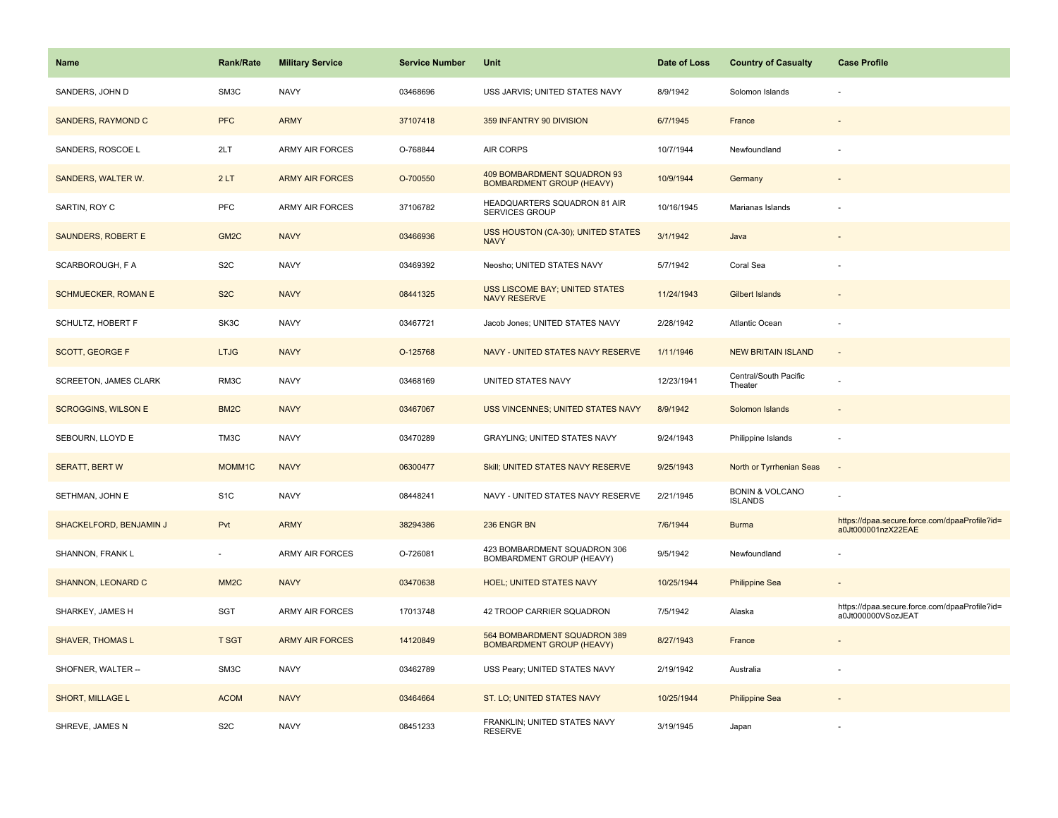| Name | Rank/Rate | Military Service | Service Number | Unit | Date of Loss | Country of Casualty | Case Profile |
| --- | --- | --- | --- | --- | --- | --- | --- |
| SANDERS, JOHN D | SM3C | NAVY | 03468696 | USS JARVIS; UNITED STATES NAVY | 8/9/1942 | Solomon Islands | - |
| SANDERS, RAYMOND C | PFC | ARMY | 37107418 | 359 INFANTRY 90 DIVISION | 6/7/1945 | France | - |
| SANDERS, ROSCOE L | 2LT | ARMY AIR FORCES | O-768844 | AIR CORPS | 10/7/1944 | Newfoundland | - |
| SANDERS, WALTER W. | 2 LT | ARMY AIR FORCES | O-700550 | 409 BOMBARDMENT SQUADRON 93 BOMBARDMENT GROUP (HEAVY) | 10/9/1944 | Germany | - |
| SARTIN, ROY C | PFC | ARMY AIR FORCES | 37106782 | HEADQUARTERS SQUADRON 81 AIR SERVICES GROUP | 10/16/1945 | Marianas Islands | - |
| SAUNDERS, ROBERT E | GM2C | NAVY | 03466936 | USS HOUSTON (CA-30); UNITED STATES NAVY | 3/1/1942 | Java | - |
| SCARBOROUGH, F A | S2C | NAVY | 03469392 | Neosho; UNITED STATES NAVY | 5/7/1942 | Coral Sea | - |
| SCHMUECKER, ROMAN E | S2C | NAVY | 08441325 | USS LISCOME BAY; UNITED STATES NAVY RESERVE | 11/24/1943 | Gilbert Islands | - |
| SCHULTZ, HOBERT F | SK3C | NAVY | 03467721 | Jacob Jones; UNITED STATES NAVY | 2/28/1942 | Atlantic Ocean | - |
| SCOTT, GEORGE F | LTJG | NAVY | O-125768 | NAVY - UNITED STATES NAVY RESERVE | 1/11/1946 | NEW BRITAIN ISLAND | - |
| SCREETON, JAMES CLARK | RM3C | NAVY | 03468169 | UNITED STATES NAVY | 12/23/1941 | Central/South Pacific Theater | - |
| SCROGGINS, WILSON E | BM2C | NAVY | 03467067 | USS VINCENNES; UNITED STATES NAVY | 8/9/1942 | Solomon Islands | - |
| SEBOURN, LLOYD E | TM3C | NAVY | 03470289 | GRAYLING; UNITED STATES NAVY | 9/24/1943 | Philippine Islands | - |
| SERATT, BERT W | MOMM1C | NAVY | 06300477 | Skill; UNITED STATES NAVY RESERVE | 9/25/1943 | North or Tyrrhenian Seas | - |
| SETHMAN, JOHN E | S1C | NAVY | 08448241 | NAVY - UNITED STATES NAVY RESERVE | 2/21/1945 | BONIN & VOLCANO ISLANDS | - |
| SHACKELFORD, BENJAMIN J | Pvt | ARMY | 38294386 | 236 ENGR BN | 7/6/1944 | Burma | https://dpaa.secure.force.com/dpaaProfile?id=a0Jt000001nzX22EAE |
| SHANNON, FRANK L | - | ARMY AIR FORCES | O-726081 | 423 BOMBARDMENT SQUADRON 306 BOMBARDMENT GROUP (HEAVY) | 9/5/1942 | Newfoundland | - |
| SHANNON, LEONARD C | MM2C | NAVY | 03470638 | HOEL; UNITED STATES NAVY | 10/25/1944 | Philippine Sea | - |
| SHARKEY, JAMES H | SGT | ARMY AIR FORCES | 17013748 | 42 TROOP CARRIER SQUADRON | 7/5/1942 | Alaska | https://dpaa.secure.force.com/dpaaProfile?id=a0Jt000000VSozJEAT |
| SHAVER, THOMAS L | T SGT | ARMY AIR FORCES | 14120849 | 564 BOMBARDMENT SQUADRON 389 BOMBARDMENT GROUP (HEAVY) | 8/27/1943 | France | - |
| SHOFNER, WALTER -- | SM3C | NAVY | 03462789 | USS Peary; UNITED STATES NAVY | 2/19/1942 | Australia | - |
| SHORT, MILLAGE L | ACOM | NAVY | 03464664 | ST. LO; UNITED STATES NAVY | 10/25/1944 | Philippine Sea | - |
| SHREVE, JAMES N | S2C | NAVY | 08451233 | FRANKLIN; UNITED STATES NAVY RESERVE | 3/19/1945 | Japan | - |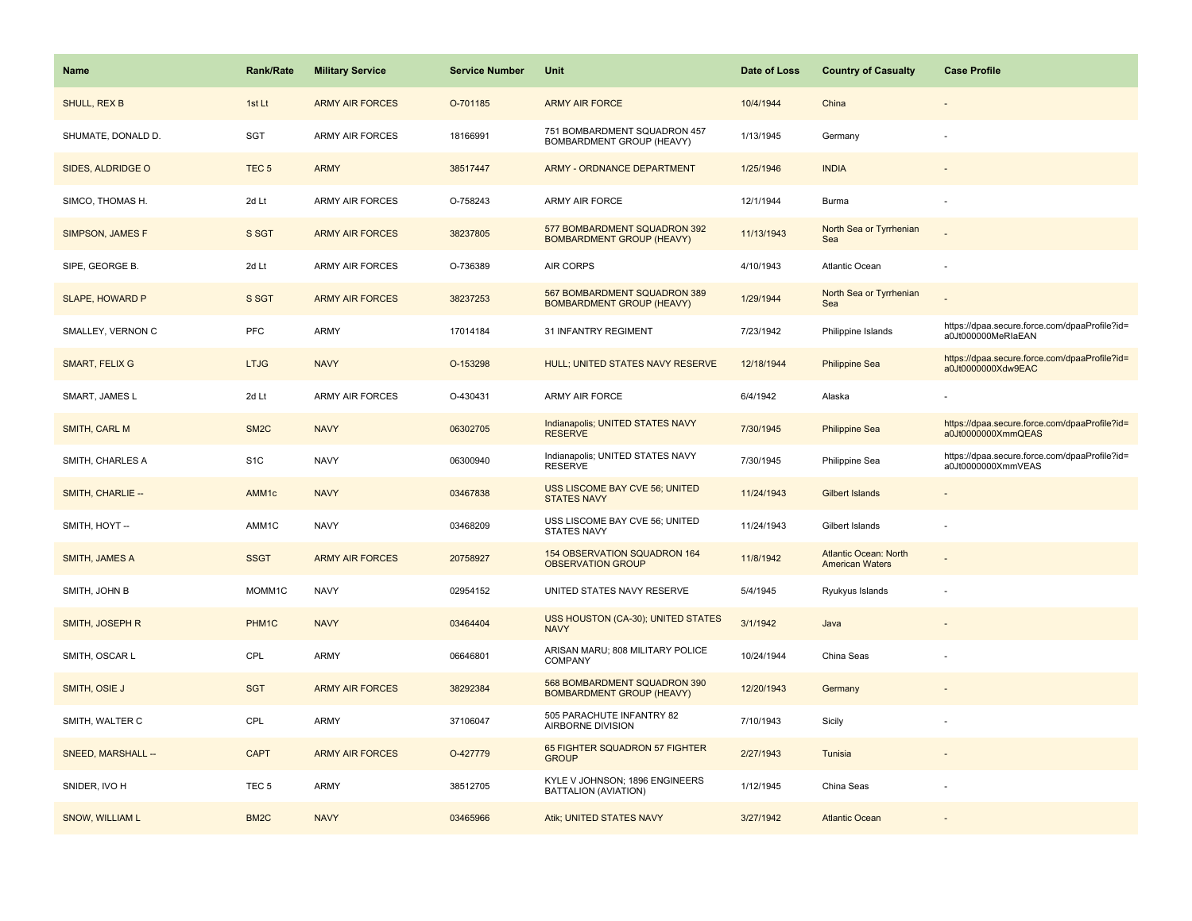| Name | Rank/Rate | Military Service | Service Number | Unit | Date of Loss | Country of Casualty | Case Profile |
| --- | --- | --- | --- | --- | --- | --- | --- |
| SHULL, REX B | 1st Lt | ARMY AIR FORCES | O-701185 | ARMY AIR FORCE | 10/4/1944 | China | - |
| SHUMATE, DONALD D. | SGT | ARMY AIR FORCES | 18166991 | 751 BOMBARDMENT SQUADRON 457 BOMBARDMENT GROUP (HEAVY) | 1/13/1945 | Germany | - |
| SIDES, ALDRIDGE O | TEC 5 | ARMY | 38517447 | ARMY - ORDNANCE DEPARTMENT | 1/25/1946 | INDIA | - |
| SIMCO, THOMAS H. | 2d Lt | ARMY AIR FORCES | O-758243 | ARMY AIR FORCE | 12/1/1944 | Burma | - |
| SIMPSON, JAMES F | S SGT | ARMY AIR FORCES | 38237805 | 577 BOMBARDMENT SQUADRON 392 BOMBARDMENT GROUP (HEAVY) | 11/13/1943 | North Sea or Tyrrhenian Sea | - |
| SIPE, GEORGE B. | 2d Lt | ARMY AIR FORCES | O-736389 | AIR CORPS | 4/10/1943 | Atlantic Ocean | - |
| SLAPE, HOWARD P | S SGT | ARMY AIR FORCES | 38237253 | 567 BOMBARDMENT SQUADRON 389 BOMBARDMENT GROUP (HEAVY) | 1/29/1944 | North Sea or Tyrrhenian Sea | - |
| SMALLEY, VERNON C | PFC | ARMY | 17014184 | 31 INFANTRY REGIMENT | 7/23/1942 | Philippine Islands | https://dpaa.secure.force.com/dpaaProfile?id=a0Jt000000MeRlaEAN |
| SMART, FELIX G | LTJG | NAVY | O-153298 | HULL; UNITED STATES NAVY RESERVE | 12/18/1944 | Philippine Sea | https://dpaa.secure.force.com/dpaaProfile?id=a0Jt0000000Xdw9EAC |
| SMART, JAMES L | 2d Lt | ARMY AIR FORCES | O-430431 | ARMY AIR FORCE | 6/4/1942 | Alaska | - |
| SMITH, CARL M | SM2C | NAVY | 06302705 | Indianapolis; UNITED STATES NAVY RESERVE | 7/30/1945 | Philippine Sea | https://dpaa.secure.force.com/dpaaProfile?id=a0Jt0000000XmmQEAS |
| SMITH, CHARLES A | S1C | NAVY | 06300940 | Indianapolis; UNITED STATES NAVY RESERVE | 7/30/1945 | Philippine Sea | https://dpaa.secure.force.com/dpaaProfile?id=a0Jt0000000XmmVEAS |
| SMITH, CHARLIE -- | AMM1c | NAVY | 03467838 | USS LISCOME BAY CVE 56; UNITED STATES NAVY | 11/24/1943 | Gilbert Islands | - |
| SMITH, HOYT -- | AMM1C | NAVY | 03468209 | USS LISCOME BAY CVE 56; UNITED STATES NAVY | 11/24/1943 | Gilbert Islands | - |
| SMITH, JAMES A | SSGT | ARMY AIR FORCES | 20758927 | 154 OBSERVATION SQUADRON 164 OBSERVATION GROUP | 11/8/1942 | Atlantic Ocean: North American Waters | - |
| SMITH, JOHN B | MOMM1C | NAVY | 02954152 | UNITED STATES NAVY RESERVE | 5/4/1945 | Ryukyus Islands | - |
| SMITH, JOSEPH R | PHM1C | NAVY | 03464404 | USS HOUSTON (CA-30); UNITED STATES NAVY | 3/1/1942 | Java | - |
| SMITH, OSCAR L | CPL | ARMY | 06646801 | ARISAN MARU; 808 MILITARY POLICE COMPANY | 10/24/1944 | China Seas | - |
| SMITH, OSIE J | SGT | ARMY AIR FORCES | 38292384 | 568 BOMBARDMENT SQUADRON 390 BOMBARDMENT GROUP (HEAVY) | 12/20/1943 | Germany | - |
| SMITH, WALTER C | CPL | ARMY | 37106047 | 505 PARACHUTE INFANTRY 82 AIRBORNE DIVISION | 7/10/1943 | Sicily | - |
| SNEED, MARSHALL -- | CAPT | ARMY AIR FORCES | O-427779 | 65 FIGHTER SQUADRON 57 FIGHTER GROUP | 2/27/1943 | Tunisia | - |
| SNIDER, IVO H | TEC 5 | ARMY | 38512705 | KYLE V JOHNSON; 1896 ENGINEERS BATTALION (AVIATION) | 1/12/1945 | China Seas | - |
| SNOW, WILLIAM L | BM2C | NAVY | 03465966 | Atik; UNITED STATES NAVY | 3/27/1942 | Atlantic Ocean | - |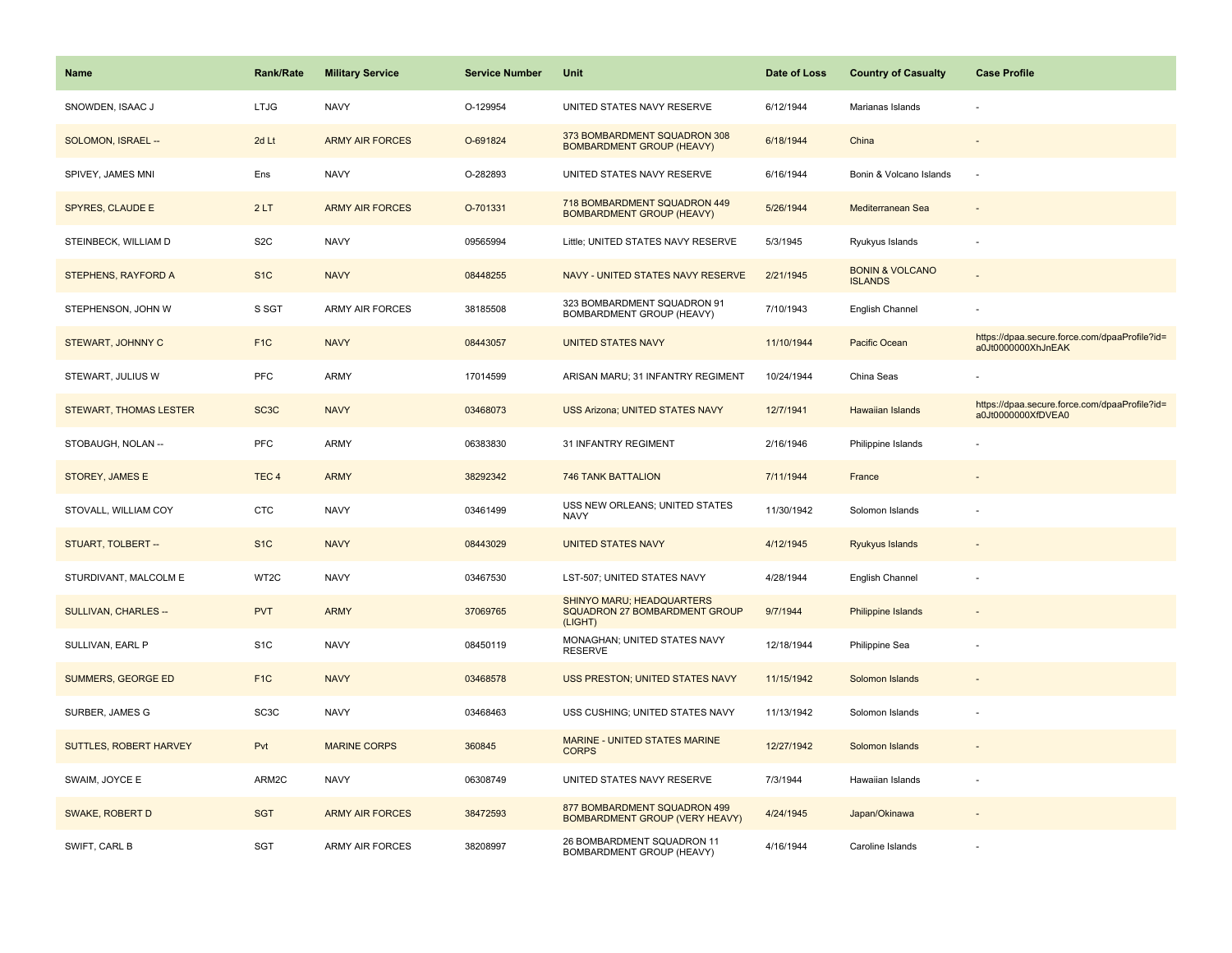| Name | Rank/Rate | Military Service | Service Number | Unit | Date of Loss | Country of Casualty | Case Profile |
|---|---|---|---|---|---|---|---|
| SNOWDEN, ISAAC J | LTJG | NAVY | O-129954 | UNITED STATES NAVY RESERVE | 6/12/1944 | Marianas Islands | - |
| SOLOMON, ISRAEL -- | 2d Lt | ARMY AIR FORCES | O-691824 | 373 BOMBARDMENT SQUADRON 308 BOMBARDMENT GROUP (HEAVY) | 6/18/1944 | China | - |
| SPIVEY, JAMES MNI | Ens | NAVY | O-282893 | UNITED STATES NAVY RESERVE | 6/16/1944 | Bonin & Volcano Islands | - |
| SPYRES, CLAUDE E | 2 LT | ARMY AIR FORCES | O-701331 | 718 BOMBARDMENT SQUADRON 449 BOMBARDMENT GROUP (HEAVY) | 5/26/1944 | Mediterranean Sea | - |
| STEINBECK, WILLIAM D | S2C | NAVY | 09565994 | Little; UNITED STATES NAVY RESERVE | 5/3/1945 | Ryukyus Islands | - |
| STEPHENS, RAYFORD A | S1C | NAVY | 08448255 | NAVY - UNITED STATES NAVY RESERVE | 2/21/1945 | BONIN & VOLCANO ISLANDS | - |
| STEPHENSON, JOHN W | S SGT | ARMY AIR FORCES | 38185508 | 323 BOMBARDMENT SQUADRON 91 BOMBARDMENT GROUP (HEAVY) | 7/10/1943 | English Channel | - |
| STEWART, JOHNNY C | F1C | NAVY | 08443057 | UNITED STATES NAVY | 11/10/1944 | Pacific Ocean | https://dpaa.secure.force.com/dpaaProfile?id=a0Jt0000000XhJnEAK |
| STEWART, JULIUS W | PFC | ARMY | 17014599 | ARISAN MARU; 31 INFANTRY REGIMENT | 10/24/1944 | China Seas | - |
| STEWART, THOMAS LESTER | SC3C | NAVY | 03468073 | USS Arizona; UNITED STATES NAVY | 12/7/1941 | Hawaiian Islands | https://dpaa.secure.force.com/dpaaProfile?id=a0Jt0000000XfDVEA0 |
| STOBAUGH, NOLAN -- | PFC | ARMY | 06383830 | 31 INFANTRY REGIMENT | 2/16/1946 | Philippine Islands | - |
| STOREY, JAMES E | TEC 4 | ARMY | 38292342 | 746 TANK BATTALION | 7/11/1944 | France | - |
| STOVALL, WILLIAM COY | CTC | NAVY | 03461499 | USS NEW ORLEANS; UNITED STATES NAVY | 11/30/1942 | Solomon Islands | - |
| STUART, TOLBERT -- | S1C | NAVY | 08443029 | UNITED STATES NAVY | 4/12/1945 | Ryukyus Islands | - |
| STURDIVANT, MALCOLM E | WT2C | NAVY | 03467530 | LST-507; UNITED STATES NAVY | 4/28/1944 | English Channel | - |
| SULLIVAN, CHARLES -- | PVT | ARMY | 37069765 | SHINYO MARU; HEADQUARTERS SQUADRON 27 BOMBARDMENT GROUP (LIGHT) | 9/7/1944 | Philippine Islands | - |
| SULLIVAN, EARL P | S1C | NAVY | 08450119 | MONAGHAN; UNITED STATES NAVY RESERVE | 12/18/1944 | Philippine Sea | - |
| SUMMERS, GEORGE ED | F1C | NAVY | 03468578 | USS PRESTON; UNITED STATES NAVY | 11/15/1942 | Solomon Islands | - |
| SURBER, JAMES G | SC3C | NAVY | 03468463 | USS CUSHING; UNITED STATES NAVY | 11/13/1942 | Solomon Islands | - |
| SUTTLES, ROBERT HARVEY | Pvt | MARINE CORPS | 360845 | MARINE - UNITED STATES MARINE CORPS | 12/27/1942 | Solomon Islands | - |
| SWAIM, JOYCE E | ARM2C | NAVY | 06308749 | UNITED STATES NAVY RESERVE | 7/3/1944 | Hawaiian Islands | - |
| SWAKE, ROBERT D | SGT | ARMY AIR FORCES | 38472593 | 877 BOMBARDMENT SQUADRON 499 BOMBARDMENT GROUP (VERY HEAVY) | 4/24/1945 | Japan/Okinawa | - |
| SWIFT, CARL B | SGT | ARMY AIR FORCES | 38208997 | 26 BOMBARDMENT SQUADRON 11 BOMBARDMENT GROUP (HEAVY) | 4/16/1944 | Caroline Islands | - |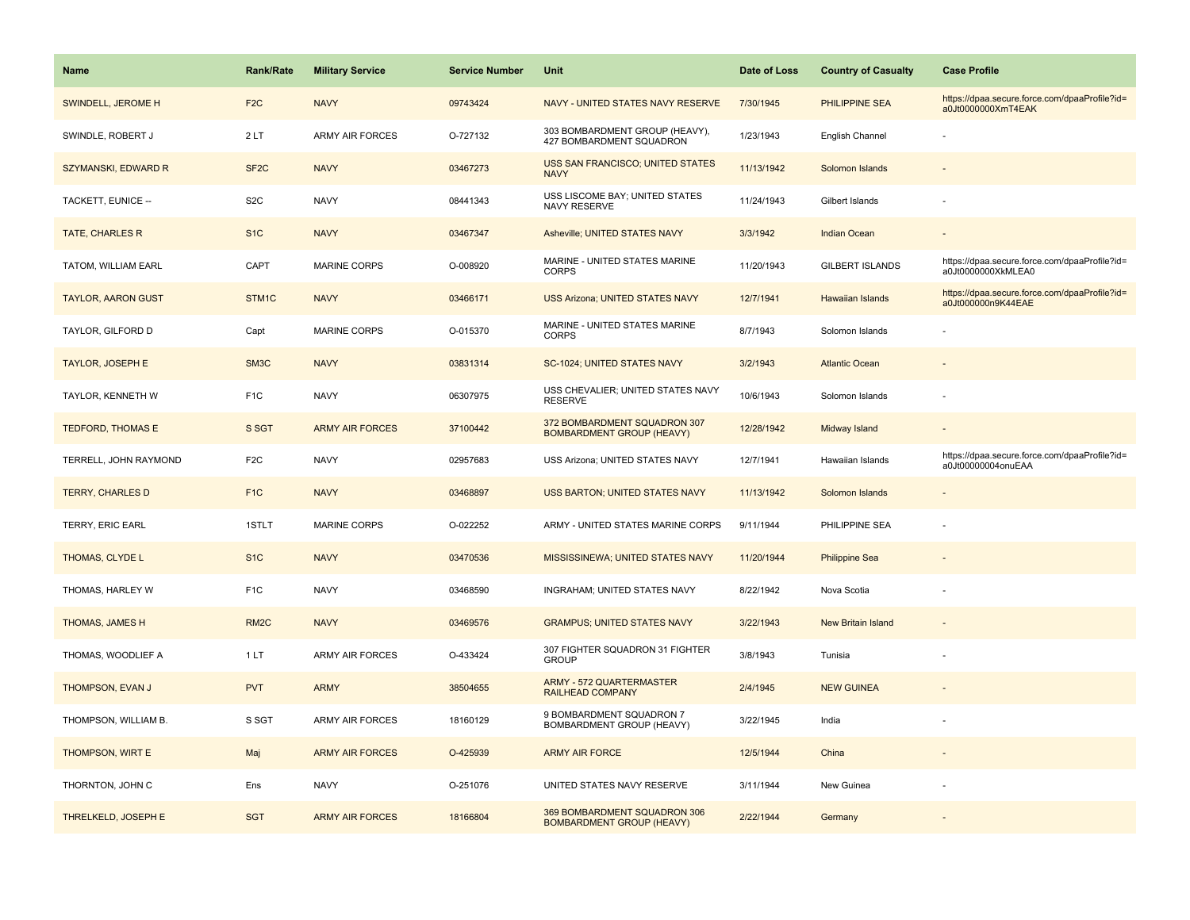| Name | Rank/Rate | Military Service | Service Number | Unit | Date of Loss | Country of Casualty | Case Profile |
|---|---|---|---|---|---|---|---|
| SWINDELL, JEROME H | F2C | NAVY | 09743424 | NAVY - UNITED STATES NAVY RESERVE | 7/30/1945 | PHILIPPINE SEA | https://dpaa.secure.force.com/dpaaProfile?id=a0Jt0000000XmT4EAK |
| SWINDLE, ROBERT J | 2 LT | ARMY AIR FORCES | O-727132 | 303 BOMBARDMENT GROUP (HEAVY), 427 BOMBARDMENT SQUADRON | 1/23/1943 | English Channel | - |
| SZYMANSKI, EDWARD R | SF2C | NAVY | 03467273 | USS SAN FRANCISCO; UNITED STATES NAVY | 11/13/1942 | Solomon Islands | - |
| TACKETT, EUNICE -- | S2C | NAVY | 08441343 | USS LISCOME BAY; UNITED STATES NAVY RESERVE | 11/24/1943 | Gilbert Islands | - |
| TATE, CHARLES R | S1C | NAVY | 03467347 | Asheville; UNITED STATES NAVY | 3/3/1942 | Indian Ocean | - |
| TATOM, WILLIAM EARL | CAPT | MARINE CORPS | O-008920 | MARINE - UNITED STATES MARINE CORPS | 11/20/1943 | GILBERT ISLANDS | https://dpaa.secure.force.com/dpaaProfile?id=a0Jt0000000XkMLEA0 |
| TAYLOR, AARON GUST | STM1C | NAVY | 03466171 | USS Arizona; UNITED STATES NAVY | 12/7/1941 | Hawaiian Islands | https://dpaa.secure.force.com/dpaaProfile?id=a0Jt000000n9K44EAE |
| TAYLOR, GILFORD D | Capt | MARINE CORPS | O-015370 | MARINE - UNITED STATES MARINE CORPS | 8/7/1943 | Solomon Islands | - |
| TAYLOR, JOSEPH E | SM3C | NAVY | 03831314 | SC-1024; UNITED STATES NAVY | 3/2/1943 | Atlantic Ocean | - |
| TAYLOR, KENNETH W | F1C | NAVY | 06307975 | USS CHEVALIER; UNITED STATES NAVY RESERVE | 10/6/1943 | Solomon Islands | - |
| TEDFORD, THOMAS E | S SGT | ARMY AIR FORCES | 37100442 | 372 BOMBARDMENT SQUADRON 307 BOMBARDMENT GROUP (HEAVY) | 12/28/1942 | Midway Island | - |
| TERRELL, JOHN RAYMOND | F2C | NAVY | 02957683 | USS Arizona; UNITED STATES NAVY | 12/7/1941 | Hawaiian Islands | https://dpaa.secure.force.com/dpaaProfile?id=a0Jt00000004onuEAA |
| TERRY, CHARLES D | F1C | NAVY | 03468897 | USS BARTON; UNITED STATES NAVY | 11/13/1942 | Solomon Islands | - |
| TERRY, ERIC EARL | 1STLT | MARINE CORPS | O-022252 | ARMY - UNITED STATES MARINE CORPS | 9/11/1944 | PHILIPPINE SEA | - |
| THOMAS, CLYDE L | S1C | NAVY | 03470536 | MISSISSINEWA; UNITED STATES NAVY | 11/20/1944 | Philippine Sea | - |
| THOMAS, HARLEY W | F1C | NAVY | 03468590 | INGRAHAM; UNITED STATES NAVY | 8/22/1942 | Nova Scotia | - |
| THOMAS, JAMES H | RM2C | NAVY | 03469576 | GRAMPUS; UNITED STATES NAVY | 3/22/1943 | New Britain Island | - |
| THOMAS, WOODLIEF A | 1 LT | ARMY AIR FORCES | O-433424 | 307 FIGHTER SQUADRON 31 FIGHTER GROUP | 3/8/1943 | Tunisia | - |
| THOMPSON, EVAN J | PVT | ARMY | 38504655 | ARMY - 572 QUARTERMASTER RAILHEAD COMPANY | 2/4/1945 | NEW GUINEA | - |
| THOMPSON, WILLIAM B. | S SGT | ARMY AIR FORCES | 18160129 | 9 BOMBARDMENT SQUADRON 7 BOMBARDMENT GROUP (HEAVY) | 3/22/1945 | India | - |
| THOMPSON, WIRT E | Maj | ARMY AIR FORCES | O-425939 | ARMY AIR FORCE | 12/5/1944 | China | - |
| THORNTON, JOHN C | Ens | NAVY | O-251076 | UNITED STATES NAVY RESERVE | 3/11/1944 | New Guinea | - |
| THRELKELD, JOSEPH E | SGT | ARMY AIR FORCES | 18166804 | 369 BOMBARDMENT SQUADRON 306 BOMBARDMENT GROUP (HEAVY) | 2/22/1944 | Germany | - |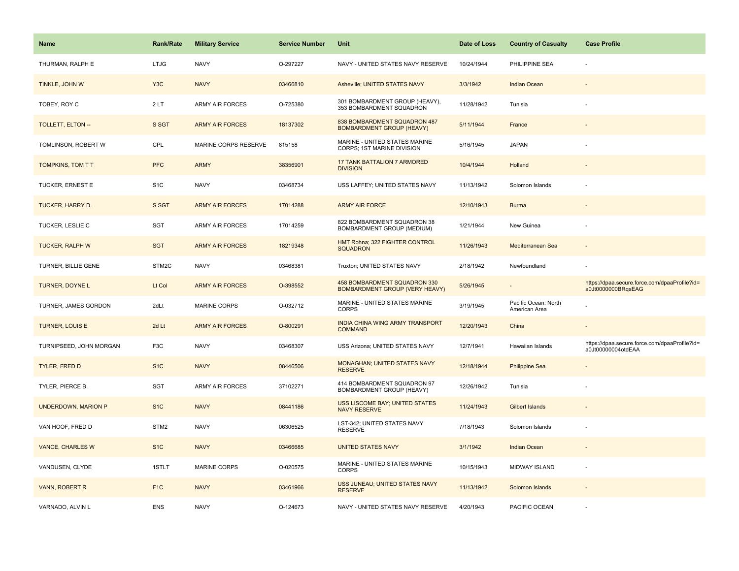| Name | Rank/Rate | Military Service | Service Number | Unit | Date of Loss | Country of Casualty | Case Profile |
|---|---|---|---|---|---|---|---|
| THURMAN, RALPH E | LTJG | NAVY | O-297227 | NAVY - UNITED STATES NAVY RESERVE | 10/24/1944 | PHILIPPINE SEA | - |
| TINKLE, JOHN W | Y3C | NAVY | 03466810 | Asheville; UNITED STATES NAVY | 3/3/1942 | Indian Ocean | - |
| TOBEY, ROY C | 2 LT | ARMY AIR FORCES | O-725380 | 301 BOMBARDMENT GROUP (HEAVY), 353 BOMBARDMENT SQUADRON | 11/28/1942 | Tunisia | - |
| TOLLETT, ELTON -- | S SGT | ARMY AIR FORCES | 18137302 | 838 BOMBARDMENT SQUADRON 487 BOMBARDMENT GROUP (HEAVY) | 5/11/1944 | France | - |
| TOMLINSON, ROBERT W | CPL | MARINE CORPS RESERVE | 815158 | MARINE - UNITED STATES MARINE CORPS; 1ST MARINE DIVISION | 5/16/1945 | JAPAN | - |
| TOMPKINS, TOM T T | PFC | ARMY | 38356901 | 17 TANK BATTALION 7 ARMORED DIVISION | 10/4/1944 | Holland | - |
| TUCKER, ERNEST E | S1C | NAVY | 03468734 | USS LAFFEY; UNITED STATES NAVY | 11/13/1942 | Solomon Islands | - |
| TUCKER, HARRY D. | S SGT | ARMY AIR FORCES | 17014288 | ARMY AIR FORCE | 12/10/1943 | Burma | - |
| TUCKER, LESLIE C | SGT | ARMY AIR FORCES | 17014259 | 822 BOMBARDMENT SQUADRON 38 BOMBARDMENT GROUP (MEDIUM) | 1/21/1944 | New Guinea | - |
| TUCKER, RALPH W | SGT | ARMY AIR FORCES | 18219348 | HMT Rohna; 322 FIGHTER CONTROL SQUADRON | 11/26/1943 | Mediterranean Sea | - |
| TURNER, BILLIE GENE | STM2C | NAVY | 03468381 | Truxton; UNITED STATES NAVY | 2/18/1942 | Newfoundland | - |
| TURNER, DOYNE L | Lt Col | ARMY AIR FORCES | O-398552 | 458 BOMBARDMENT SQUADRON 330 BOMBARDMENT GROUP (VERY HEAVY) | 5/26/1945 | - | https://dpaa.secure.force.com/dpaaProfile?id=a0Jt0000000BRqsEAG |
| TURNER, JAMES GORDON | 2dLt | MARINE CORPS | O-032712 | MARINE - UNITED STATES MARINE CORPS | 3/19/1945 | Pacific Ocean: North American Area | - |
| TURNER, LOUIS E | 2d Lt | ARMY AIR FORCES | O-800291 | INDIA CHINA WING ARMY TRANSPORT COMMAND | 12/20/1943 | China | - |
| TURNIPSEED, JOHN MORGAN | F3C | NAVY | 03468307 | USS Arizona; UNITED STATES NAVY | 12/7/1941 | Hawaiian Islands | https://dpaa.secure.force.com/dpaaProfile?id=a0Jt00000004otdEAA |
| TYLER, FRED D | S1C | NAVY | 08446506 | MONAGHAN; UNITED STATES NAVY RESERVE | 12/18/1944 | Philippine Sea | - |
| TYLER, PIERCE B. | SGT | ARMY AIR FORCES | 37102271 | 414 BOMBARDMENT SQUADRON 97 BOMBARDMENT GROUP (HEAVY) | 12/26/1942 | Tunisia | - |
| UNDERDOWN, MARION P | S1C | NAVY | 08441186 | USS LISCOME BAY; UNITED STATES NAVY RESERVE | 11/24/1943 | Gilbert Islands | - |
| VAN HOOF, FRED D | STM2 | NAVY | 06306525 | LST-342; UNITED STATES NAVY RESERVE | 7/18/1943 | Solomon Islands | - |
| VANCE, CHARLES W | S1C | NAVY | 03466685 | UNITED STATES NAVY | 3/1/1942 | Indian Ocean | - |
| VANDUSEN, CLYDE | 1STLT | MARINE CORPS | O-020575 | MARINE - UNITED STATES MARINE CORPS | 10/15/1943 | MIDWAY ISLAND | - |
| VANN, ROBERT R | F1C | NAVY | 03461966 | USS JUNEAU; UNITED STATES NAVY RESERVE | 11/13/1942 | Solomon Islands | - |
| VARNADO, ALVIN L | ENS | NAVY | O-124673 | NAVY - UNITED STATES NAVY RESERVE | 4/20/1943 | PACIFIC OCEAN | - |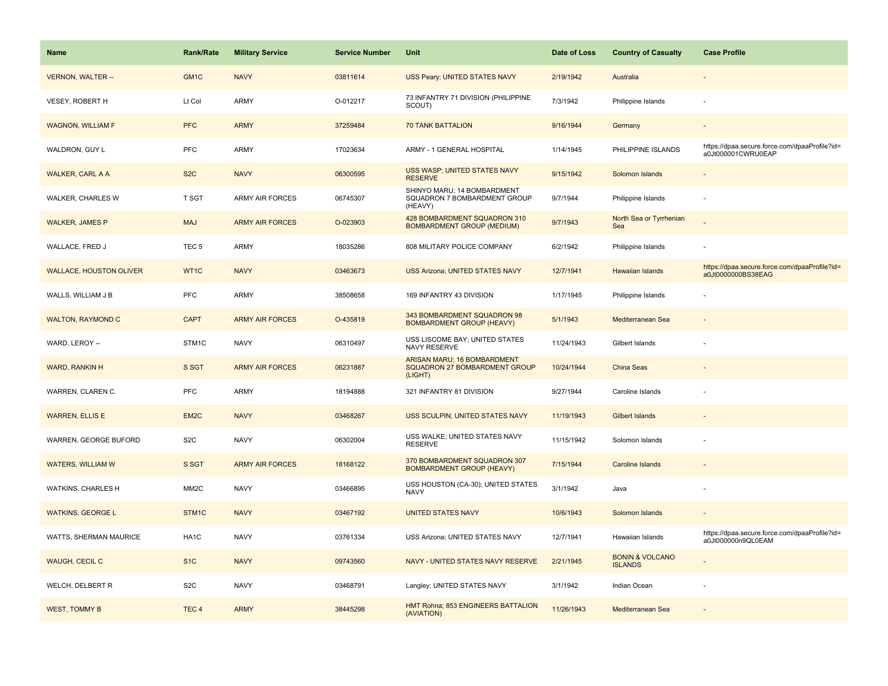| Name | Rank/Rate | Military Service | Service Number | Unit | Date of Loss | Country of Casualty | Case Profile |
|---|---|---|---|---|---|---|---|
| VERNON, WALTER -- | GM1C | NAVY | 03811614 | USS Peary; UNITED STATES NAVY | 2/19/1942 | Australia | - |
| VESEY, ROBERT H | Lt Col | ARMY | O-012217 | 73 INFANTRY 71 DIVISION (PHILIPPINE SCOUT) | 7/3/1942 | Philippine Islands | - |
| WAGNON, WILLIAM F | PFC | ARMY | 37259484 | 70 TANK BATTALION | 9/16/1944 | Germany | - |
| WALDRON, GUY L | PFC | ARMY | 17023634 | ARMY - 1 GENERAL HOSPITAL | 1/14/1945 | PHILIPPINE ISLANDS | https://dpaa.secure.force.com/dpaaProfile?id=a0Jt000001CWRU0EAP |
| WALKER, CARL A A | S2C | NAVY | 06300595 | USS WASP; UNITED STATES NAVY RESERVE | 9/15/1942 | Solomon Islands | - |
| WALKER, CHARLES W | T SGT | ARMY AIR FORCES | 06745307 | SHINYO MARU; 14 BOMBARDMENT SQUADRON 7 BOMBARDMENT GROUP (HEAVY) | 9/7/1944 | Philippine Islands | - |
| WALKER, JAMES P | MAJ | ARMY AIR FORCES | O-023903 | 428 BOMBARDMENT SQUADRON 310 BOMBARDMENT GROUP (MEDIUM) | 9/7/1943 | North Sea or Tyrrhenian Sea | - |
| WALLACE, FRED J | TEC 5 | ARMY | 18035286 | 808 MILITARY POLICE COMPANY | 6/2/1942 | Philippine Islands | - |
| WALLACE, HOUSTON OLIVER | WT1C | NAVY | 03463673 | USS Arizona; UNITED STATES NAVY | 12/7/1941 | Hawaiian Islands | https://dpaa.secure.force.com/dpaaProfile?id=a0Jt0000000BS38EAG |
| WALLS, WILLIAM J B | PFC | ARMY | 38508658 | 169 INFANTRY 43 DIVISION | 1/17/1945 | Philippine Islands | - |
| WALTON, RAYMOND C | CAPT | ARMY AIR FORCES | O-435819 | 343 BOMBARDMENT SQUADRON 98 BOMBARDMENT GROUP (HEAVY) | 5/1/1943 | Mediterranean Sea | - |
| WARD, LEROY -- | STM1C | NAVY | 06310497 | USS LISCOME BAY; UNITED STATES NAVY RESERVE | 11/24/1943 | Gilbert Islands | - |
| WARD, RANKIN H | S SGT | ARMY AIR FORCES | 06231887 | ARISAN MARU; 16 BOMBARDMENT SQUADRON 27 BOMBARDMENT GROUP (LIGHT) | 10/24/1944 | China Seas | - |
| WARREN, CLAREN C. | PFC | ARMY | 18194888 | 321 INFANTRY 81 DIVISION | 9/27/1944 | Caroline Islands | - |
| WARREN, ELLIS E | EM2C | NAVY | 03468267 | USS SCULPIN; UNITED STATES NAVY | 11/19/1943 | Gilbert Islands | - |
| WARREN, GEORGE BUFORD | S2C | NAVY | 06302004 | USS WALKE; UNITED STATES NAVY RESERVE | 11/15/1942 | Solomon Islands | - |
| WATERS, WILLIAM W | S SGT | ARMY AIR FORCES | 18168122 | 370 BOMBARDMENT SQUADRON 307 BOMBARDMENT GROUP (HEAVY) | 7/15/1944 | Caroline Islands | - |
| WATKINS, CHARLES H | MM2C | NAVY | 03466895 | USS HOUSTON (CA-30); UNITED STATES NAVY | 3/1/1942 | Java | - |
| WATKINS, GEORGE L | STM1C | NAVY | 03467192 | UNITED STATES NAVY | 10/6/1943 | Solomon Islands | - |
| WATTS, SHERMAN MAURICE | HA1C | NAVY | 03761334 | USS Arizona; UNITED STATES NAVY | 12/7/1941 | Hawaiian Islands | https://dpaa.secure.force.com/dpaaProfile?id=a0Jt000000n9QL0EAM |
| WAUGH, CECIL C | S1C | NAVY | 09743560 | NAVY - UNITED STATES NAVY RESERVE | 2/21/1945 | BONIN & VOLCANO ISLANDS | - |
| WELCH, DELBERT R | S2C | NAVY | 03468791 | Langley; UNITED STATES NAVY | 3/1/1942 | Indian Ocean | - |
| WEST, TOMMY B | TEC 4 | ARMY | 38445298 | HMT Rohna; 853 ENGINEERS BATTALION (AVIATION) | 11/26/1943 | Mediterranean Sea | - |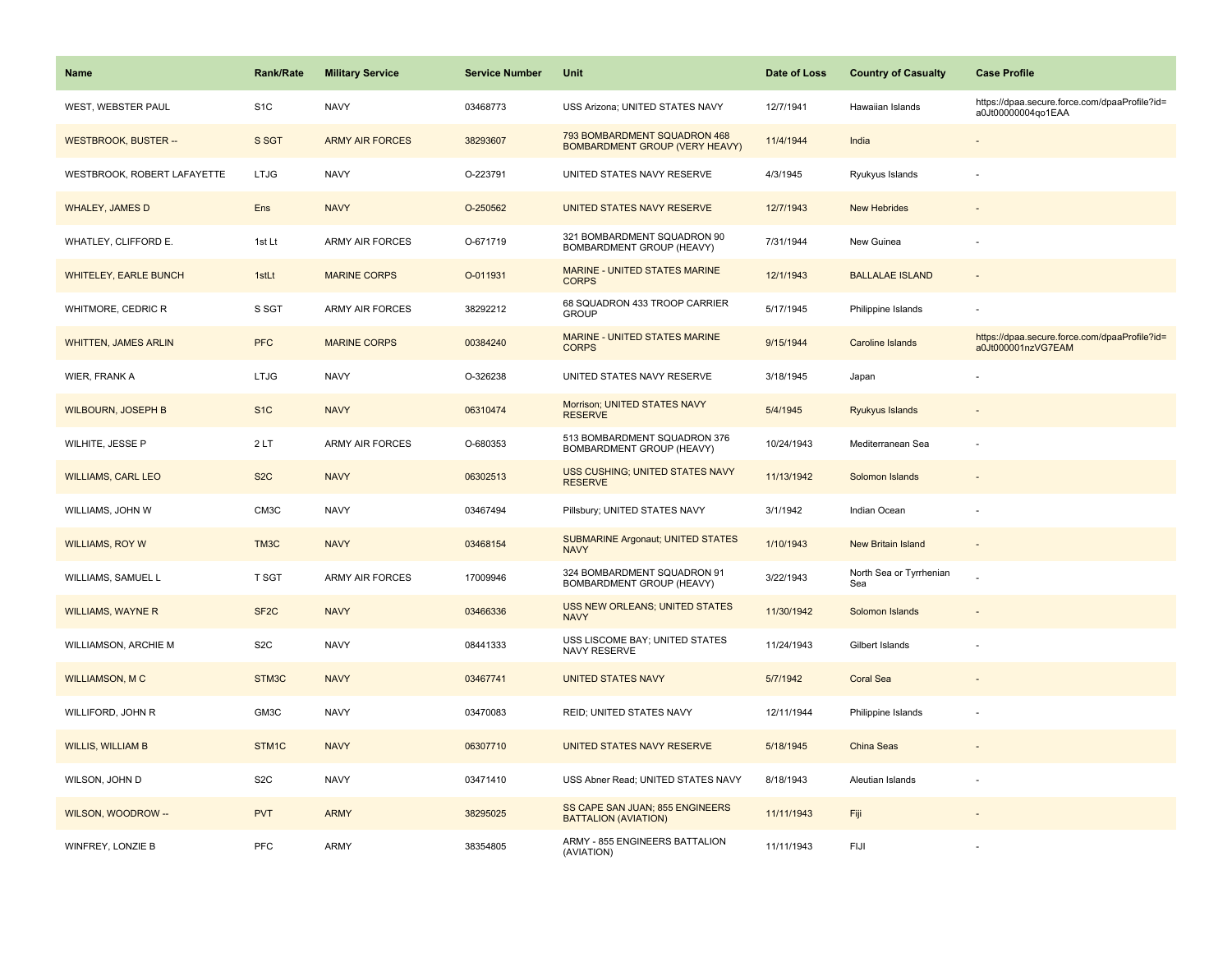| Name | Rank/Rate | Military Service | Service Number | Unit | Date of Loss | Country of Casualty | Case Profile |
|---|---|---|---|---|---|---|---|
| WEST, WEBSTER PAUL | S1C | NAVY | 03468773 | USS Arizona; UNITED STATES NAVY | 12/7/1941 | Hawaiian Islands | https://dpaa.secure.force.com/dpaaProfile?id=a0Jt00000004qo1EAA |
| WESTBROOK, BUSTER -- | S SGT | ARMY AIR FORCES | 38293607 | 793 BOMBARDMENT SQUADRON 468 BOMBARDMENT GROUP (VERY HEAVY) | 11/4/1944 | India | - |
| WESTBROOK, ROBERT LAFAYETTE | LTJG | NAVY | O-223791 | UNITED STATES NAVY RESERVE | 4/3/1945 | Ryukyus Islands | - |
| WHALEY, JAMES D | Ens | NAVY | O-250562 | UNITED STATES NAVY RESERVE | 12/7/1943 | New Hebrides | - |
| WHATLEY, CLIFFORD E. | 1st Lt | ARMY AIR FORCES | O-671719 | 321 BOMBARDMENT SQUADRON 90 BOMBARDMENT GROUP (HEAVY) | 7/31/1944 | New Guinea | - |
| WHITELEY, EARLE BUNCH | 1stLt | MARINE CORPS | O-011931 | MARINE - UNITED STATES MARINE CORPS | 12/1/1943 | BALLALAE ISLAND | - |
| WHITMORE, CEDRIC R | S SGT | ARMY AIR FORCES | 38292212 | 68 SQUADRON 433 TROOP CARRIER GROUP | 5/17/1945 | Philippine Islands | - |
| WHITTEN, JAMES ARLIN | PFC | MARINE CORPS | 00384240 | MARINE - UNITED STATES MARINE CORPS | 9/15/1944 | Caroline Islands | https://dpaa.secure.force.com/dpaaProfile?id=a0Jt000001nzVG7EAM |
| WIER, FRANK A | LTJG | NAVY | O-326238 | UNITED STATES NAVY RESERVE | 3/18/1945 | Japan | - |
| WILBOURN, JOSEPH B | S1C | NAVY | 06310474 | Morrison; UNITED STATES NAVY RESERVE | 5/4/1945 | Ryukyus Islands | - |
| WILHITE, JESSE P | 2 LT | ARMY AIR FORCES | O-680353 | 513 BOMBARDMENT SQUADRON 376 BOMBARDMENT GROUP (HEAVY) | 10/24/1943 | Mediterranean Sea | - |
| WILLIAMS, CARL LEO | S2C | NAVY | 06302513 | USS CUSHING; UNITED STATES NAVY RESERVE | 11/13/1942 | Solomon Islands | - |
| WILLIAMS, JOHN W | CM3C | NAVY | 03467494 | Pillsbury; UNITED STATES NAVY | 3/1/1942 | Indian Ocean | - |
| WILLIAMS, ROY W | TM3C | NAVY | 03468154 | SUBMARINE Argonaut; UNITED STATES NAVY | 1/10/1943 | New Britain Island | - |
| WILLIAMS, SAMUEL L | T SGT | ARMY AIR FORCES | 17009946 | 324 BOMBARDMENT SQUADRON 91 BOMBARDMENT GROUP (HEAVY) | 3/22/1943 | North Sea or Tyrrhenian Sea | - |
| WILLIAMS, WAYNE R | SF2C | NAVY | 03466336 | USS NEW ORLEANS; UNITED STATES NAVY | 11/30/1942 | Solomon Islands | - |
| WILLIAMSON, ARCHIE M | S2C | NAVY | 08441333 | USS LISCOME BAY; UNITED STATES NAVY RESERVE | 11/24/1943 | Gilbert Islands | - |
| WILLIAMSON, M C | STM3C | NAVY | 03467741 | UNITED STATES NAVY | 5/7/1942 | Coral Sea | - |
| WILLIFORD, JOHN R | GM3C | NAVY | 03470083 | REID; UNITED STATES NAVY | 12/11/1944 | Philippine Islands | - |
| WILLIS, WILLIAM B | STM1C | NAVY | 06307710 | UNITED STATES NAVY RESERVE | 5/18/1945 | China Seas | - |
| WILSON, JOHN D | S2C | NAVY | 03471410 | USS Abner Read; UNITED STATES NAVY | 8/18/1943 | Aleutian Islands | - |
| WILSON, WOODROW -- | PVT | ARMY | 38295025 | SS CAPE SAN JUAN; 855 ENGINEERS BATTALION (AVIATION) | 11/11/1943 | Fiji | - |
| WINFREY, LONZIE B | PFC | ARMY | 38354805 | ARMY - 855 ENGINEERS BATTALION (AVIATION) | 11/11/1943 | FIJI | - |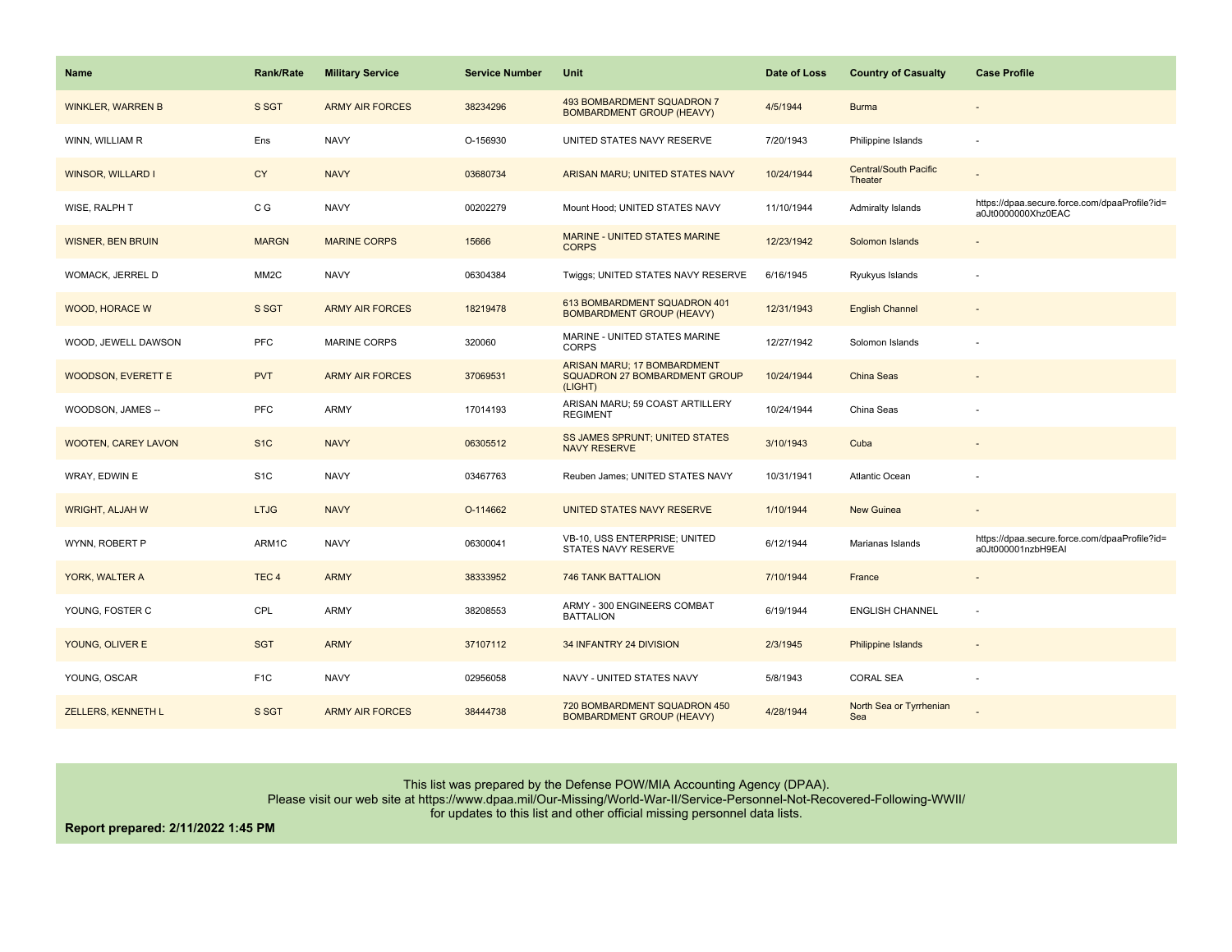| Name | Rank/Rate | Military Service | Service Number | Unit | Date of Loss | Country of Casualty | Case Profile |
|---|---|---|---|---|---|---|---|
| WINKLER, WARREN B | S SGT | ARMY AIR FORCES | 38234296 | 493 BOMBARDMENT SQUADRON 7 BOMBARDMENT GROUP (HEAVY) | 4/5/1944 | Burma | - |
| WINN, WILLIAM R | Ens | NAVY | O-156930 | UNITED STATES NAVY RESERVE | 7/20/1943 | Philippine Islands | - |
| WINSOR, WILLARD I | CY | NAVY | 03680734 | ARISAN MARU; UNITED STATES NAVY | 10/24/1944 | Central/South Pacific Theater | - |
| WISE, RALPH T | C G | NAVY | 00202279 | Mount Hood; UNITED STATES NAVY | 11/10/1944 | Admiralty Islands | https://dpaa.secure.force.com/dpaaProfile?id=a0Jt0000000Xhz0EAC |
| WISNER, BEN BRUIN | MARGN | MARINE CORPS | 15666 | MARINE - UNITED STATES MARINE CORPS | 12/23/1942 | Solomon Islands | - |
| WOMACK, JERREL D | MM2C | NAVY | 06304384 | Twiggs; UNITED STATES NAVY RESERVE | 6/16/1945 | Ryukyus Islands | - |
| WOOD, HORACE W | S SGT | ARMY AIR FORCES | 18219478 | 613 BOMBARDMENT SQUADRON 401 BOMBARDMENT GROUP (HEAVY) | 12/31/1943 | English Channel | - |
| WOOD, JEWELL DAWSON | PFC | MARINE CORPS | 320060 | MARINE - UNITED STATES MARINE CORPS | 12/27/1942 | Solomon Islands | - |
| WOODSON, EVERETT E | PVT | ARMY AIR FORCES | 37069531 | ARISAN MARU; 17 BOMBARDMENT SQUADRON 27 BOMBARDMENT GROUP (LIGHT) | 10/24/1944 | China Seas | - |
| WOODSON, JAMES -- | PFC | ARMY | 17014193 | ARISAN MARU; 59 COAST ARTILLERY REGIMENT | 10/24/1944 | China Seas | - |
| WOOTEN, CAREY LAVON | S1C | NAVY | 06305512 | SS JAMES SPRUNT; UNITED STATES NAVY RESERVE | 3/10/1943 | Cuba | - |
| WRAY, EDWIN E | S1C | NAVY | 03467763 | Reuben James; UNITED STATES NAVY | 10/31/1941 | Atlantic Ocean | - |
| WRIGHT, ALJAH W | LTJG | NAVY | O-114662 | UNITED STATES NAVY RESERVE | 1/10/1944 | New Guinea | - |
| WYNN, ROBERT P | ARM1C | NAVY | 06300041 | VB-10, USS ENTERPRISE; UNITED STATES NAVY RESERVE | 6/12/1944 | Marianas Islands | https://dpaa.secure.force.com/dpaaProfile?id=a0Jt000001nzbH9EAI |
| YORK, WALTER A | TEC 4 | ARMY | 38333952 | 746 TANK BATTALION | 7/10/1944 | France | - |
| YOUNG, FOSTER C | CPL | ARMY | 38208553 | ARMY - 300 ENGINEERS COMBAT BATTALION | 6/19/1944 | ENGLISH CHANNEL | - |
| YOUNG, OLIVER E | SGT | ARMY | 37107112 | 34 INFANTRY 24 DIVISION | 2/3/1945 | Philippine Islands | - |
| YOUNG, OSCAR | F1C | NAVY | 02956058 | NAVY - UNITED STATES NAVY | 5/8/1943 | CORAL SEA | - |
| ZELLERS, KENNETH L | S SGT | ARMY AIR FORCES | 38444738 | 720 BOMBARDMENT SQUADRON 450 BOMBARDMENT GROUP (HEAVY) | 4/28/1944 | North Sea or Tyrrhenian Sea | - |

This list was prepared by the Defense POW/MIA Accounting Agency (DPAA).
Please visit our web site at https://www.dpaa.mil/Our-Missing/World-War-II/Service-Personnel-Not-Recovered-Following-WWII/ for updates to this list and other official missing personnel data lists.

**Report prepared: 2/11/2022 1:45 PM**